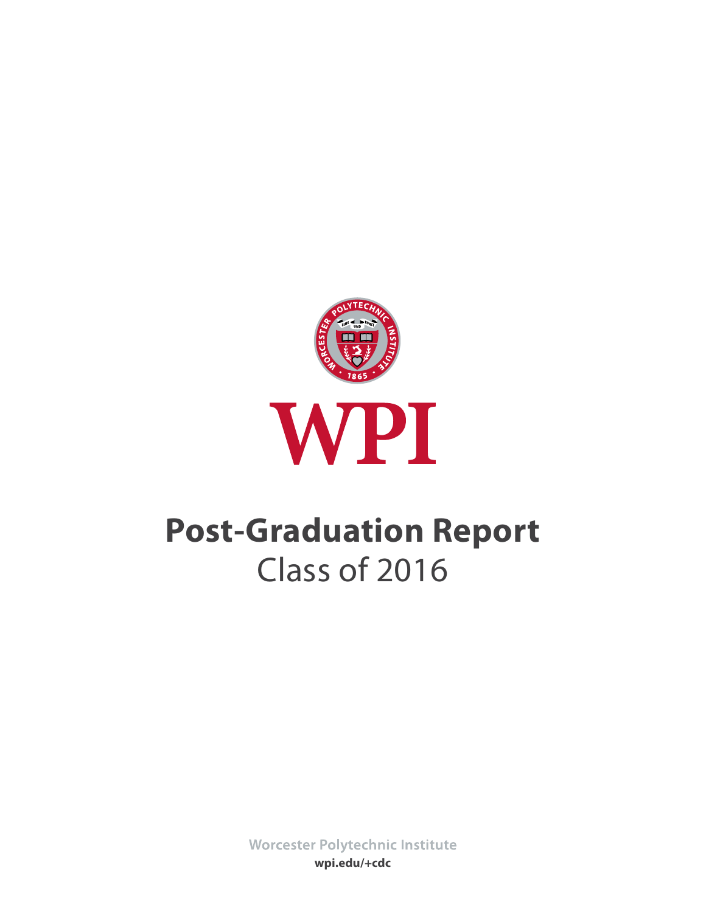WPI

# Post-Graduation Report

Class of 2016

Worcester Polytechnic Institute

**wpi.edu/+cdc**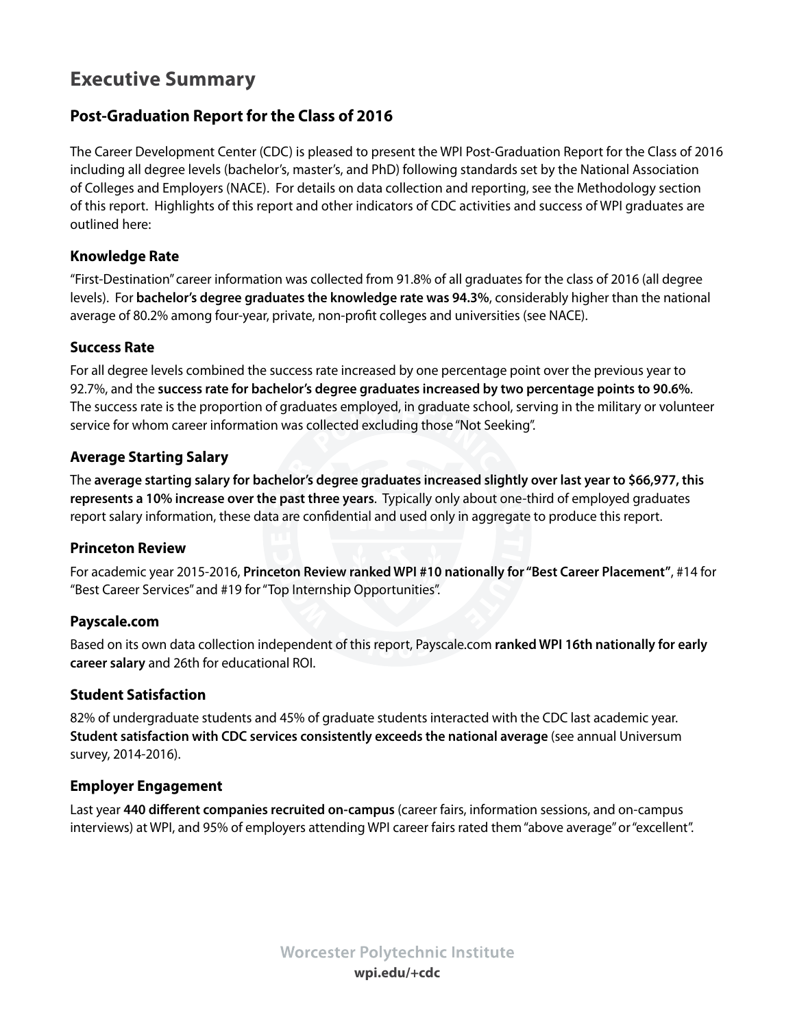# Executive Summary

## Post-Graduation Report for the Class of 2016

The Career Development Center (CDC) is pleased to present the WPI Post-Graduation Report for the Class of 2016 including all degree levels (bachelor's, master's, and PhD) following standards set by the National Association of Colleges and Employers (NACE). For details on data collection and reporting, see the Methodology section of this report. Highlights of this report and other indicators of CDC activities and success of WPI graduates are outlined here:

### Knowledge Rate

"First-Destination" career information was collected from 91.8% of all graduates for the class of 2016 (all degree levels). For **bachelor's degree graduates the knowledge rate was 94.3%**, considerably higher than the national average of 80.2% among four-year, private, non-profit colleges and universities (see NACE).

### Success Rate

For all degree levels combined the success rate increased by one percentage point over the previous year to 92.7%, and the **success rate for bachelor's degree graduates increased by two percentage points to 90.6%**. The success rate is the proportion of graduates employed, in graduate school, serving in the military or volunteer service for whom career information was collected excluding those "Not Seeking".

### Average Starting Salary

The **average starting salary for bachelor's degree graduates increased slightly over last year to $66,977, this represents a 10% increase over the past three years**. Typically only about one-third of employed graduates report salary information, these data are confidential and used only in aggregate to produce this report.

### Princeton Review

For academic year 2015-2016, **Princeton Review ranked WPI #10 nationally for "Best Career Placement"**, #14 for "Best Career Services" and #19 for "Top Internship Opportunities".

### Payscale.com

Based on its own data collection independent of this report, Payscale.com **ranked WPI 16th nationally for early career salary** and 26th for educational ROI.

### Student Satisfaction

82% of undergraduate students and 45% of graduate students interacted with the CDC last academic year. **Student satisfaction with CDC services consistently exceeds the national average** (see annual Universum survey, 2014-2016).

### Employer Engagement

Last year **440 different companies recruited on-campus** (career fairs, information sessions, and on-campus interviews) at WPI, and 95% of employers attending WPI career fairs rated them "above average" or "excellent".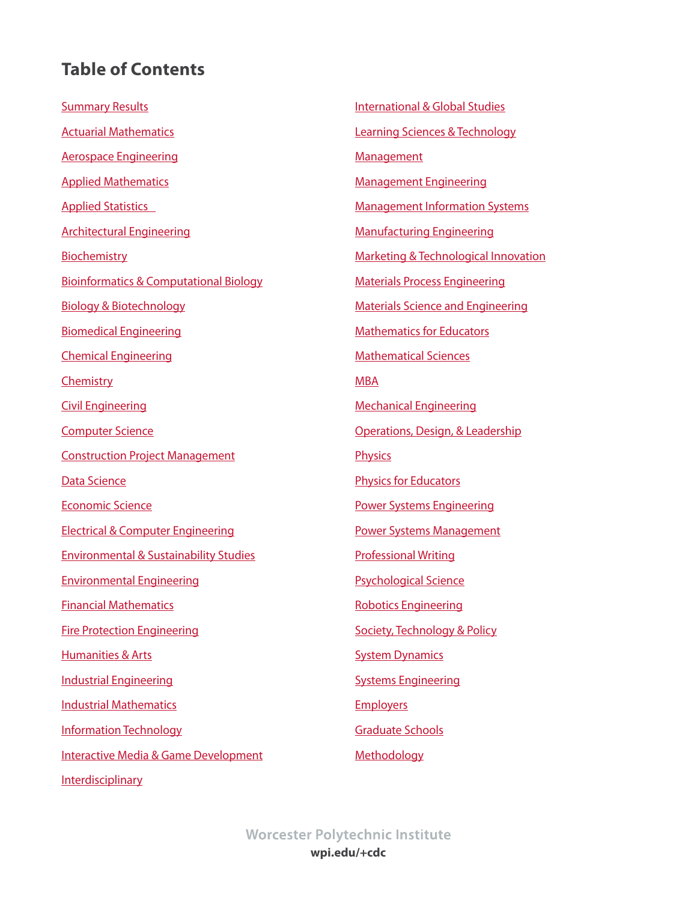# Table of Contents

- Summary Results
- Actuarial Mathematics
- Aerospace Engineering
- Applied Mathematics
- Applied Statistics
- Architectural Engineering
- Biochemistry
- Bioinformatics & Computational Biology
- Biology & Biotechnology
- Biomedical Engineering
- Chemical Engineering
- Chemistry
- Civil Engineering
- Computer Science
- Construction Project Management
- Data Science
- Economic Science
- Electrical & Computer Engineering
- Environmental & Sustainability Studies
- Environmental Engineering
- Financial Mathematics
- Fire Protection Engineering
- Humanities & Arts
- Industrial Engineering
- Industrial Mathematics
- Information Technology
- Interactive Media & Game Development
- Interdisciplinary
- International & Global Studies
- Learning Sciences & Technology
- Management
- Management Engineering
- Management Information Systems
- Manufacturing Engineering
- Marketing & Technological Innovation
- Materials Process Engineering
- Materials Science and Engineering
- Mathematics for Educators
- Mathematical Sciences
- MBA
- Mechanical Engineering
- Operations, Design, & Leadership
- Physics
- Physics for Educators
- Power Systems Engineering
- Power Systems Management
- Professional Writing
- Psychological Science
- Robotics Engineering
- Society, Technology & Policy
- System Dynamics
- Systems Engineering
- Employers
- Graduate Schools
- Methodology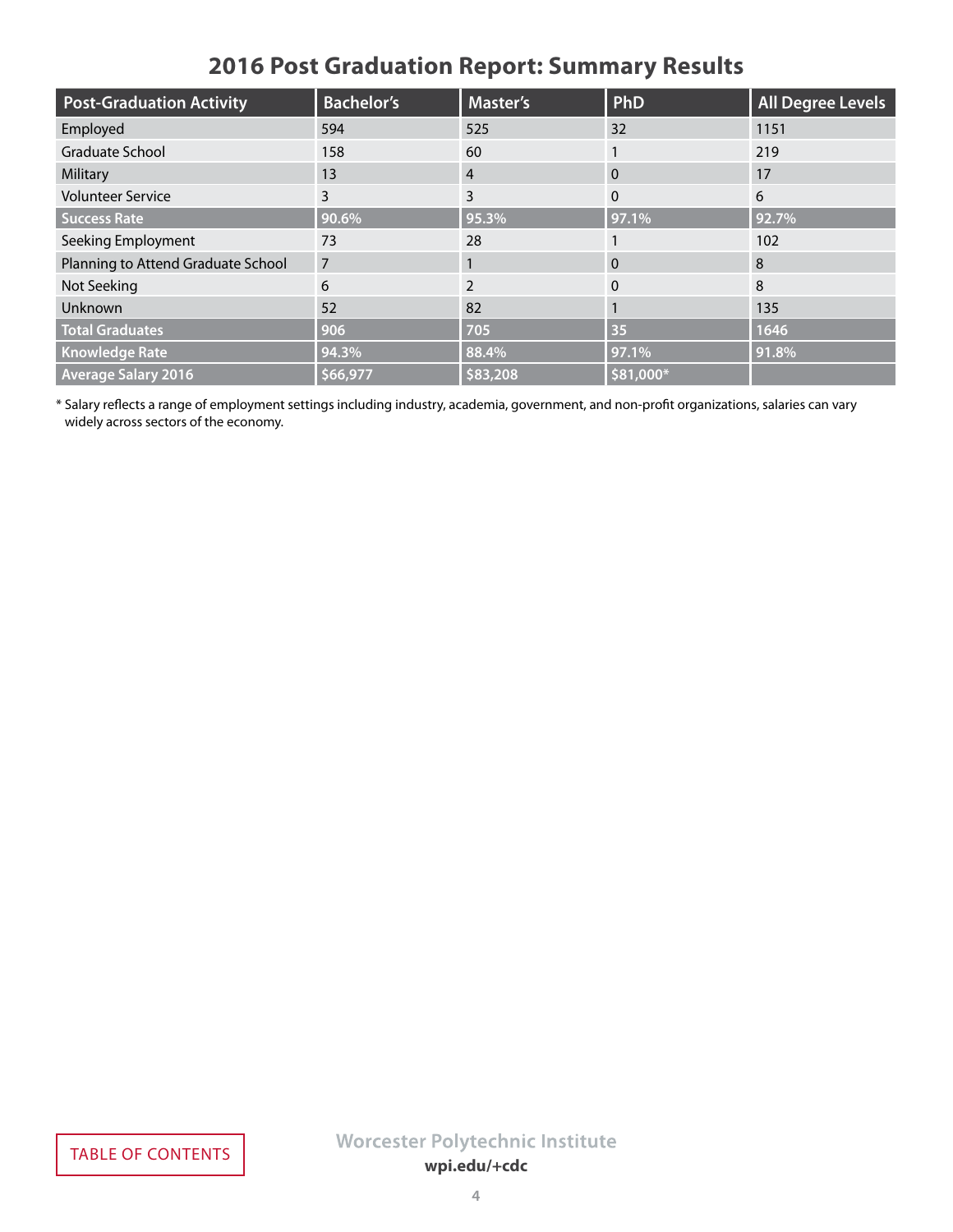# 2016 Post Graduation Report: Summary Results

| Post-Graduation Activity | Bachelor's | Master's | PhD | All Degree Levels |
|---|---|---|---|---|
| Employed | 594 | 525 | 32 | 1151 |
| Graduate School | 158 | 60 | 1 | 219 |
| Military | 13 | 4 | 0 | 17 |
| Volunteer Service | 3 | 3 | 0 | 6 |
| **Success Rate** | **90.6%** | **95.3%** | **97.1%** | **92.7%** |
| Seeking Employment | 73 | 28 | 1 | 102 |
| Planning to Attend Graduate School | 7 | 1 | 0 | 8 |
| Not Seeking | 6 | 2 | 0 | 8 |
| Unknown | 52 | 82 | 1 | 135 |
| **Total Graduates** | **906** | **705** | **35** | **1646** |
| **Knowledge Rate** | **94.3%** | **88.4%** | **97.1%** | **91.8%** |
| **Average Salary 2016** | **$66,977** | **$83,208** | **$81,000*** | |

* Salary reflects a range of employment settings including industry, academia, government, and non-profit organizations, salaries can vary widely across sectors of the economy.

TABLE OF CONTENTS

Worcester Polytechnic Institute
**wpi.edu/+cdc**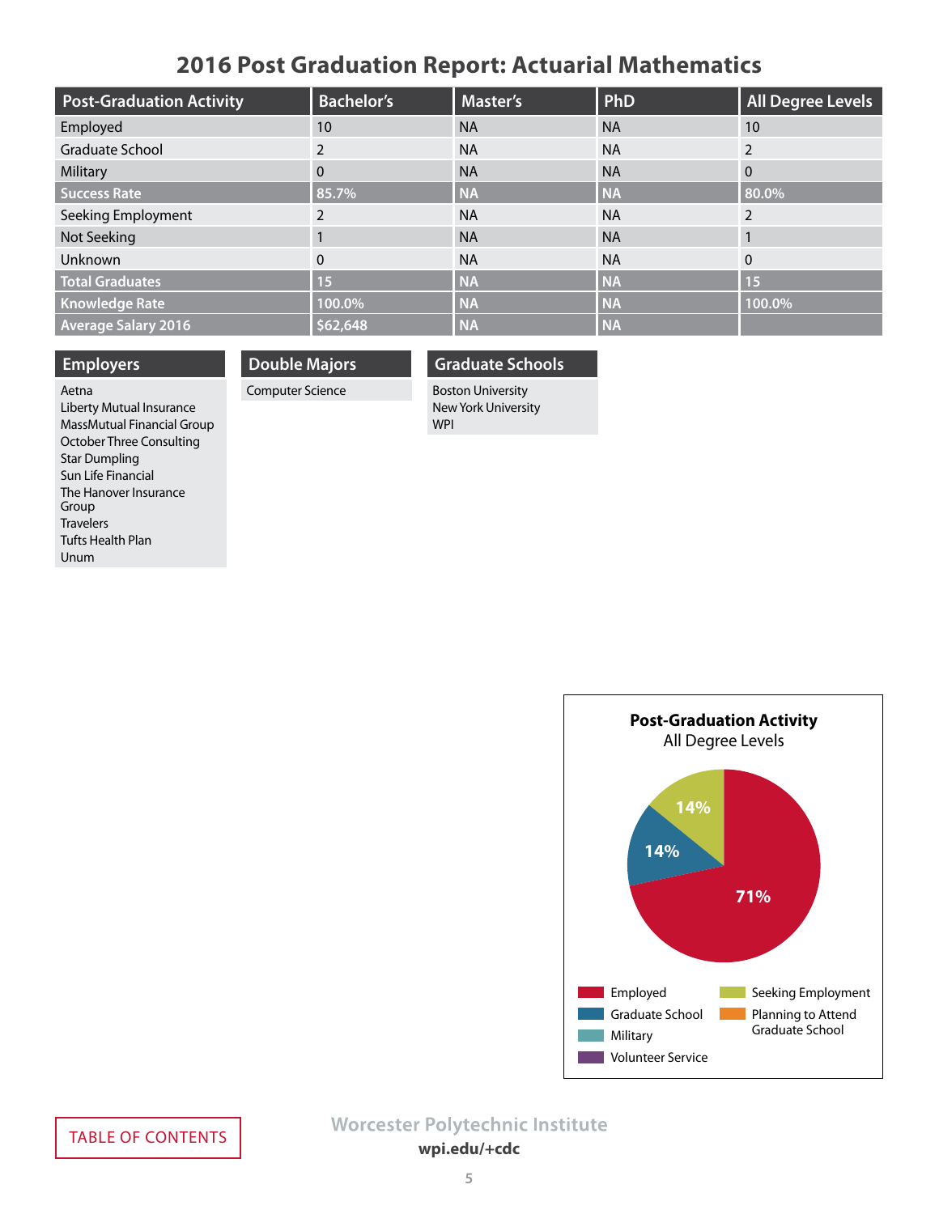# 2016 Post Graduation Report: Actuarial Mathematics

| Post-Graduation Activity | Bachelor's | Master's | PhD | All Degree Levels |
|---|---|---|---|---|
| Employed | 10 | NA | NA | 10 |
| Graduate School | 2 | NA | NA | 2 |
| Military | 0 | NA | NA | 0 |
| **Success Rate** | **85.7%** | **NA** | **NA** | **80.0%** |
| Seeking Employment | 2 | NA | NA | 2 |
| Not Seeking | 1 | NA | NA | 1 |
| Unknown | 0 | NA | NA | 0 |
| **Total Graduates** | **15** | **NA** | **NA** | **15** |
| **Knowledge Rate** | **100.0%** | **NA** | **NA** | **100.0%** |
| **Average Salary 2016** | **$62,648** | **NA** | **NA** | |

## Employers

- Aetna
- Liberty Mutual Insurance
- MassMutual Financial Group
- October Three Consulting
- Star Dumpling
- Sun Life Financial
- The Hanover Insurance Group
- Travelers
- Tufts Health Plan
- Unum

## Double Majors

- Computer Science

## Graduate Schools

- Boston University
- New York University
- WPI

**Post-Graduation Activity**
All Degree Levels

- Employed: 71%
- Graduate School: 14%
- Seeking Employment: 14%

Legend: Employed, Graduate School, Military, Volunteer Service, Seeking Employment, Planning to Attend Graduate School

TABLE OF CONTENTS

Worcester Polytechnic Institute
wpi.edu/+cdc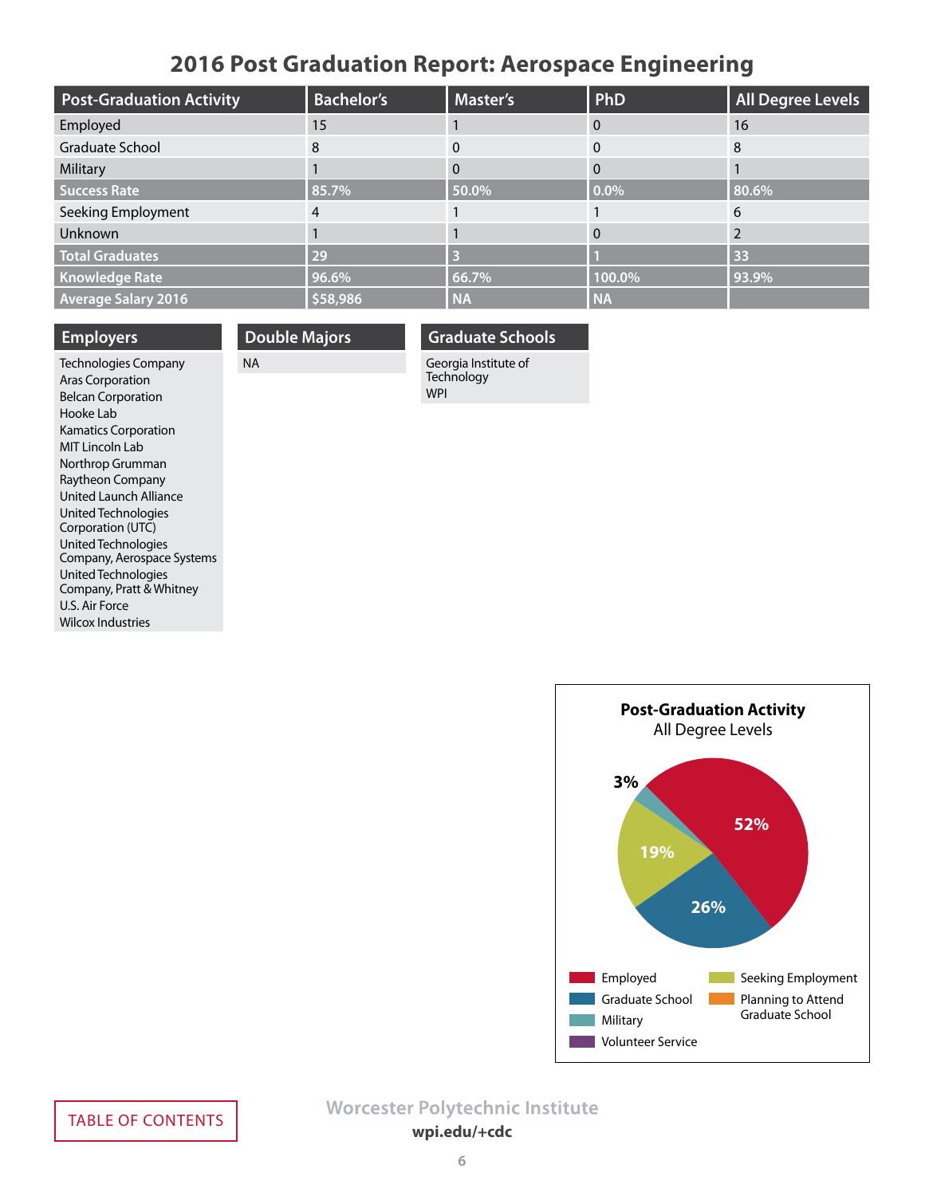# 2016 Post Graduation Report: Aerospace Engineering

| Post-Graduation Activity | Bachelor's | Master's | PhD | All Degree Levels |
|---|---|---|---|---|
| Employed | 15 | 1 | 0 | 16 |
| Graduate School | 8 | 0 | 0 | 8 |
| Military | 1 | 0 | 0 | 1 |
| **Success Rate** | **85.7%** | **50.0%** | **0.0%** | **80.6%** |
| Seeking Employment | 4 | 1 | 1 | 6 |
| Unknown | 1 | 1 | 0 | 2 |
| **Total Graduates** | **29** | **3** | **1** | **33** |
| **Knowledge Rate** | **96.6%** | **66.7%** | **100.0%** | **93.9%** |
| **Average Salary 2016** | **$58,986** | **NA** | **NA** | |

## Employers

Technologies Company
Aras Corporation
Belcan Corporation
Hooke Lab
Kamatics Corporation
MIT Lincoln Lab
Northrop Grumman
Raytheon Company
United Launch Alliance
United Technologies Corporation (UTC)
United Technologies Company, Aerospace Systems
United Technologies Company, Pratt & Whitney
U.S. Air Force
Wilcox Industries

## Double Majors

NA

## Graduate Schools

Georgia Institute of Technology
WPI

**Post-Graduation Activity**
All Degree Levels

- Employed: 52%
- Graduate School: 26%
- Seeking Employment: 19%
- Military: 3%

Legend: Employed, Graduate School, Military, Volunteer Service, Seeking Employment, Planning to Attend Graduate School

TABLE OF CONTENTS

Worcester Polytechnic Institute
wpi.edu/+cdc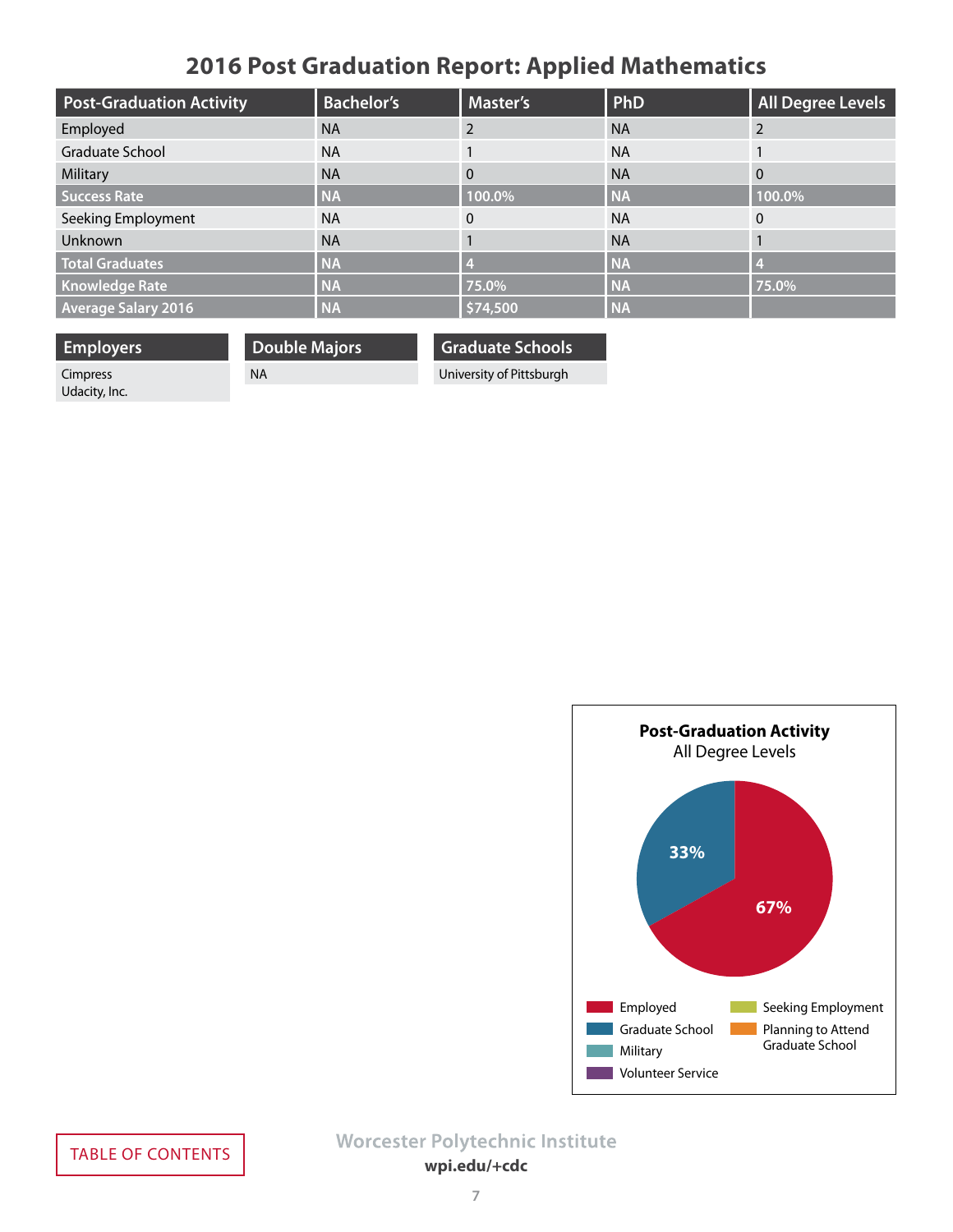# 2016 Post Graduation Report: Applied Mathematics

| Post-Graduation Activity | Bachelor's | Master's | PhD | All Degree Levels |
|---|---|---|---|---|
| Employed | NA | 2 | NA | 2 |
| Graduate School | NA | 1 | NA | 1 |
| Military | NA | 0 | NA | 0 |
| **Success Rate** | **NA** | **100.0%** | **NA** | **100.0%** |
| Seeking Employment | NA | 0 | NA | 0 |
| Unknown | NA | 1 | NA | 1 |
| **Total Graduates** | **NA** | **4** | **NA** | **4** |
| **Knowledge Rate** | **NA** | **75.0%** | **NA** | **75.0%** |
| **Average Salary 2016** | **NA** | **$74,500** | **NA** | |

| Employers |
|---|
| Cimpress |
| Udacity, Inc. |

| Double Majors |
|---|
| NA |

| Graduate Schools |
|---|
| University of Pittsburgh |

**Post-Graduation Activity**
All Degree Levels

- Employed: 67%
- Graduate School: 33%

Legend: Employed, Graduate School, Military, Volunteer Service, Seeking Employment, Planning to Attend Graduate School

TABLE OF CONTENTS

Worcester Polytechnic Institute
wpi.edu/+cdc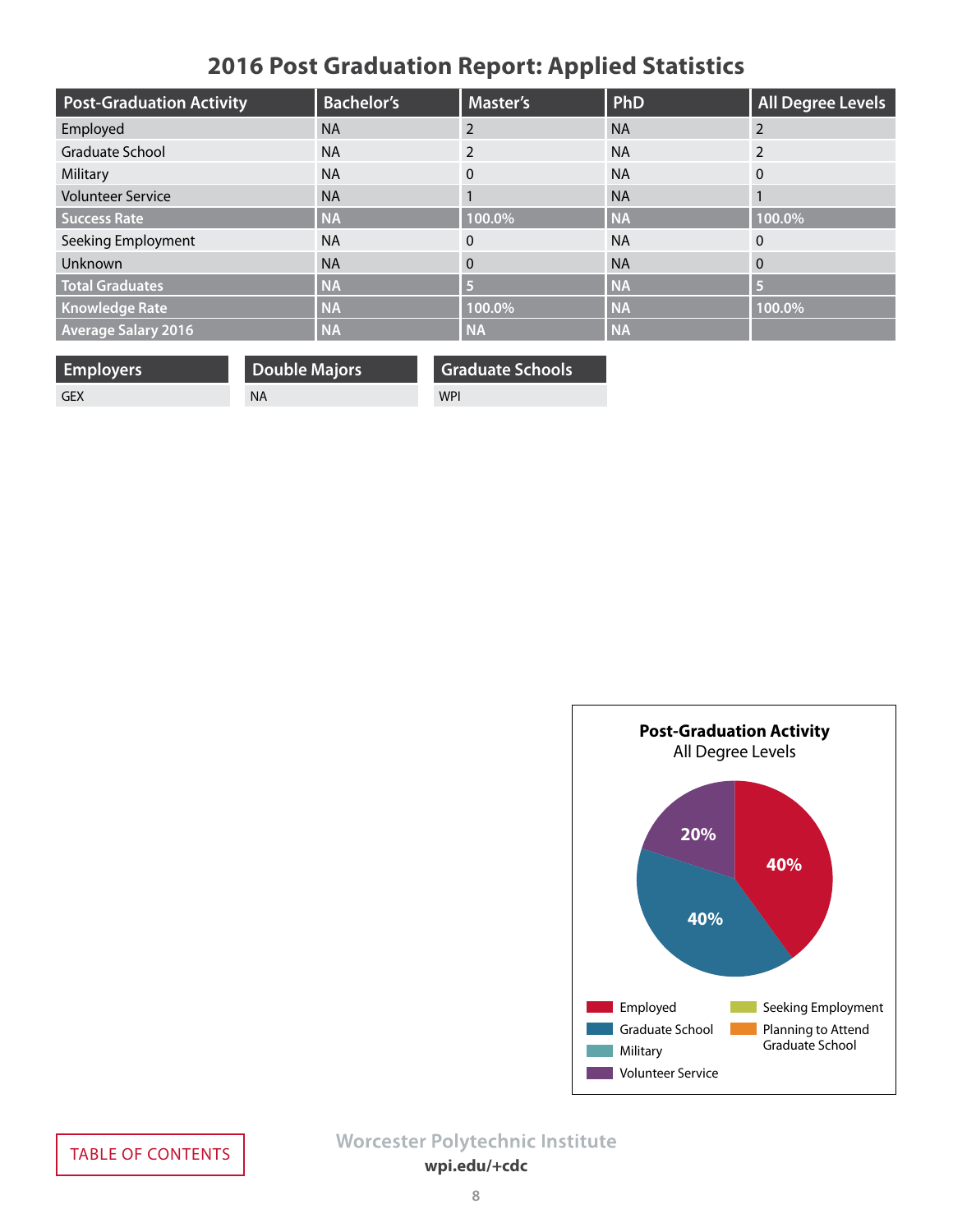# 2016 Post Graduation Report: Applied Statistics

| Post-Graduation Activity | Bachelor's | Master's | PhD | All Degree Levels |
|---|---|---|---|---|
| Employed | NA | 2 | NA | 2 |
| Graduate School | NA | 2 | NA | 2 |
| Military | NA | 0 | NA | 0 |
| Volunteer Service | NA | 1 | NA | 1 |
| **Success Rate** | **NA** | **100.0%** | **NA** | **100.0%** |
| Seeking Employment | NA | 0 | NA | 0 |
| Unknown | NA | 0 | NA | 0 |
| **Total Graduates** | **NA** | **5** | **NA** | **5** |
| **Knowledge Rate** | **NA** | **100.0%** | **NA** | **100.0%** |
| **Average Salary 2016** | **NA** | **NA** | **NA** | |

| Employers |
|---|
| GEX |

| Double Majors |
|---|
| NA |

| Graduate Schools |
|---|
| WPI |

**Post-Graduation Activity**
All Degree Levels

- Employed: 40%
- Graduate School: 40%
- Volunteer Service: 20%

Legend: Employed, Graduate School, Military, Volunteer Service, Seeking Employment, Planning to Attend Graduate School

TABLE OF CONTENTS

Worcester Polytechnic Institute
wpi.edu/+cdc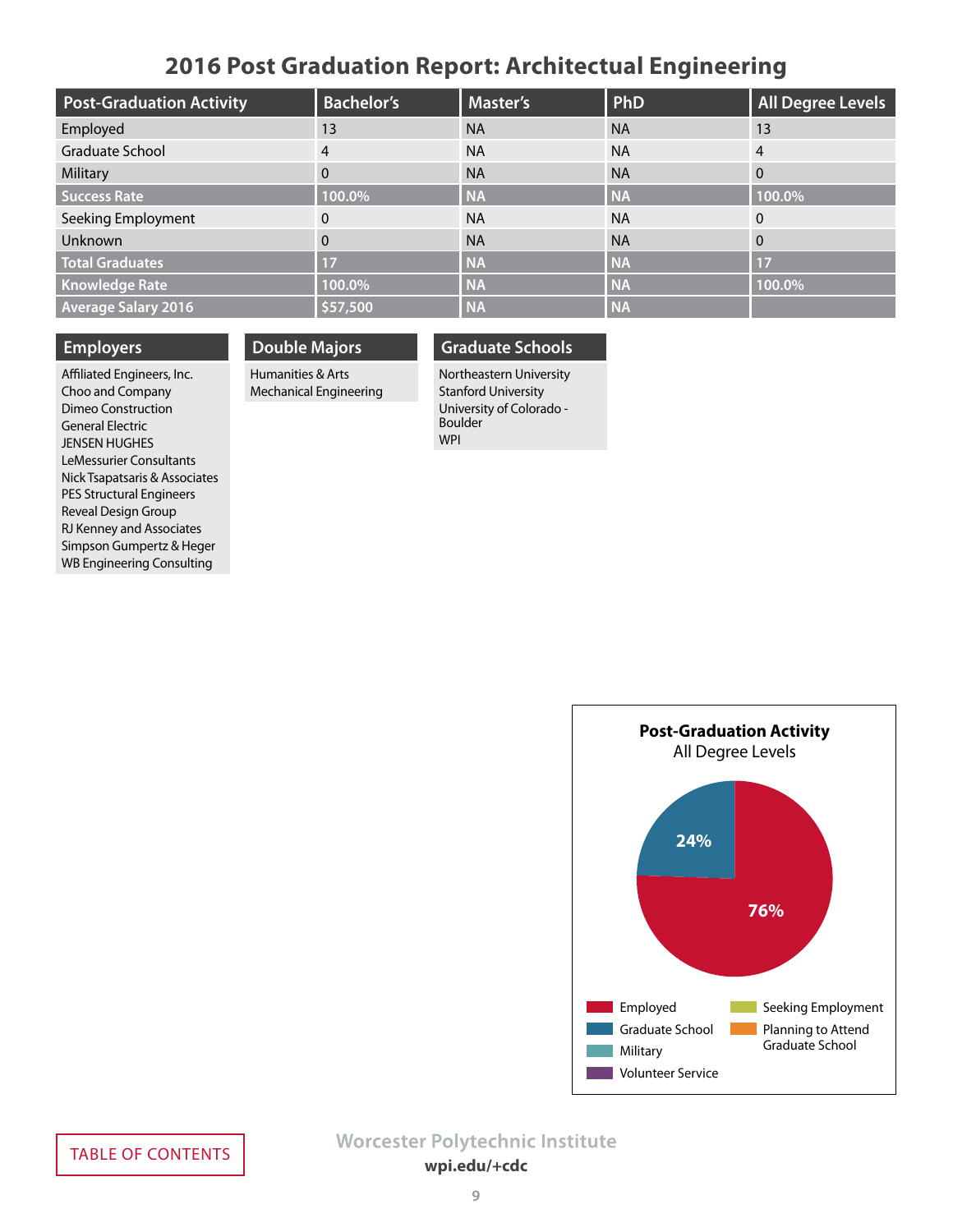# 2016 Post Graduation Report: Architectual Engineering

| Post-Graduation Activity | Bachelor's | Master's | PhD | All Degree Levels |
|---|---|---|---|---|
| Employed | 13 | NA | NA | 13 |
| Graduate School | 4 | NA | NA | 4 |
| Military | 0 | NA | NA | 0 |
| **Success Rate** | **100.0%** | **NA** | **NA** | **100.0%** |
| Seeking Employment | 0 | NA | NA | 0 |
| Unknown | 0 | NA | NA | 0 |
| **Total Graduates** | **17** | **NA** | **NA** | **17** |
| **Knowledge Rate** | **100.0%** | **NA** | **NA** | **100.0%** |
| **Average Salary 2016** | **$57,500** | **NA** | **NA** | |

## Employers

Affiliated Engineers, Inc.
Choo and Company
Dimeo Construction
General Electric
JENSEN HUGHES
LeMessurier Consultants
Nick Tsapatsaris & Associates
PES Structural Engineers
Reveal Design Group
RJ Kenney and Associates
Simpson Gumpertz & Heger
WB Engineering Consulting

## Double Majors

Humanities & Arts
Mechanical Engineering

## Graduate Schools

Northeastern University
Stanford University
University of Colorado - Boulder
WPI

**Post-Graduation Activity**
All Degree Levels

- Employed: 76%
- Graduate School: 24%

Legend: Employed, Graduate School, Military, Volunteer Service, Seeking Employment, Planning to Attend Graduate School

TABLE OF CONTENTS

Worcester Polytechnic Institute
**wpi.edu/+cdc**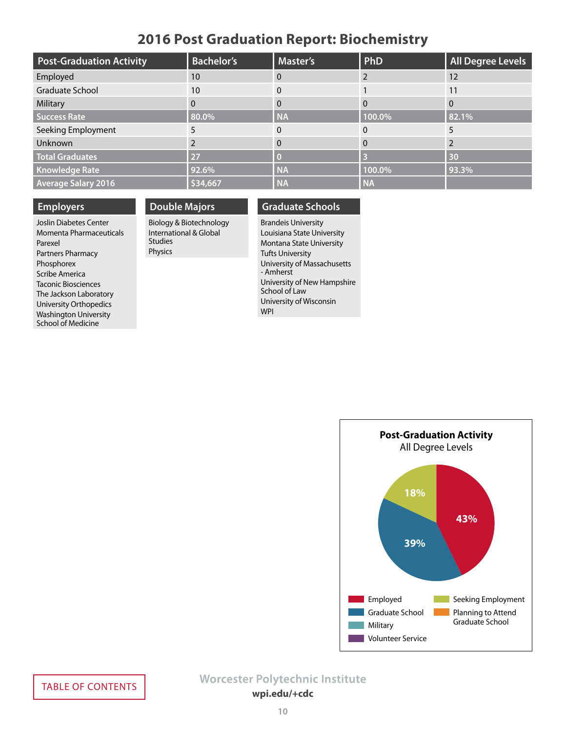# 2016 Post Graduation Report: Biochemistry

| Post-Graduation Activity | Bachelor's | Master's | PhD | All Degree Levels |
|---|---|---|---|---|
| Employed | 10 | 0 | 2 | 12 |
| Graduate School | 10 | 0 | 1 | 11 |
| Military | 0 | 0 | 0 | 0 |
| **Success Rate** | **80.0%** | **NA** | **100.0%** | **82.1%** |
| Seeking Employment | 5 | 0 | 0 | 5 |
| Unknown | 2 | 0 | 0 | 2 |
| **Total Graduates** | **27** | **0** | **3** | **30** |
| **Knowledge Rate** | **92.6%** | **NA** | **100.0%** | **93.3%** |
| **Average Salary 2016** | **$34,667** | **NA** | **NA** | |

## Employers

- Joslin Diabetes Center
- Momenta Pharmaceuticals
- Parexel
- Partners Pharmacy
- Phosphorex
- Scribe America
- Taconic Biosciences
- The Jackson Laboratory
- University Orthopedics
- Washington University School of Medicine

## Double Majors

- Biology & Biotechnology
- International & Global Studies
- Physics

## Graduate Schools

- Brandeis University
- Louisiana State University
- Montana State University
- Tufts University
- University of Massachusetts - Amherst
- University of New Hampshire School of Law
- University of Wisconsin
- WPI

**Post-Graduation Activity**
All Degree Levels

- Employed: 43%
- Graduate School: 39%
- Seeking Employment: 18%

Legend: Employed, Graduate School, Military, Volunteer Service, Seeking Employment, Planning to Attend Graduate School

TABLE OF CONTENTS

Worcester Polytechnic Institute
**wpi.edu/+cdc**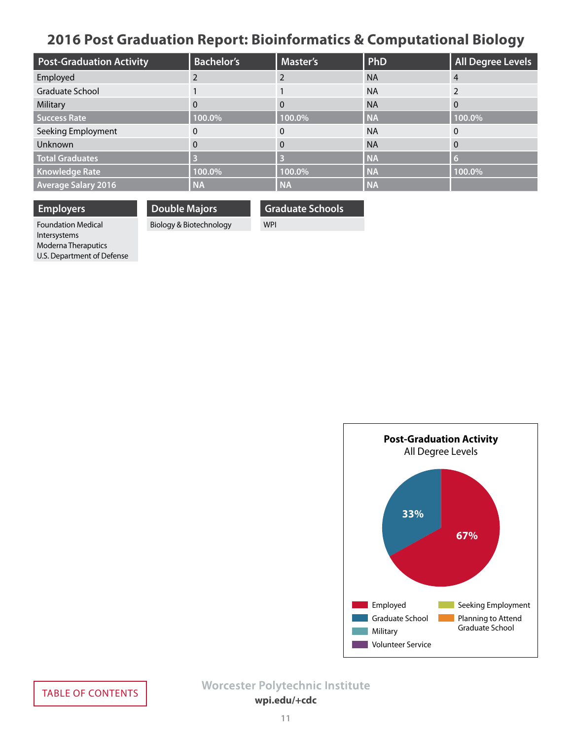# 2016 Post Graduation Report: Bioinformatics & Computational Biology

| Post-Graduation Activity | Bachelor's | Master's | PhD | All Degree Levels |
| --- | --- | --- | --- | --- |
| Employed | 2 | 2 | NA | 4 |
| Graduate School | 1 | 1 | NA | 2 |
| Military | 0 | 0 | NA | 0 |
| **Success Rate** | **100.0%** | **100.0%** | **NA** | **100.0%** |
| Seeking Employment | 0 | 0 | NA | 0 |
| Unknown | 0 | 0 | NA | 0 |
| **Total Graduates** | **3** | **3** | **NA** | **6** |
| **Knowledge Rate** | **100.0%** | **100.0%** | **NA** | **100.0%** |
| **Average Salary 2016** | **NA** | **NA** | **NA** | |

| Employers |
| --- |
| Foundation Medical |
| Intersystems |
| Moderna Theraputics |
| U.S. Department of Defense |

| Double Majors |
| --- |
| Biology & Biotechnology |

| Graduate Schools |
| --- |
| WPI |

**Post-Graduation Activity**
All Degree Levels

- Employed: 67%
- Graduate School: 33%

Legend: Employed, Graduate School, Military, Volunteer Service, Seeking Employment, Planning to Attend Graduate School

TABLE OF CONTENTS

Worcester Polytechnic Institute
wpi.edu/+cdc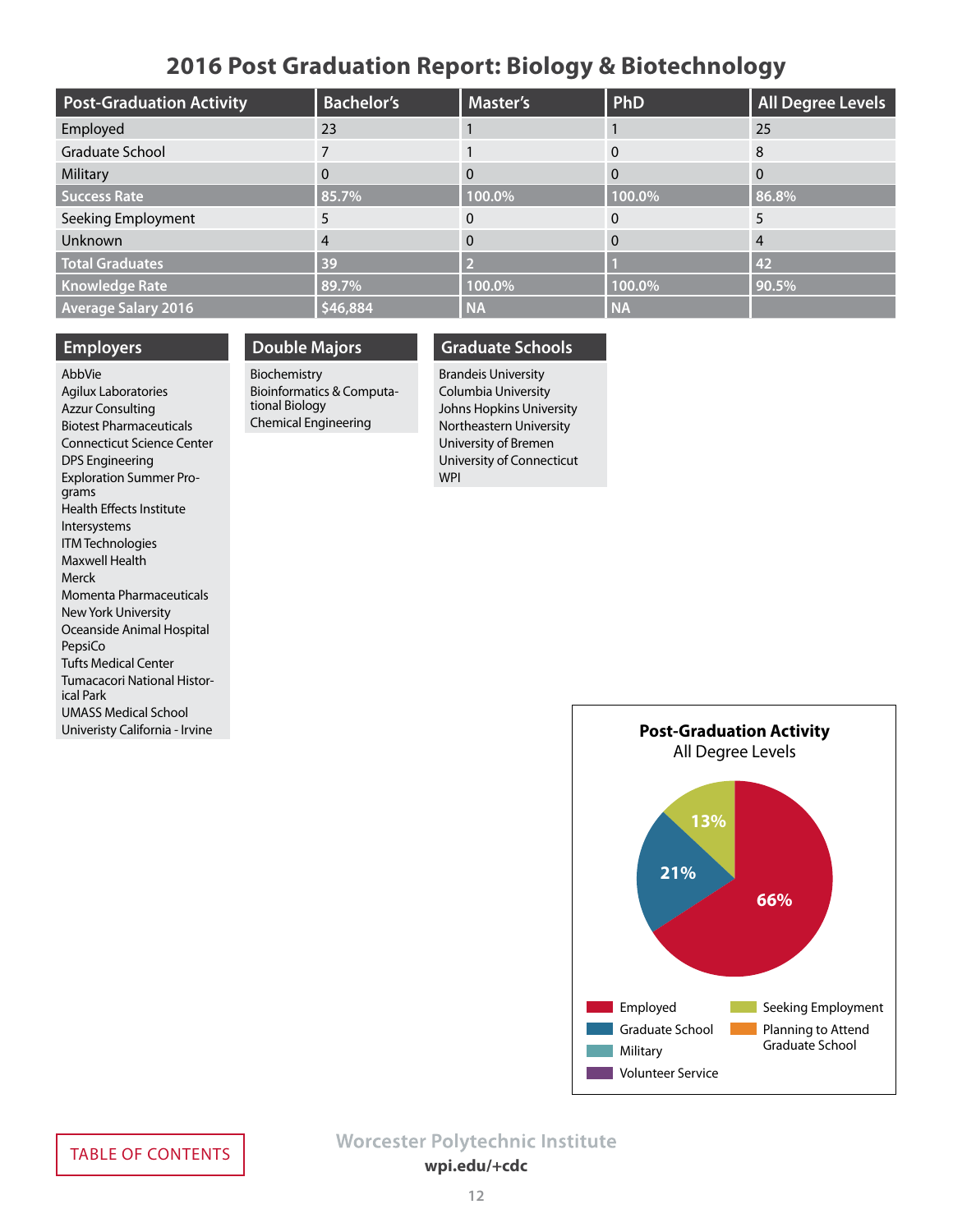# 2016 Post Graduation Report: Biology & Biotechnology

| Post-Graduation Activity | Bachelor's | Master's | PhD | All Degree Levels |
|---|---|---|---|---|
| Employed | 23 | 1 | 1 | 25 |
| Graduate School | 7 | 1 | 0 | 8 |
| Military | 0 | 0 | 0 | 0 |
| **Success Rate** | **85.7%** | **100.0%** | **100.0%** | **86.8%** |
| Seeking Employment | 5 | 0 | 0 | 5 |
| Unknown | 4 | 0 | 0 | 4 |
| **Total Graduates** | **39** | **2** | **1** | **42** |
| **Knowledge Rate** | **89.7%** | **100.0%** | **100.0%** | **90.5%** |
| **Average Salary 2016** | **$46,884** | **NA** | **NA** | |

## Employers

AbbVie
Agilux Laboratories
Azzur Consulting
Biotest Pharmaceuticals
Connecticut Science Center
DPS Engineering
Exploration Summer Programs
Health Effects Institute
Intersystems
ITM Technologies
Maxwell Health
Merck
Momenta Pharmaceuticals
New York University
Oceanside Animal Hospital
PepsiCo
Tufts Medical Center
Tumacacori National Historical Park
UMASS Medical School
Univeristy California - Irvine

## Double Majors

Biochemistry
Bioinformatics & Computational Biology
Chemical Engineering

## Graduate Schools

Brandeis University
Columbia University
Johns Hopkins University
Northeastern University
University of Bremen
University of Connecticut
WPI

**Post-Graduation Activity**
All Degree Levels

- Employed: 66%
- Graduate School: 21%
- Seeking Employment: 13%

Legend: Employed, Graduate School, Military, Volunteer Service, Seeking Employment, Planning to Attend Graduate School

TABLE OF CONTENTS

Worcester Polytechnic Institute
**wpi.edu/+cdc**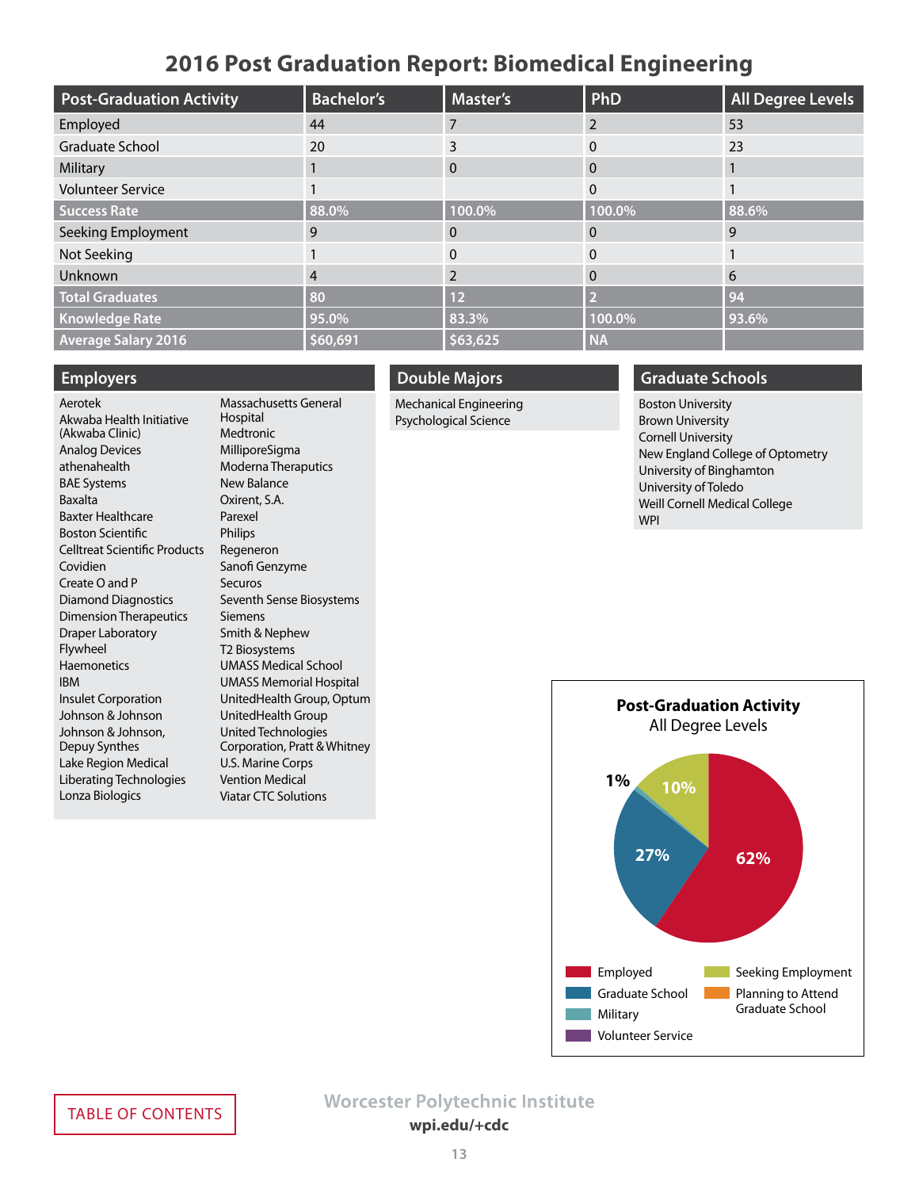# 2016 Post Graduation Report: Biomedical Engineering

| Post-Graduation Activity | Bachelor's | Master's | PhD | All Degree Levels |
|---|---|---|---|---|
| Employed | 44 | 7 | 2 | 53 |
| Graduate School | 20 | 3 | 0 | 23 |
| Military | 1 | 0 | 0 | 1 |
| Volunteer Service | 1 | | 0 | 1 |
| **Success Rate** | 88.0% | 100.0% | 100.0% | 88.6% |
| Seeking Employment | 9 | 0 | 0 | 9 |
| Not Seeking | 1 | 0 | 0 | 1 |
| Unknown | 4 | 2 | 0 | 6 |
| **Total Graduates** | 80 | 12 | 2 | 94 |
| **Knowledge Rate** | 95.0% | 83.3% | 100.0% | 93.6% |
| **Average Salary 2016** | $60,691 | $63,625 | NA | |

## Employers

Aerotek
Akwaba Health Initiative (Akwaba Clinic)
Analog Devices
athenahealth
BAE Systems
Baxalta
Baxter Healthcare
Boston Scientific
Celltreat Scientific Products
Covidien
Create O and P
Diamond Diagnostics
Dimension Therapeutics
Draper Laboratory
Flywheel
Haemonetics
IBM
Insulet Corporation
Johnson & Johnson
Johnson & Johnson, Depuy Synthes
Lake Region Medical
Liberating Technologies
Lonza Biologics
Massachusetts General Hospital
Medtronic
MilliporeSigma
Moderna Theraputics
New Balance
Oxirent, S.A.
Parexel
Philips
Regeneron
Sanofi Genzyme
Securos
Seventh Sense Biosystems
Siemens
Smith & Nephew
T2 Biosystems
UMASS Medical School
UMASS Memorial Hospital
UnitedHealth Group, Optum
UnitedHealth Group
United Technologies Corporation, Pratt & Whitney
U.S. Marine Corps
Vention Medical
Viatar CTC Solutions

## Double Majors

Mechanical Engineering
Psychological Science

## Graduate Schools

Boston University
Brown University
Cornell University
New England College of Optometry
University of Binghamton
University of Toledo
Weill Cornell Medical College
WPI

**Post-Graduation Activity**
All Degree Levels

- Employed: 62%
- Graduate School: 27%
- Military: 1%
- Seeking Employment: 10%

Legend: Employed, Graduate School, Military, Volunteer Service, Seeking Employment, Planning to Attend Graduate School

TABLE OF CONTENTS

Worcester Polytechnic Institute
wpi.edu/+cdc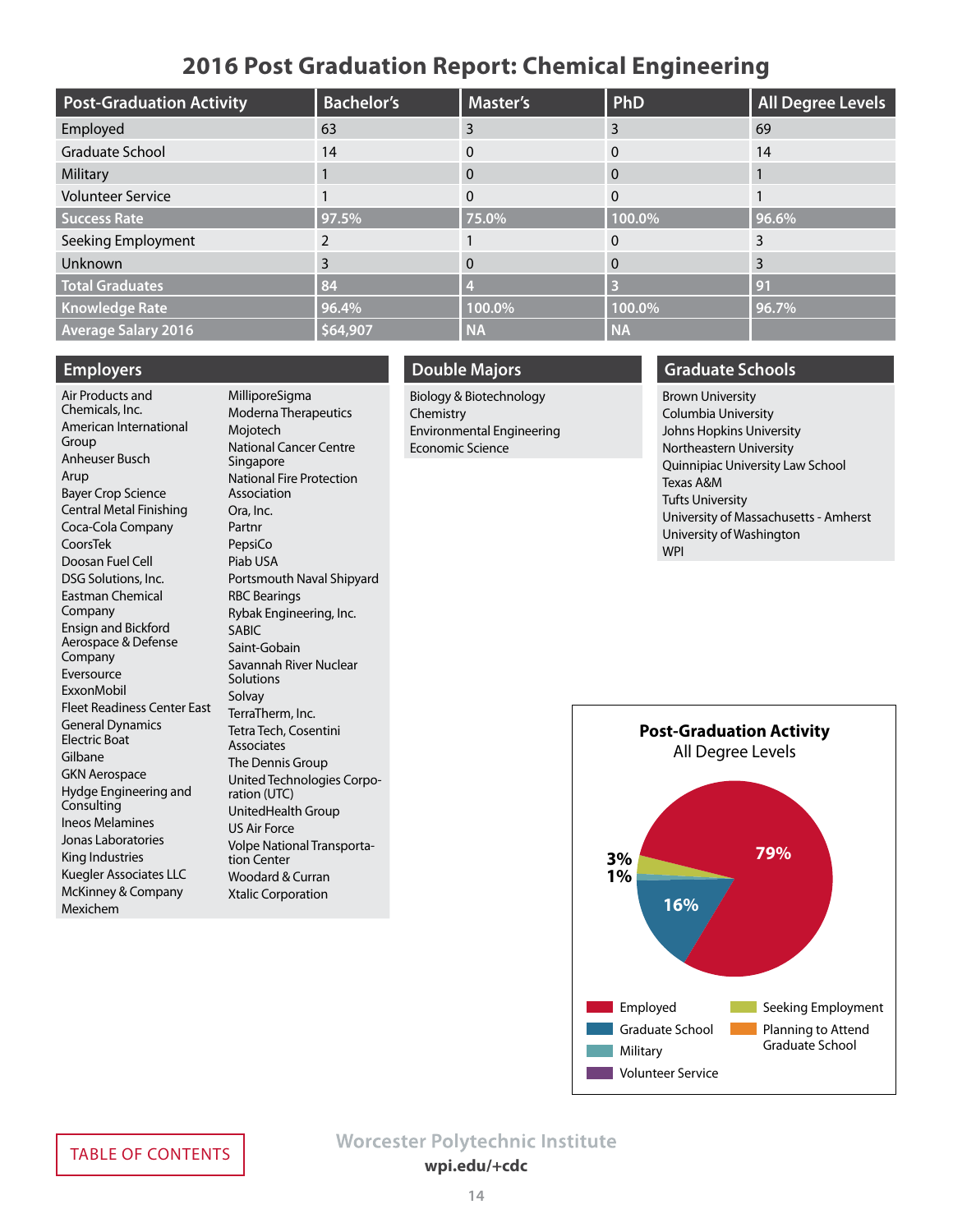# 2016 Post Graduation Report: Chemical Engineering

| Post-Graduation Activity | Bachelor's | Master's | PhD | All Degree Levels |
|---|---|---|---|---|
| Employed | 63 | 3 | 3 | 69 |
| Graduate School | 14 | 0 | 0 | 14 |
| Military | 1 | 0 | 0 | 1 |
| Volunteer Service | 1 | 0 | 0 | 1 |
| **Success Rate** | **97.5%** | **75.0%** | **100.0%** | **96.6%** |
| Seeking Employment | 2 | 1 | 0 | 3 |
| Unknown | 3 | 0 | 0 | 3 |
| **Total Graduates** | **84** | **4** | **3** | **91** |
| **Knowledge Rate** | **96.4%** | **100.0%** | **100.0%** | **96.7%** |
| **Average Salary 2016** | **$64,907** | **NA** | **NA** | |

## Employers

- Air Products and Chemicals, Inc.
- American International Group
- Anheuser Busch
- Arup
- Bayer Crop Science
- Central Metal Finishing
- Coca-Cola Company
- CoorsTek
- Doosan Fuel Cell
- DSG Solutions, Inc.
- Eastman Chemical Company
- Ensign and Bickford Aerospace & Defense Company
- Eversource
- ExxonMobil
- Fleet Readiness Center East
- General Dynamics Electric Boat
- Gilbane
- GKN Aerospace
- Hydge Engineering and Consulting
- Ineos Melamines
- Jonas Laboratories
- King Industries
- Kuegler Associates LLC
- McKinney & Company
- Mexichem
- MilliporeSigma
- Moderna Therapeutics
- Mojotech
- National Cancer Centre Singapore
- National Fire Protection Association
- Ora, Inc.
- Partnr
- PepsiCo
- Piab USA
- Portsmouth Naval Shipyard
- RBC Bearings
- Rybak Engineering, Inc.
- SABIC
- Saint-Gobain
- Savannah River Nuclear Solutions
- Solvay
- TerraTherm, Inc.
- Tetra Tech, Cosentini Associates
- The Dennis Group
- United Technologies Corporation (UTC)
- UnitedHealth Group
- US Air Force
- Volpe National Transportation Center
- Woodard & Curran
- Xtalic Corporation

## Double Majors

- Biology & Biotechnology
- Chemistry
- Environmental Engineering
- Economic Science

## Graduate Schools

- Brown University
- Columbia University
- Johns Hopkins University
- Northeastern University
- Quinnipiac University Law School
- Texas A&M
- Tufts University
- University of Massachusetts - Amherst
- University of Washington
- WPI

**Post-Graduation Activity**
All Degree Levels

- Employed: 79%
- Graduate School: 16%
- Seeking Employment: 3%
- Military: 1%
- Planning to Attend Graduate School
- Volunteer Service

TABLE OF CONTENTS

Worcester Polytechnic Institute
wpi.edu/+cdc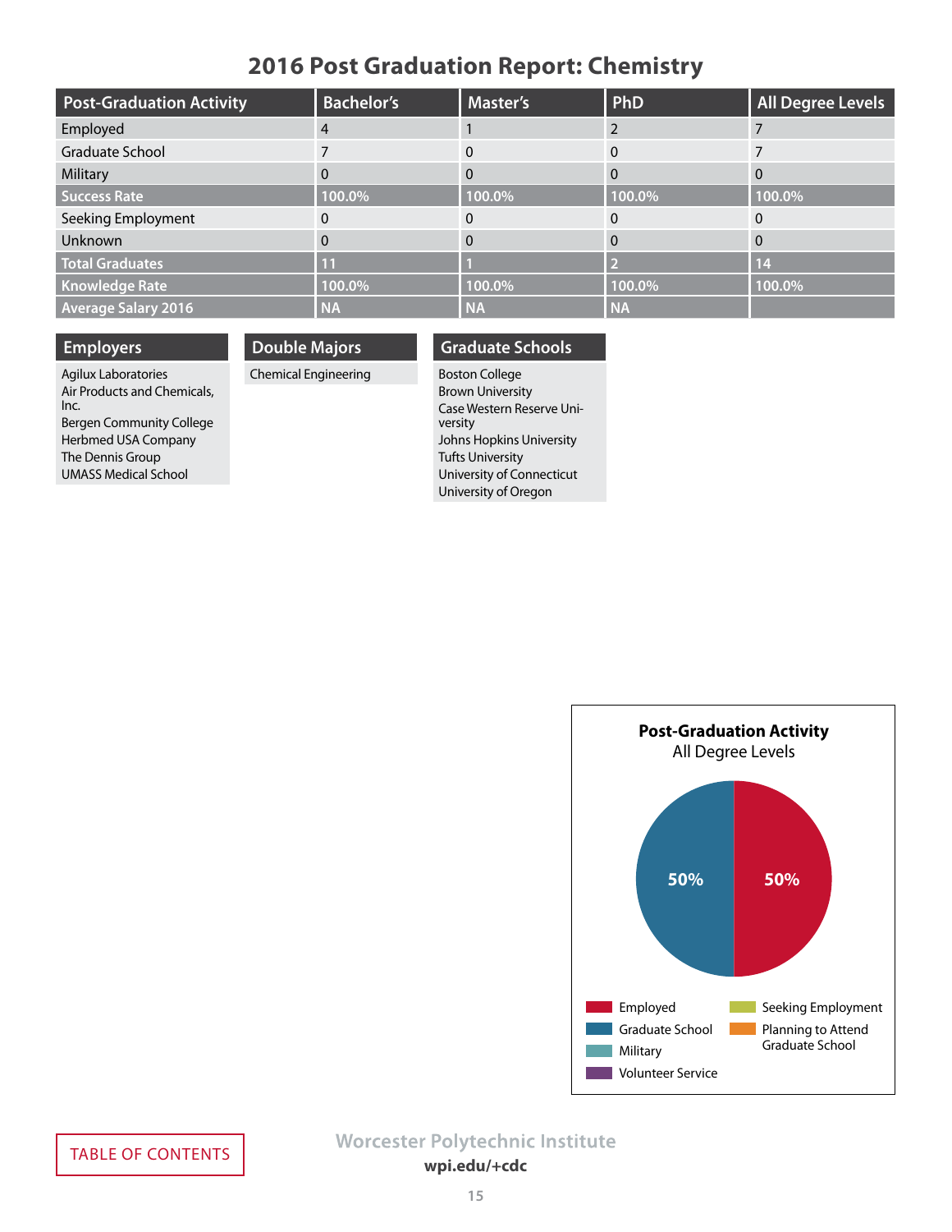# 2016 Post Graduation Report: Chemistry

| Post-Graduation Activity | Bachelor's | Master's | PhD | All Degree Levels |
|---|---|---|---|---|
| Employed | 4 | 1 | 2 | 7 |
| Graduate School | 7 | 0 | 0 | 7 |
| Military | 0 | 0 | 0 | 0 |
| **Success Rate** | **100.0%** | **100.0%** | **100.0%** | **100.0%** |
| Seeking Employment | 0 | 0 | 0 | 0 |
| Unknown | 0 | 0 | 0 | 0 |
| **Total Graduates** | **11** | **1** | **2** | **14** |
| **Knowledge Rate** | **100.0%** | **100.0%** | **100.0%** | **100.0%** |
| **Average Salary 2016** | **NA** | **NA** | **NA** | |

## Employers

- Agilux Laboratories
- Air Products and Chemicals, Inc.
- Bergen Community College
- Herbmed USA Company
- The Dennis Group
- UMASS Medical School

## Double Majors

- Chemical Engineering

## Graduate Schools

- Boston College
- Brown University
- Case Western Reserve University
- Johns Hopkins University
- Tufts University
- University of Connecticut
- University of Oregon

**Post-Graduation Activity**
All Degree Levels

- Employed: 50%
- Graduate School: 50%

Legend: Employed, Graduate School, Military, Volunteer Service, Seeking Employment, Planning to Attend Graduate School

TABLE OF CONTENTS

Worcester Polytechnic Institute
**wpi.edu/+cdc**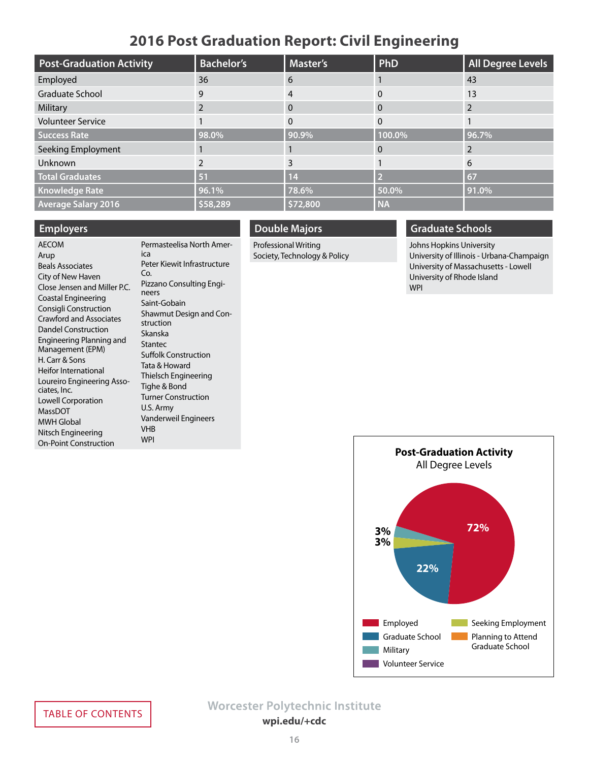# 2016 Post Graduation Report: Civil Engineering

| Post-Graduation Activity | Bachelor's | Master's | PhD | All Degree Levels |
|---|---|---|---|---|
| Employed | 36 | 6 | 1 | 43 |
| Graduate School | 9 | 4 | 0 | 13 |
| Military | 2 | 0 | 0 | 2 |
| Volunteer Service | 1 | 0 | 0 | 1 |
| **Success Rate** | **98.0%** | **90.9%** | **100.0%** | **96.7%** |
| Seeking Employment | 1 | 1 | 0 | 2 |
| Unknown | 2 | 3 | 1 | 6 |
| **Total Graduates** | **51** | **14** | **2** | **67** |
| **Knowledge Rate** | **96.1%** | **78.6%** | **50.0%** | **91.0%** |
| **Average Salary 2016** | **$58,289** | **$72,800** | **NA** | |

## Employers

AECOM
Arup
Beals Associates
City of New Haven
Close Jensen and Miller P.C.
Coastal Engineering
Consigli Construction
Crawford and Associates
Dandel Construction
Engineering Planning and Management (EPM)
H. Carr & Sons
Heifor International
Loureiro Engineering Associates, Inc.
Lowell Corporation
MassDOT
MWH Global
Nitsch Engineering
On-Point Construction
Permasteelisa North America
Peter Kiewit Infrastructure Co.
Pizzano Consulting Engineers
Saint-Gobain
Shawmut Design and Construction
Skanska
Stantec
Suffolk Construction
Tata & Howard
Thielsch Engineering
Tighe & Bond
Turner Construction
U.S. Army
Vanderweil Engineers
VHB
WPI

## Double Majors

Professional Writing
Society, Technology & Policy

## Graduate Schools

Johns Hopkins University
University of Illinois - Urbana-Champaign
University of Massachusetts - Lowell
University of Rhode Island
WPI

**Post-Graduation Activity**
All Degree Levels

- Employed: 72%
- Graduate School: 22%
- Military: 3%
- Seeking Employment: 3%

Legend: Employed, Graduate School, Military, Volunteer Service, Seeking Employment, Planning to Attend Graduate School

TABLE OF CONTENTS

Worcester Polytechnic Institute
wpi.edu/+cdc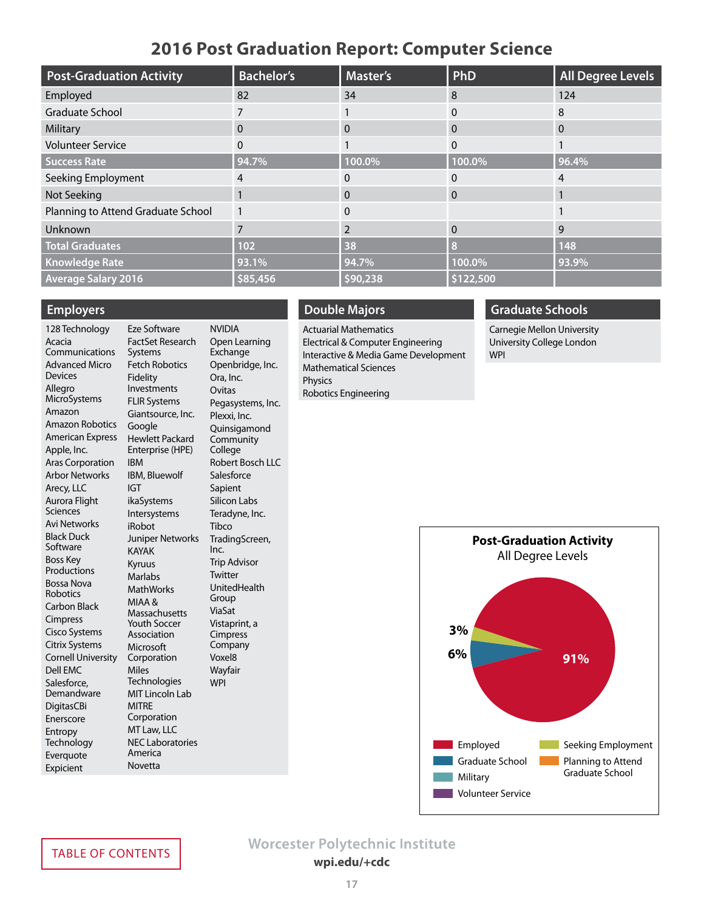# 2016 Post Graduation Report: Computer Science

| Post-Graduation Activity | Bachelor's | Master's | PhD | All Degree Levels |
|---|---|---|---|---|
| Employed | 82 | 34 | 8 | 124 |
| Graduate School | 7 | 1 | 0 | 8 |
| Military | 0 | 0 | 0 | 0 |
| Volunteer Service | 0 | 1 | 0 | 1 |
| **Success Rate** | **94.7%** | **100.0%** | **100.0%** | **96.4%** |
| Seeking Employment | 4 | 0 | 0 | 4 |
| Not Seeking | 1 | 0 | 0 | 1 |
| Planning to Attend Graduate School | 1 | 0 | | 1 |
| Unknown | 7 | 2 | 0 | 9 |
| **Total Graduates** | **102** | **38** | **8** | **148** |
| **Knowledge Rate** | **93.1%** | **94.7%** | **100.0%** | **93.9%** |
| **Average Salary 2016** | **$85,456** | **$90,238** | **$122,500** | |

## Employers

128 Technology
Acacia Communications
Advanced Micro Devices
Allegro MicroSystems
Amazon
Amazon Robotics
American Express
Apple, Inc.
Aras Corporation
Arbor Networks
Arecy, LLC
Aurora Flight Sciences
Avi Networks
Black Duck Software
Boss Key Productions
Bossa Nova Robotics
Carbon Black
Cimpress
Cisco Systems
Citrix Systems
Cornell University
Dell EMC
Salesforce, Demandware
DigitasCBi
Enerscore
Entropy Technology
Everquote
Expicient
Eze Software
FactSet Research Systems
Fetch Robotics
Fidelity Investments
FLIR Systems
Giantsource, Inc.
Google
Hewlett Packard Enterprise (HPE)
IBM
IBM, Bluewolf
IGT
ikaSystems
Intersystems
iRobot
Juniper Networks
KAYAK
Kyruus
Marlabs
MathWorks
MIAA & Massachusetts Youth Soccer Association
Microsoft Corporation
Miles Technologies
MIT Lincoln Lab
MITRE Corporation
MT Law, LLC
NEC Laboratories America
Novetta
NVIDIA
Open Learning Exchange
Openbridge, Inc.
Ora, Inc.
Ovitas
Pegasystems, Inc.
Plexxi, Inc.
Quinsigamond Community College
Robert Bosch LLC
Salesforce
Sapient
Silicon Labs
Teradyne, Inc.
Tibco
TradingScreen, Inc.
Trip Advisor
Twitter
UnitedHealth Group
ViaSat
Vistaprint, a Cimpress Company
Voxel8
Wayfair
WPI

## Double Majors

Actuarial Mathematics
Electrical & Computer Engineering
Interactive & Media Game Development
Mathematical Sciences
Physics
Robotics Engineering

## Graduate Schools

Carnegie Mellon University
University College London
WPI

**Post-Graduation Activity**
All Degree Levels

91% Employed, 6% Graduate School, 3% Seeking Employment

Legend: Employed, Graduate School, Military, Volunteer Service, Seeking Employment, Planning to Attend Graduate School

TABLE OF CONTENTS

Worcester Polytechnic Institute
wpi.edu/+cdc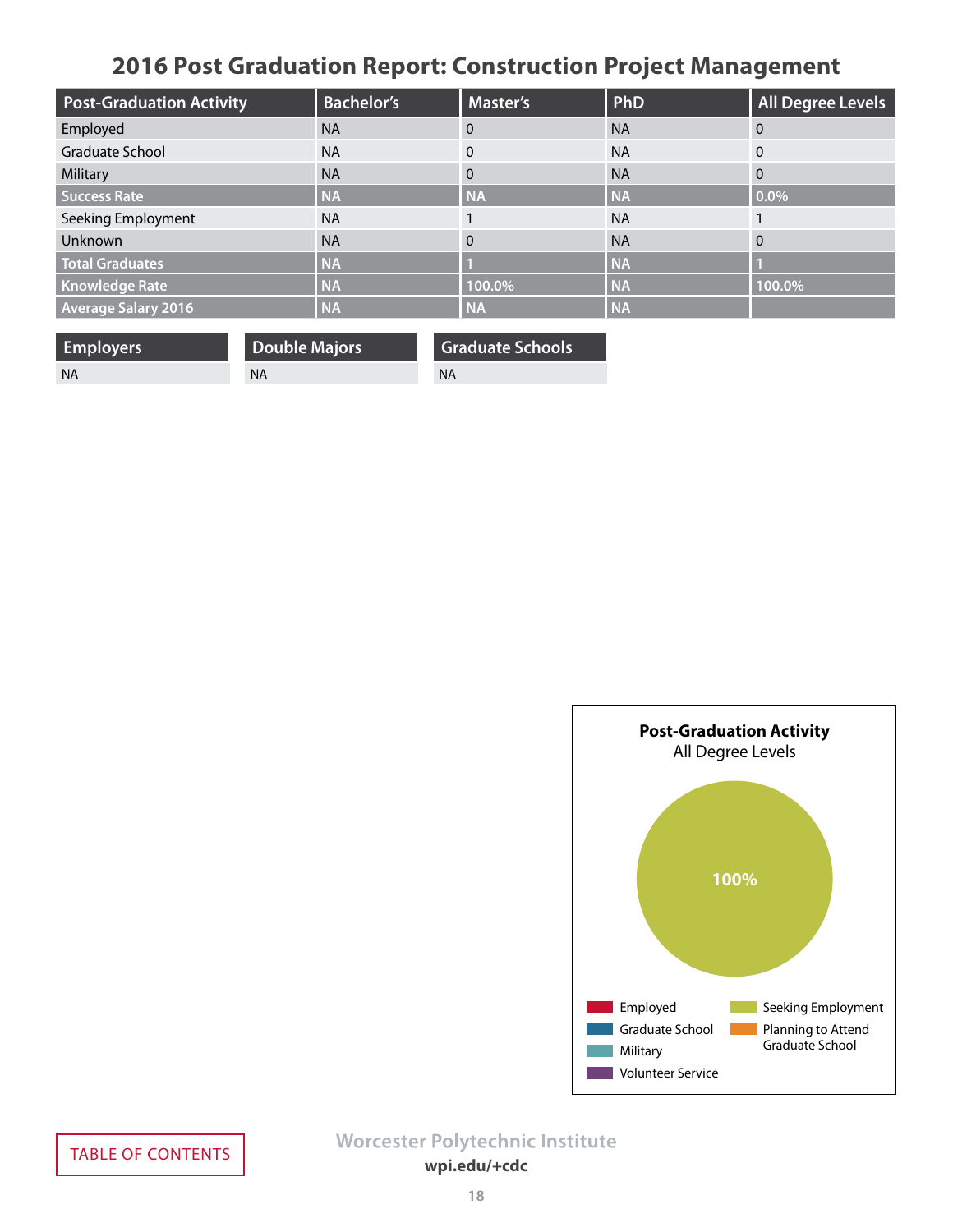# 2016 Post Graduation Report: Construction Project Management

| Post-Graduation Activity | Bachelor's | Master's | PhD | All Degree Levels |
|---|---|---|---|---|
| Employed | NA | 0 | NA | 0 |
| Graduate School | NA | 0 | NA | 0 |
| Military | NA | 0 | NA | 0 |
| **Success Rate** | **NA** | **NA** | **NA** | **0.0%** |
| Seeking Employment | NA | 1 | NA | 1 |
| Unknown | NA | 0 | NA | 0 |
| **Total Graduates** | **NA** | **1** | **NA** | **1** |
| **Knowledge Rate** | **NA** | **100.0%** | **NA** | **100.0%** |
| **Average Salary 2016** | **NA** | **NA** | **NA** | |

| Employers |
|---|
| NA |

| Double Majors |
|---|
| NA |

| Graduate Schools |
|---|
| NA |

**Post-Graduation Activity**
All Degree Levels

100%

Employed
Graduate School
Military
Volunteer Service
Seeking Employment
Planning to Attend Graduate School

TABLE OF CONTENTS

Worcester Polytechnic Institute
**wpi.edu/+cdc**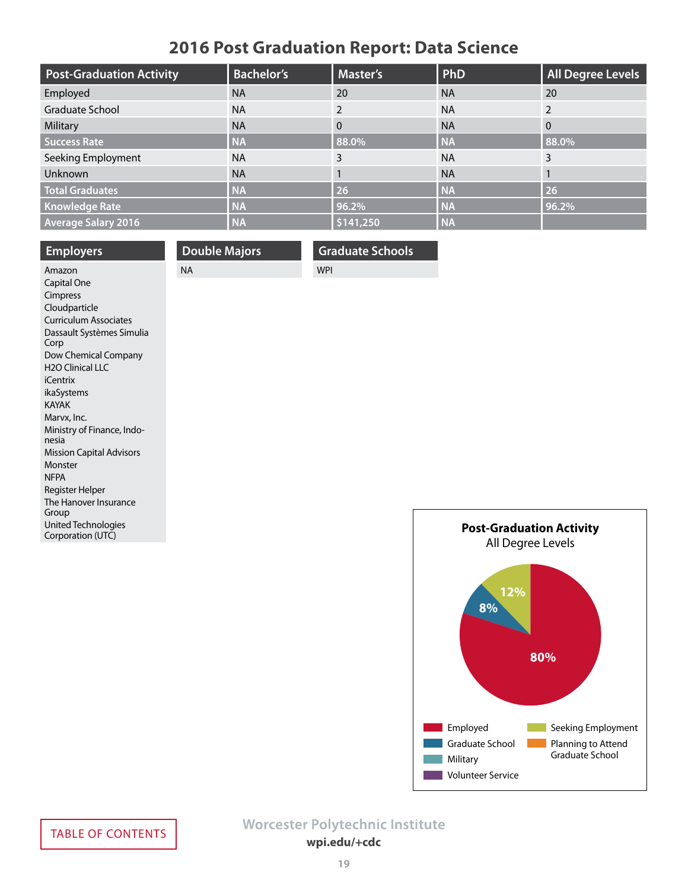# 2016 Post Graduation Report: Data Science

| Post-Graduation Activity | Bachelor's | Master's | PhD | All Degree Levels |
|---|---|---|---|---|
| Employed | NA | 20 | NA | 20 |
| Graduate School | NA | 2 | NA | 2 |
| Military | NA | 0 | NA | 0 |
| **Success Rate** | **NA** | **88.0%** | **NA** | **88.0%** |
| Seeking Employment | NA | 3 | NA | 3 |
| Unknown | NA | 1 | NA | 1 |
| **Total Graduates** | **NA** | **26** | **NA** | **26** |
| **Knowledge Rate** | **NA** | **96.2%** | **NA** | **96.2%** |
| **Average Salary 2016** | **NA** | **$141,250** | **NA** | |

## Employers

Amazon
Capital One
Cimpress
Cloudparticle
Curriculum Associates
Dassault Systèmes Simulia Corp
Dow Chemical Company
H2O Clinical LLC
iCentrix
ikaSystems
KAYAK
Marvx, Inc.
Ministry of Finance, Indonesia
Mission Capital Advisors
Monster
NFPA
Register Helper
The Hanover Insurance Group
United Technologies Corporation (UTC)

## Double Majors

NA

## Graduate Schools

WPI

**Post-Graduation Activity**
All Degree Levels

- Employed: 80%
- Graduate School: 8%
- Seeking Employment: 12%

Legend: Employed, Graduate School, Military, Volunteer Service, Seeking Employment, Planning to Attend Graduate School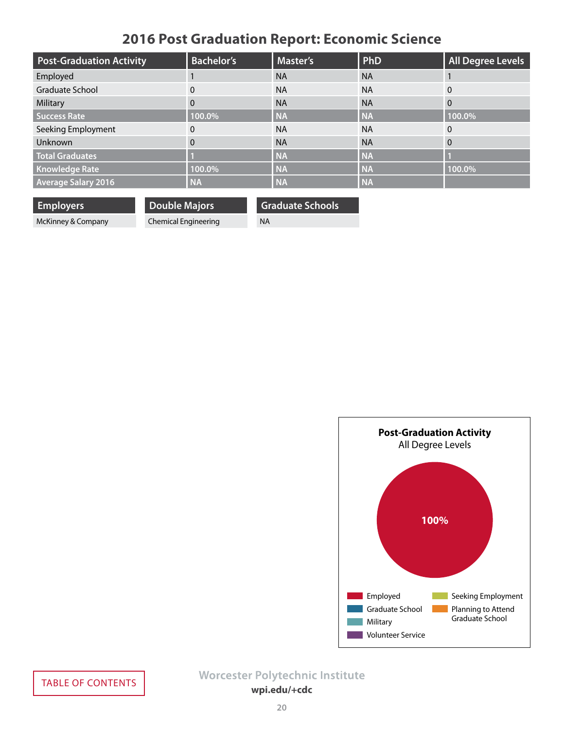# 2016 Post Graduation Report: Economic Science

| Post-Graduation Activity | Bachelor's | Master's | PhD | All Degree Levels |
|---|---|---|---|---|
| Employed | 1 | NA | NA | 1 |
| Graduate School | 0 | NA | NA | 0 |
| Military | 0 | NA | NA | 0 |
| **Success Rate** | **100.0%** | **NA** | **NA** | **100.0%** |
| Seeking Employment | 0 | NA | NA | 0 |
| Unknown | 0 | NA | NA | 0 |
| **Total Graduates** | **1** | **NA** | **NA** | **1** |
| **Knowledge Rate** | **100.0%** | **NA** | **NA** | **100.0%** |
| **Average Salary 2016** | **NA** | **NA** | **NA** | |

| Employers |
|---|
| McKinney & Company |

| Double Majors |
|---|
| Chemical Engineering |

| Graduate Schools |
|---|
| NA |

**Post-Graduation Activity**
All Degree Levels

100%

Employed
Graduate School
Military
Volunteer Service
Seeking Employment
Planning to Attend Graduate School

TABLE OF CONTENTS

Worcester Polytechnic Institute
wpi.edu/+cdc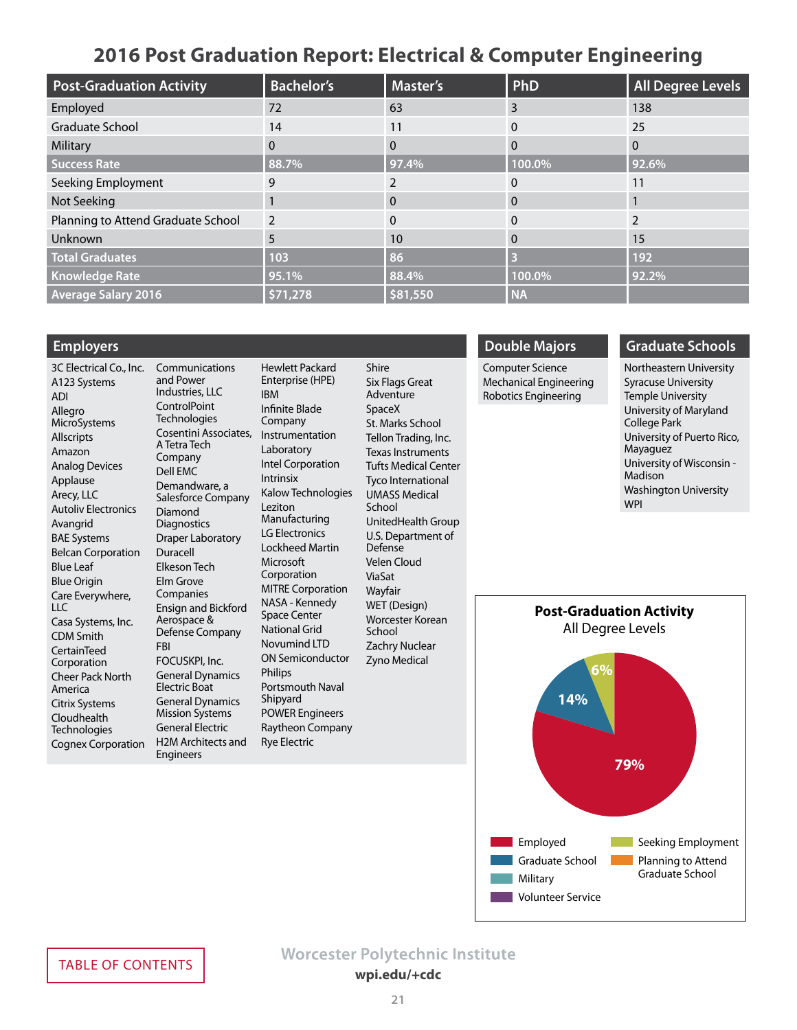# 2016 Post Graduation Report: Electrical & Computer Engineering

| Post-Graduation Activity | Bachelor's | Master's | PhD | All Degree Levels |
|---|---|---|---|---|
| Employed | 72 | 63 | 3 | 138 |
| Graduate School | 14 | 11 | 0 | 25 |
| Military | 0 | 0 | 0 | 0 |
| **Success Rate** | **88.7%** | **97.4%** | **100.0%** | **92.6%** |
| Seeking Employment | 9 | 2 | 0 | 11 |
| Not Seeking | 1 | 0 | 0 | 1 |
| Planning to Attend Graduate School | 2 | 0 | 0 | 2 |
| Unknown | 5 | 10 | 0 | 15 |
| **Total Graduates** | **103** | **86** | **3** | **192** |
| **Knowledge Rate** | **95.1%** | **88.4%** | **100.0%** | **92.2%** |
| **Average Salary 2016** | **$71,278** | **$81,550** | **NA** | |

## Employers

3C Electrical Co., Inc.
A123 Systems
ADI
Allegro MicroSystems
Allscripts
Amazon
Analog Devices
Applause
Arecy, LLC
Autoliv Electronics
Avangrid
BAE Systems
Belcan Corporation
Blue Leaf
Blue Origin
Care Everywhere, LLC
Casa Systems, Inc.
CDM Smith
CertainTeed Corporation
Cheer Pack North America
Citrix Systems
Cloudhealth Technologies
Cognex Corporation
Communications and Power Industries, LLC
ControlPoint Technologies
Cosentini Associates, A Tetra Tech Company
Dell EMC
Demandware, a Salesforce Company
Diamond Diagnostics
Draper Laboratory
Duracell
Elkeson Tech
Elm Grove Companies
Ensign and Bickford Aerospace & Defense Company
FBI
FOCUSKPI, Inc.
General Dynamics Electric Boat
General Dynamics Mission Systems
General Electric
H2M Architects and Engineers
Hewlett Packard Enterprise (HPE)
IBM
Infinite Blade Company
Instrumentation Laboratory
Intel Corporation
Intrinsix
Kalow Technologies
Leziton Manufacturing
LG Electronics
Lockheed Martin
Microsoft Corporation
MITRE Corporation
NASA - Kennedy Space Center
National Grid
Novumind LTD
ON Semiconductor
Philips
Portsmouth Naval Shipyard
POWER Engineers
Raytheon Company
Rye Electric
Shire
Six Flags Great Adventure
SpaceX
St. Marks School
Tellon Trading, Inc.
Texas Instruments
Tufts Medical Center
Tyco International
UMASS Medical School
UnitedHealth Group
U.S. Department of Defense
Velen Cloud
ViaSat
Wayfair
WET (Design)
Worcester Korean School
Zachry Nuclear
Zyno Medical

## Double Majors

Computer Science
Mechanical Engineering
Robotics Engineering

## Graduate Schools

Northeastern University
Syracuse University
Temple University
University of Maryland College Park
University of Puerto Rico, Mayaguez
University of Wisconsin - Madison
Washington University
WPI

**Post-Graduation Activity**
All Degree Levels

- Employed: 79%
- Graduate School: 14%
- Seeking Employment: 6%

Legend: Employed, Graduate School, Military, Volunteer Service, Seeking Employment, Planning to Attend Graduate School

TABLE OF CONTENTS

Worcester Polytechnic Institute
wpi.edu/+cdc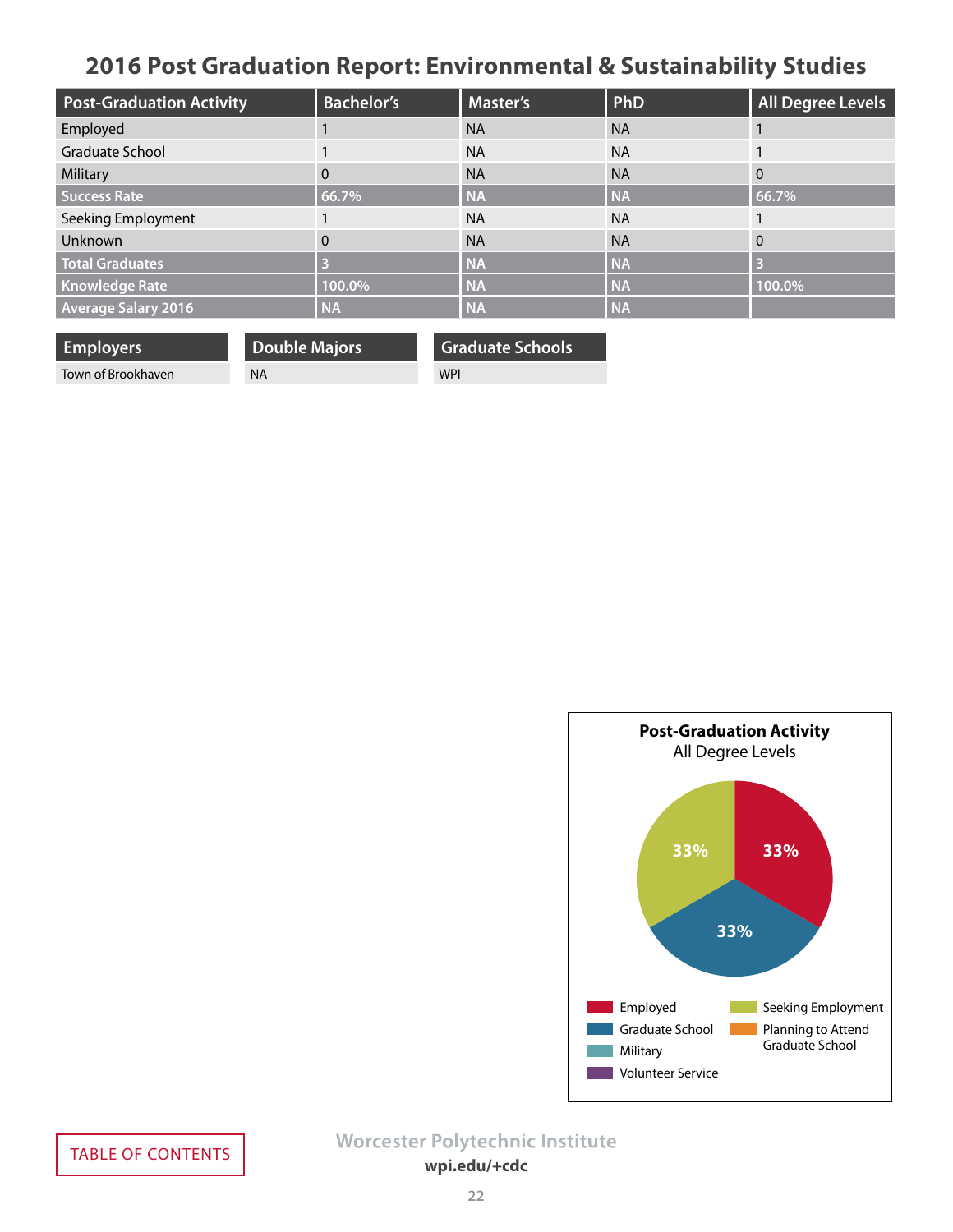# 2016 Post Graduation Report: Environmental & Sustainability Studies

| Post-Graduation Activity | Bachelor's | Master's | PhD | All Degree Levels |
|---|---|---|---|---|
| Employed | 1 | NA | NA | 1 |
| Graduate School | 1 | NA | NA | 1 |
| Military | 0 | NA | NA | 0 |
| **Success Rate** | **66.7%** | **NA** | **NA** | **66.7%** |
| Seeking Employment | 1 | NA | NA | 1 |
| Unknown | 0 | NA | NA | 0 |
| **Total Graduates** | **3** | **NA** | **NA** | **3** |
| **Knowledge Rate** | **100.0%** | **NA** | **NA** | **100.0%** |
| **Average Salary 2016** | **NA** | **NA** | **NA** | |

| Employers |
|---|
| Town of Brookhaven |

| Double Majors |
|---|
| NA |

| Graduate Schools |
|---|
| WPI |

**Post-Graduation Activity**
All Degree Levels

- Employed: 33%
- Graduate School: 33%
- Seeking Employment: 33%

Legend: Employed, Graduate School, Military, Volunteer Service, Seeking Employment, Planning to Attend Graduate School

TABLE OF CONTENTS

Worcester Polytechnic Institute
wpi.edu/+cdc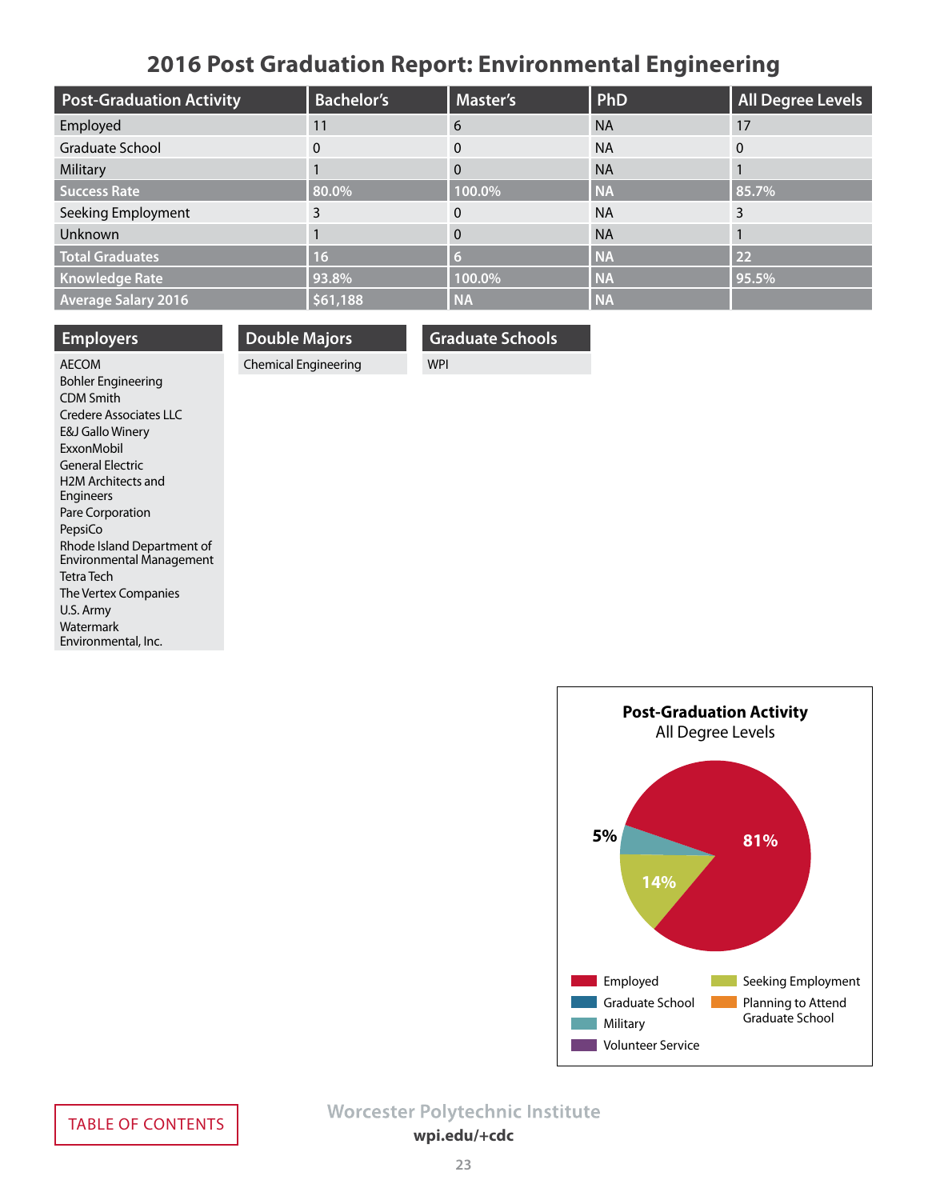# 2016 Post Graduation Report: Environmental Engineering

| Post-Graduation Activity | Bachelor's | Master's | PhD | All Degree Levels |
|---|---|---|---|---|
| Employed | 11 | 6 | NA | 17 |
| Graduate School | 0 | 0 | NA | 0 |
| Military | 1 | 0 | NA | 1 |
| **Success Rate** | **80.0%** | **100.0%** | **NA** | **85.7%** |
| Seeking Employment | 3 | 0 | NA | 3 |
| Unknown | 1 | 0 | NA | 1 |
| **Total Graduates** | **16** | **6** | **NA** | **22** |
| **Knowledge Rate** | **93.8%** | **100.0%** | **NA** | **95.5%** |
| **Average Salary 2016** | **$61,188** | **NA** | **NA** | |

## Employers

- AECOM
- Bohler Engineering
- CDM Smith
- Credere Associates LLC
- E&J Gallo Winery
- ExxonMobil
- General Electric
- H2M Architects and Engineers
- Pare Corporation
- PepsiCo
- Rhode Island Department of Environmental Management
- Tetra Tech
- The Vertex Companies
- U.S. Army
- Watermark Environmental, Inc.

## Double Majors

- Chemical Engineering

## Graduate Schools

- WPI

**Post-Graduation Activity**
All Degree Levels

- Employed: 81%
- Seeking Employment: 14%
- Military: 5%

Legend: Employed, Graduate School, Military, Volunteer Service, Seeking Employment, Planning to Attend Graduate School

TABLE OF CONTENTS

Worcester Polytechnic Institute
wpi.edu/+cdc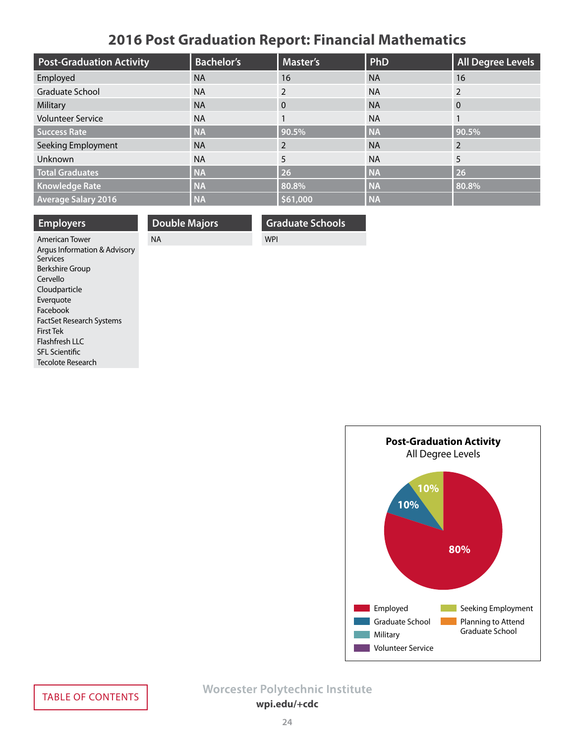# 2016 Post Graduation Report: Financial Mathematics

| Post-Graduation Activity | Bachelor's | Master's | PhD | All Degree Levels |
|---|---|---|---|---|
| Employed | NA | 16 | NA | 16 |
| Graduate School | NA | 2 | NA | 2 |
| Military | NA | 0 | NA | 0 |
| Volunteer Service | NA | 1 | NA | 1 |
| **Success Rate** | **NA** | **90.5%** | **NA** | **90.5%** |
| Seeking Employment | NA | 2 | NA | 2 |
| Unknown | NA | 5 | NA | 5 |
| **Total Graduates** | **NA** | **26** | **NA** | **26** |
| **Knowledge Rate** | **NA** | **80.8%** | **NA** | **80.8%** |
| **Average Salary 2016** | **NA** | **$61,000** | **NA** | |

## Employers

- American Tower
- Argus Information & Advisory Services
- Berkshire Group
- Cervello
- Cloudparticle
- Everquote
- Facebook
- FactSet Research Systems
- First Tek
- Flashfresh LLC
- SFL Scientific
- Tecolote Research

## Double Majors

NA

## Graduate Schools

WPI

**Post-Graduation Activity**
All Degree Levels

- Employed: 80%
- Graduate School: 10%
- Seeking Employment: 10%

Legend: Employed, Graduate School, Military, Volunteer Service, Seeking Employment, Planning to Attend Graduate School

TABLE OF CONTENTS

Worcester Polytechnic Institute
wpi.edu/+cdc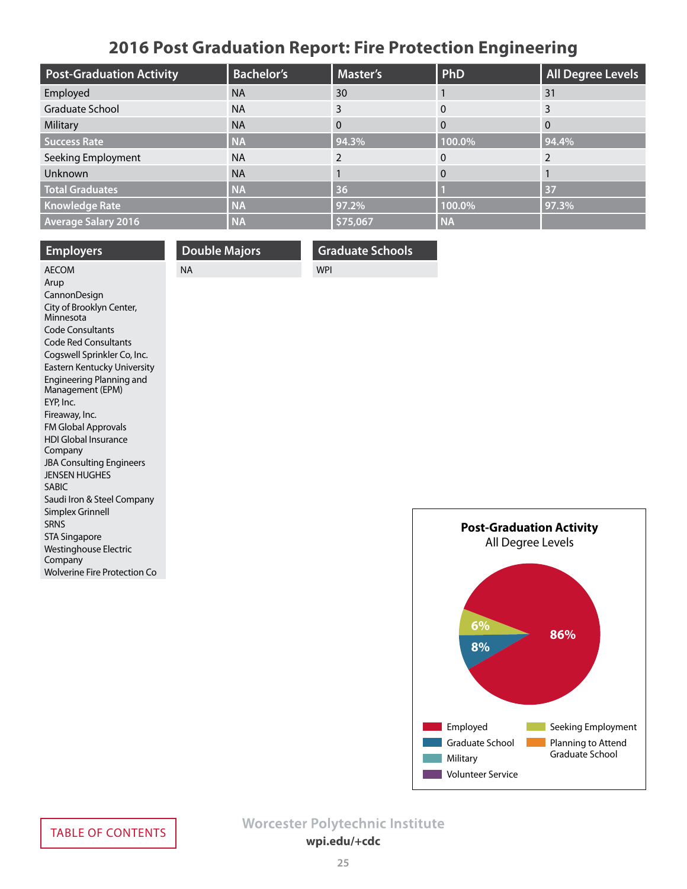# 2016 Post Graduation Report: Fire Protection Engineering

| Post-Graduation Activity | Bachelor's | Master's | PhD | All Degree Levels |
|---|---|---|---|---|
| Employed | NA | 30 | 1 | 31 |
| Graduate School | NA | 3 | 0 | 3 |
| Military | NA | 0 | 0 | 0 |
| **Success Rate** | NA | 94.3% | 100.0% | 94.4% |
| Seeking Employment | NA | 2 | 0 | 2 |
| Unknown | NA | 1 | 0 | 1 |
| **Total Graduates** | NA | 36 | 1 | 37 |
| **Knowledge Rate** | NA | 97.2% | 100.0% | 97.3% |
| **Average Salary 2016** | NA | $75,067 | NA | |

## Employers

AECOM
Arup
CannonDesign
City of Brooklyn Center, Minnesota
Code Consultants
Code Red Consultants
Cogswell Sprinkler Co, Inc.
Eastern Kentucky University
Engineering Planning and Management (EPM)
EYP, Inc.
Fireaway, Inc.
FM Global Approvals
HDI Global Insurance Company
JBA Consulting Engineers
JENSEN HUGHES
SABIC
Saudi Iron & Steel Company
Simplex Grinnell
SRNS
STA Singapore
Westinghouse Electric Company
Wolverine Fire Protection Co

## Double Majors

NA

## Graduate Schools

WPI

**Post-Graduation Activity**
All Degree Levels

- Employed: 86%
- Graduate School: 8%
- Seeking Employment: 6%

Legend: Employed, Graduate School, Military, Volunteer Service, Seeking Employment, Planning to Attend Graduate School

TABLE OF CONTENTS

Worcester Polytechnic Institute
wpi.edu/+cdc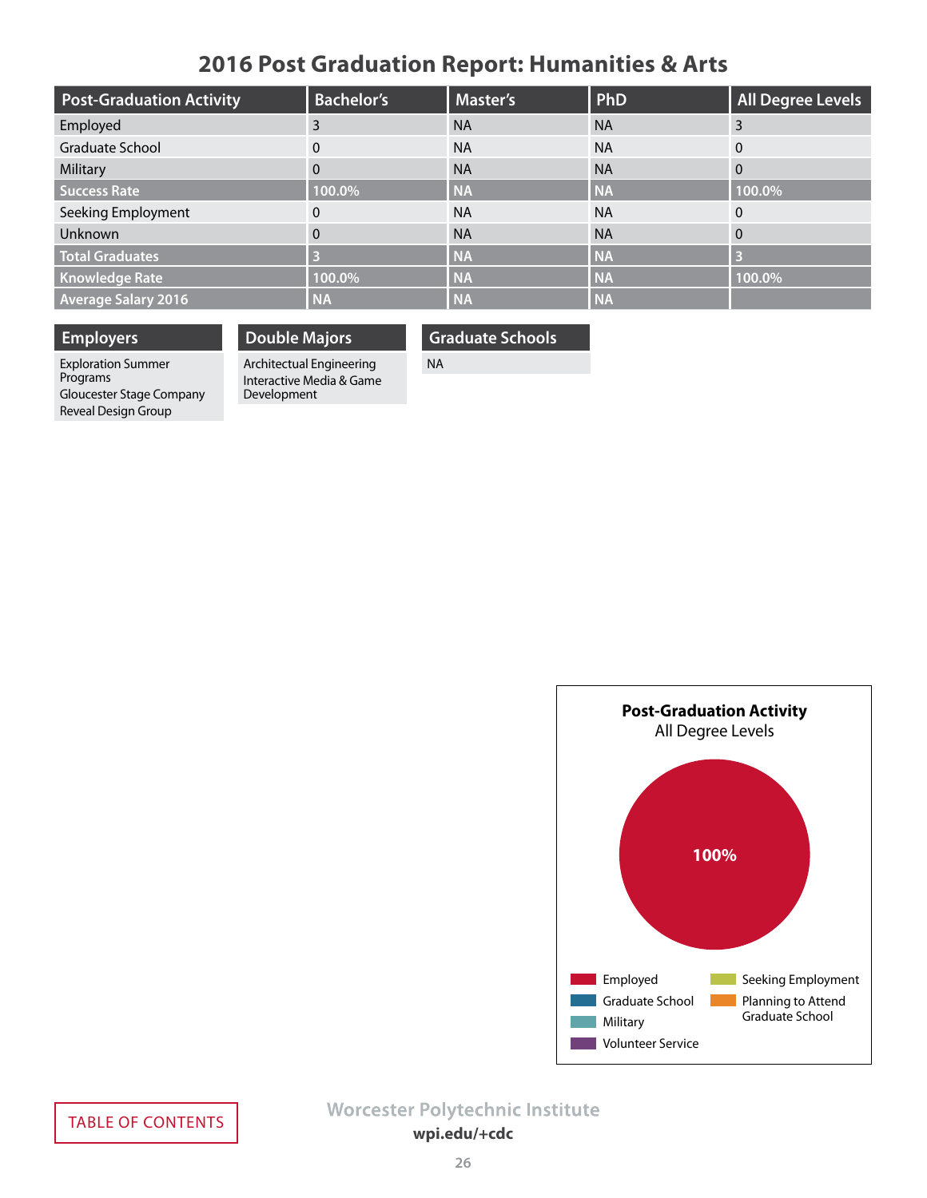# 2016 Post Graduation Report: Humanities & Arts

| Post-Graduation Activity | Bachelor's | Master's | PhD | All Degree Levels |
|---|---|---|---|---|
| Employed | 3 | NA | NA | 3 |
| Graduate School | 0 | NA | NA | 0 |
| Military | 0 | NA | NA | 0 |
| **Success Rate** | **100.0%** | **NA** | **NA** | **100.0%** |
| Seeking Employment | 0 | NA | NA | 0 |
| Unknown | 0 | NA | NA | 0 |
| **Total Graduates** | **3** | **NA** | **NA** | **3** |
| **Knowledge Rate** | **100.0%** | **NA** | **NA** | **100.0%** |
| **Average Salary 2016** | **NA** | **NA** | **NA** | |

## Employers

Exploration Summer Programs
Gloucester Stage Company
Reveal Design Group

## Double Majors

Architectual Engineering
Interactive Media & Game Development

## Graduate Schools

NA

**Post-Graduation Activity**
All Degree Levels

100%

Employed
Graduate School
Military
Volunteer Service
Seeking Employment
Planning to Attend Graduate School

TABLE OF CONTENTS

Worcester Polytechnic Institute
wpi.edu/+cdc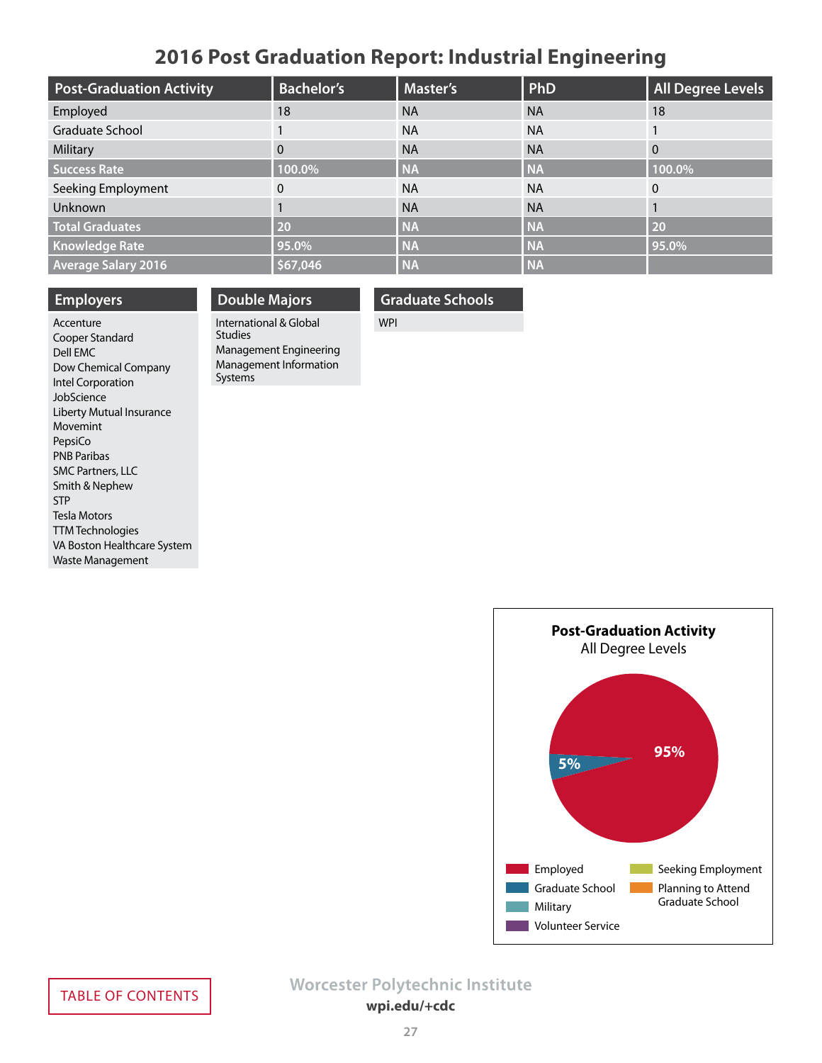# 2016 Post Graduation Report: Industrial Engineering

| Post-Graduation Activity | Bachelor's | Master's | PhD | All Degree Levels |
|---|---|---|---|---|
| Employed | 18 | NA | NA | 18 |
| Graduate School | 1 | NA | NA | 1 |
| Military | 0 | NA | NA | 0 |
| **Success Rate** | **100.0%** | **NA** | **NA** | **100.0%** |
| Seeking Employment | 0 | NA | NA | 0 |
| Unknown | 1 | NA | NA | 1 |
| **Total Graduates** | **20** | **NA** | **NA** | **20** |
| **Knowledge Rate** | **95.0%** | **NA** | **NA** | **95.0%** |
| **Average Salary 2016** | **$67,046** | **NA** | **NA** | |

## Employers

Accenture
Cooper Standard
Dell EMC
Dow Chemical Company
Intel Corporation
JobScience
Liberty Mutual Insurance
Movemint
PepsiCo
PNB Paribas
SMC Partners, LLC
Smith & Nephew
STP
Tesla Motors
TTM Technologies
VA Boston Healthcare System
Waste Management

## Double Majors

International & Global Studies
Management Engineering
Management Information Systems

## Graduate Schools

WPI

**Post-Graduation Activity**
All Degree Levels

95%
5%

Employed
Graduate School
Military
Volunteer Service
Seeking Employment
Planning to Attend Graduate School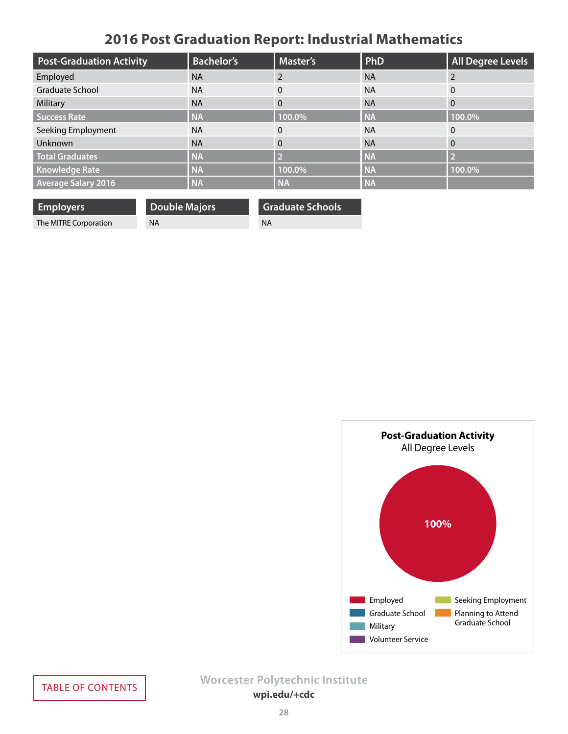# 2016 Post Graduation Report: Industrial Mathematics

| Post-Graduation Activity | Bachelor's | Master's | PhD | All Degree Levels |
|---|---|---|---|---|
| Employed | NA | 2 | NA | 2 |
| Graduate School | NA | 0 | NA | 0 |
| Military | NA | 0 | NA | 0 |
| **Success Rate** | NA | 100.0% | NA | 100.0% |
| Seeking Employment | NA | 0 | NA | 0 |
| Unknown | NA | 0 | NA | 0 |
| **Total Graduates** | NA | 2 | NA | 2 |
| **Knowledge Rate** | NA | 100.0% | NA | 100.0% |
| **Average Salary 2016** | NA | NA | NA | |

| Employers |
|---|
| The MITRE Corporation |

| Double Majors |
|---|
| NA |

| Graduate Schools |
|---|
| NA |

**Post-Graduation Activity**
All Degree Levels

100%

Employed; Graduate School; Military; Volunteer Service; Seeking Employment; Planning to Attend Graduate School

TABLE OF CONTENTS

Worcester Polytechnic Institute
**wpi.edu/+cdc**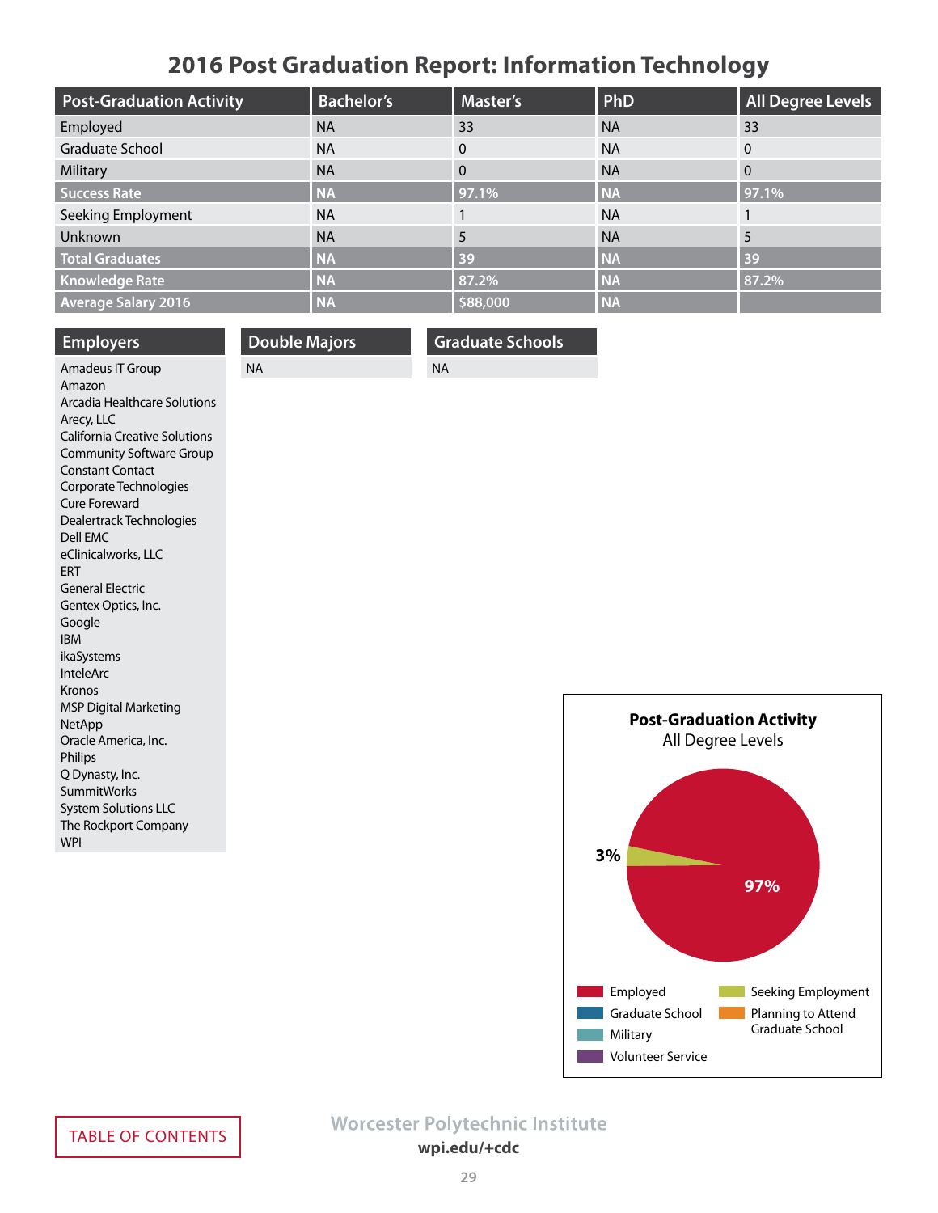# 2016 Post Graduation Report: Information Technology

| Post-Graduation Activity | Bachelor's | Master's | PhD | All Degree Levels |
|---|---|---|---|---|
| Employed | NA | 33 | NA | 33 |
| Graduate School | NA | 0 | NA | 0 |
| Military | NA | 0 | NA | 0 |
| **Success Rate** | **NA** | **97.1%** | **NA** | **97.1%** |
| Seeking Employment | NA | 1 | NA | 1 |
| Unknown | NA | 5 | NA | 5 |
| **Total Graduates** | **NA** | **39** | **NA** | **39** |
| **Knowledge Rate** | **NA** | **87.2%** | **NA** | **87.2%** |
| **Average Salary 2016** | **NA** | **$88,000** | **NA** | |

## Employers

Amadeus IT Group
Amazon
Arcadia Healthcare Solutions
Arecy, LLC
California Creative Solutions
Community Software Group
Constant Contact
Corporate Technologies
Cure Foreward
Dealertrack Technologies
Dell EMC
eClinicalworks, LLC
ERT
General Electric
Gentex Optics, Inc.
Google
IBM
ikaSystems
InteleArc
Kronos
MSP Digital Marketing
NetApp
Oracle America, Inc.
Philips
Q Dynasty, Inc.
SummitWorks
System Solutions LLC
The Rockport Company
WPI

## Double Majors

NA

## Graduate Schools

NA

**Post-Graduation Activity**
All Degree Levels

97%
3%

Employed
Graduate School
Military
Volunteer Service
Seeking Employment
Planning to Attend Graduate School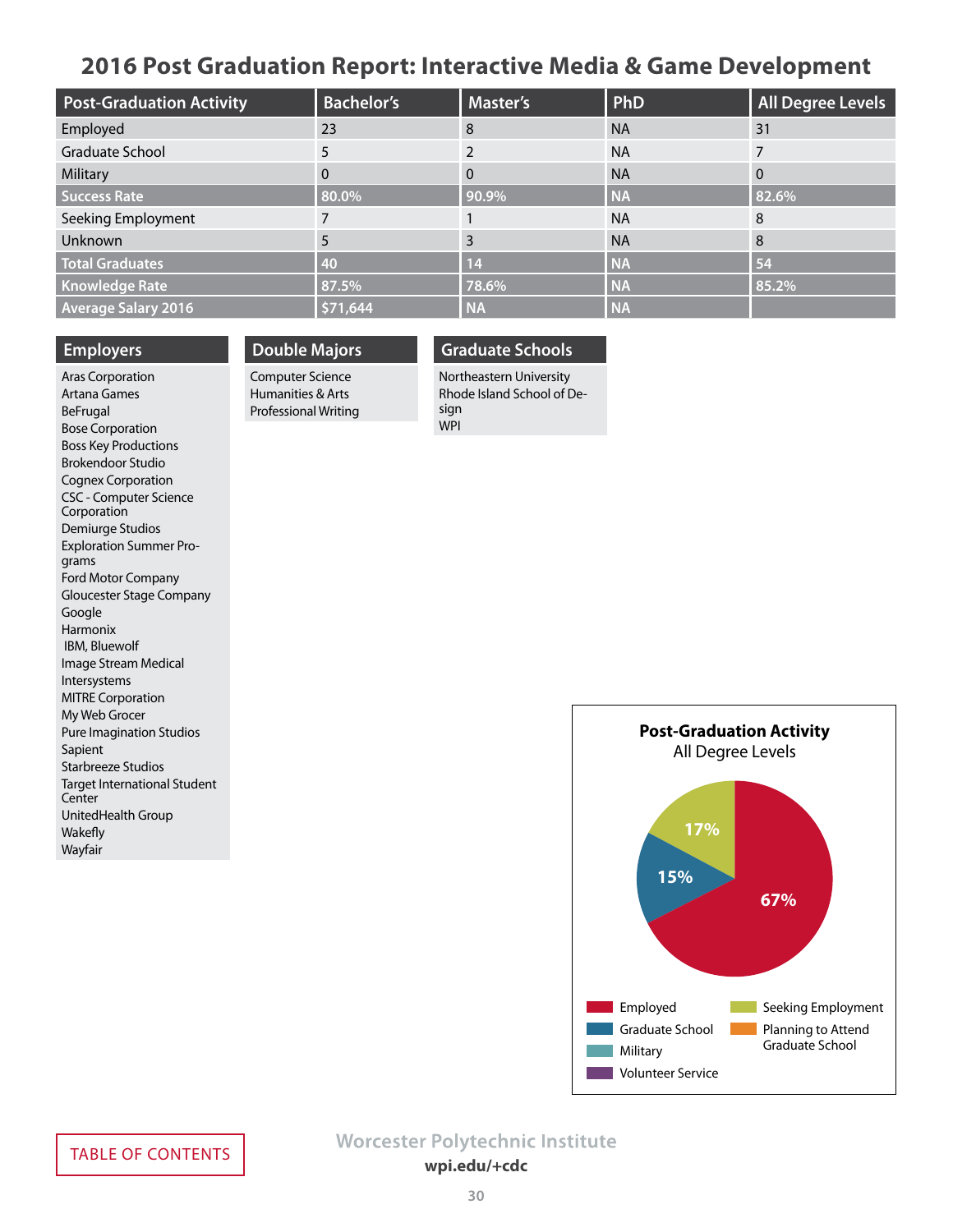# 2016 Post Graduation Report: Interactive Media & Game Development

| Post-Graduation Activity | Bachelor's | Master's | PhD | All Degree Levels |
|---|---|---|---|---|
| Employed | 23 | 8 | NA | 31 |
| Graduate School | 5 | 2 | NA | 7 |
| Military | 0 | 0 | NA | 0 |
| **Success Rate** | **80.0%** | **90.9%** | **NA** | **82.6%** |
| Seeking Employment | 7 | 1 | NA | 8 |
| Unknown | 5 | 3 | NA | 8 |
| **Total Graduates** | **40** | **14** | **NA** | **54** |
| **Knowledge Rate** | **87.5%** | **78.6%** | **NA** | **85.2%** |
| **Average Salary 2016** | **$71,644** | **NA** | **NA** | |

## Employers

Aras Corporation
Artana Games
BeFrugal
Bose Corporation
Boss Key Productions
Brokendoor Studio
Cognex Corporation
CSC - Computer Science Corporation
Demiurge Studios
Exploration Summer Programs
Ford Motor Company
Gloucester Stage Company
Google
Harmonix
IBM, Bluewolf
Image Stream Medical
Intersystems
MITRE Corporation
My Web Grocer
Pure Imagination Studios
Sapient
Starbreeze Studios
Target International Student Center
UnitedHealth Group
Wakefly
Wayfair

## Double Majors

Computer Science
Humanities & Arts
Professional Writing

## Graduate Schools

Northeastern University
Rhode Island School of Design
WPI

**Post-Graduation Activity**
All Degree Levels

- Employed: 67%
- Graduate School: 15%
- Seeking Employment: 17%

Legend: Employed, Graduate School, Military, Volunteer Service, Seeking Employment, Planning to Attend Graduate School

TABLE OF CONTENTS

Worcester Polytechnic Institute
wpi.edu/+cdc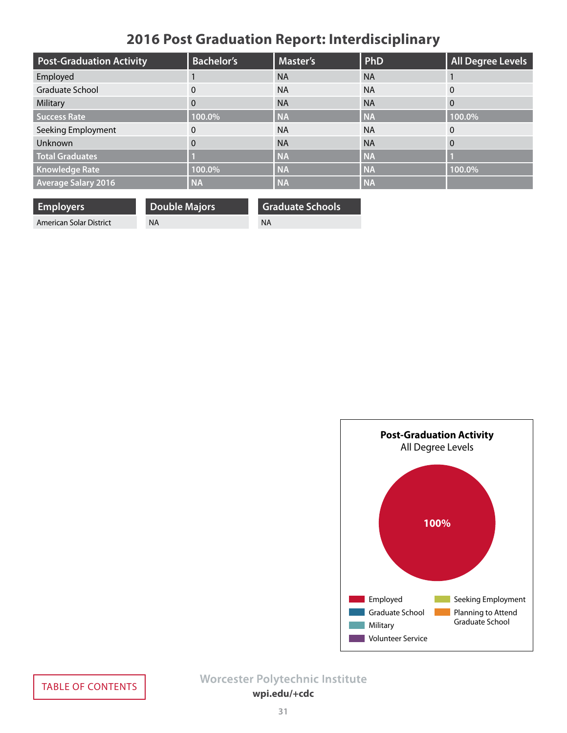# 2016 Post Graduation Report: Interdisciplinary

| Post-Graduation Activity | Bachelor's | Master's | PhD | All Degree Levels |
| --- | --- | --- | --- | --- |
| Employed | 1 | NA | NA | 1 |
| Graduate School | 0 | NA | NA | 0 |
| Military | 0 | NA | NA | 0 |
| **Success Rate** | **100.0%** | **NA** | **NA** | **100.0%** |
| Seeking Employment | 0 | NA | NA | 0 |
| Unknown | 0 | NA | NA | 0 |
| **Total Graduates** | **1** | **NA** | **NA** | **1** |
| **Knowledge Rate** | **100.0%** | **NA** | **NA** | **100.0%** |
| **Average Salary 2016** | **NA** | **NA** | **NA** | |

| Employers |
| --- |
| American Solar District |

| Double Majors |
| --- |
| NA |

| Graduate Schools |
| --- |
| NA |

**Post-Graduation Activity**
All Degree Levels

100%

Employed
Graduate School
Military
Volunteer Service
Seeking Employment
Planning to Attend Graduate School

TABLE OF CONTENTS

Worcester Polytechnic Institute
**wpi.edu/+cdc**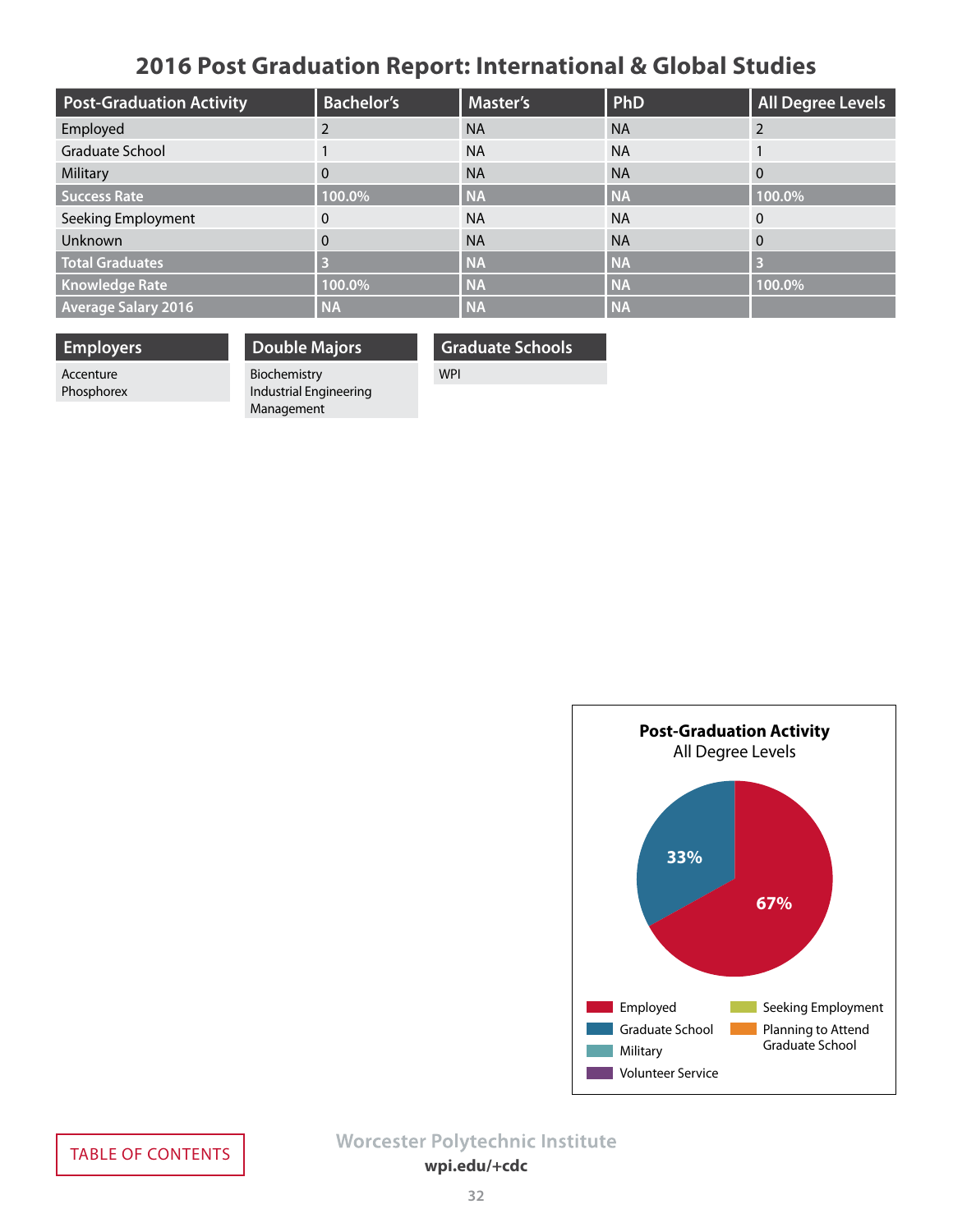# 2016 Post Graduation Report: International & Global Studies

| Post-Graduation Activity | Bachelor's | Master's | PhD | All Degree Levels |
|---|---|---|---|---|
| Employed | 2 | NA | NA | 2 |
| Graduate School | 1 | NA | NA | 1 |
| Military | 0 | NA | NA | 0 |
| **Success Rate** | **100.0%** | **NA** | **NA** | **100.0%** |
| Seeking Employment | 0 | NA | NA | 0 |
| Unknown | 0 | NA | NA | 0 |
| **Total Graduates** | **3** | **NA** | **NA** | **3** |
| **Knowledge Rate** | **100.0%** | **NA** | **NA** | **100.0%** |
| **Average Salary 2016** | **NA** | **NA** | **NA** | |

| Employers |
|---|
| Accenture |
| Phosphorex |

| Double Majors |
|---|
| Biochemistry |
| Industrial Engineering |
| Management |

| Graduate Schools |
|---|
| WPI |

**Post-Graduation Activity**
All Degree Levels

- Employed: 67%
- Graduate School: 33%

Legend: Employed, Graduate School, Military, Volunteer Service, Seeking Employment, Planning to Attend Graduate School

TABLE OF CONTENTS

Worcester Polytechnic Institute
**wpi.edu/+cdc**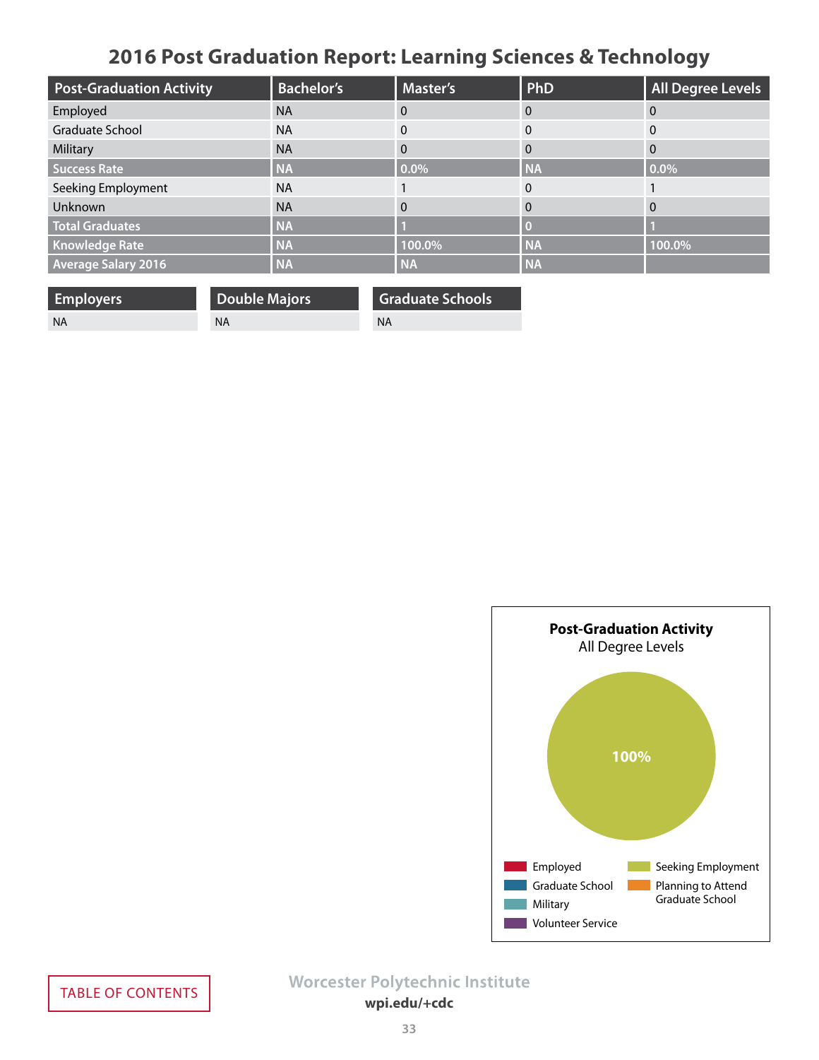# 2016 Post Graduation Report: Learning Sciences & Technology

| Post-Graduation Activity | Bachelor's | Master's | PhD | All Degree Levels |
|---|---|---|---|---|
| Employed | NA | 0 | 0 | 0 |
| Graduate School | NA | 0 | 0 | 0 |
| Military | NA | 0 | 0 | 0 |
| **Success Rate** | **NA** | **0.0%** | **NA** | **0.0%** |
| Seeking Employment | NA | 1 | 0 | 1 |
| Unknown | NA | 0 | 0 | 0 |
| **Total Graduates** | **NA** | **1** | **0** | **1** |
| **Knowledge Rate** | **NA** | **100.0%** | **NA** | **100.0%** |
| **Average Salary 2016** | **NA** | **NA** | **NA** | |

| Employers |
|---|
| NA |

| Double Majors |
|---|
| NA |

| Graduate Schools |
|---|
| NA |

**Post-Graduation Activity**
All Degree Levels

100%

Employed
Graduate School
Military
Volunteer Service
Seeking Employment
Planning to Attend Graduate School

TABLE OF CONTENTS

Worcester Polytechnic Institute
wpi.edu/+cdc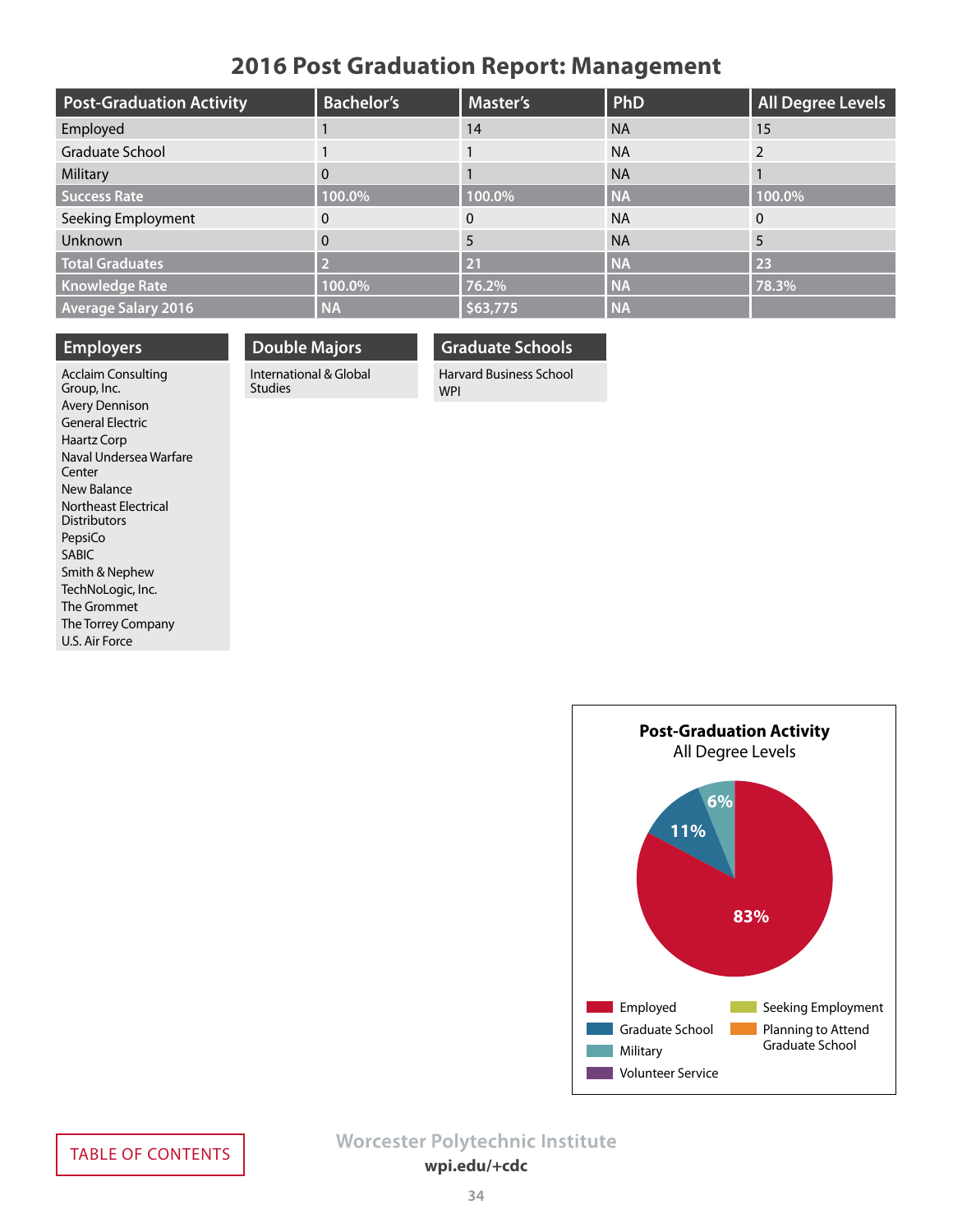# 2016 Post Graduation Report: Management

| Post-Graduation Activity | Bachelor's | Master's | PhD | All Degree Levels |
|---|---|---|---|---|
| Employed | 1 | 14 | NA | 15 |
| Graduate School | 1 | 1 | NA | 2 |
| Military | 0 | 1 | NA | 1 |
| **Success Rate** | **100.0%** | **100.0%** | **NA** | **100.0%** |
| Seeking Employment | 0 | 0 | NA | 0 |
| Unknown | 0 | 5 | NA | 5 |
| **Total Graduates** | **2** | **21** | **NA** | **23** |
| **Knowledge Rate** | **100.0%** | **76.2%** | **NA** | **78.3%** |
| **Average Salary 2016** | **NA** | **$63,775** | **NA** | |

## Employers

- Acclaim Consulting Group, Inc.
- Avery Dennison
- General Electric
- Haartz Corp
- Naval Undersea Warfare Center
- New Balance
- Northeast Electrical Distributors
- PepsiCo
- SABIC
- Smith & Nephew
- TechNoLogic, Inc.
- The Grommet
- The Torrey Company
- U.S. Air Force

## Double Majors

- International & Global Studies

## Graduate Schools

- Harvard Business School
- WPI

**Post-Graduation Activity**
All Degree Levels

- Employed: 83%
- Graduate School: 11%
- Military: 6%

Legend: Employed, Graduate School, Military, Volunteer Service, Seeking Employment, Planning to Attend Graduate School

TABLE OF CONTENTS

Worcester Polytechnic Institute
**wpi.edu/+cdc**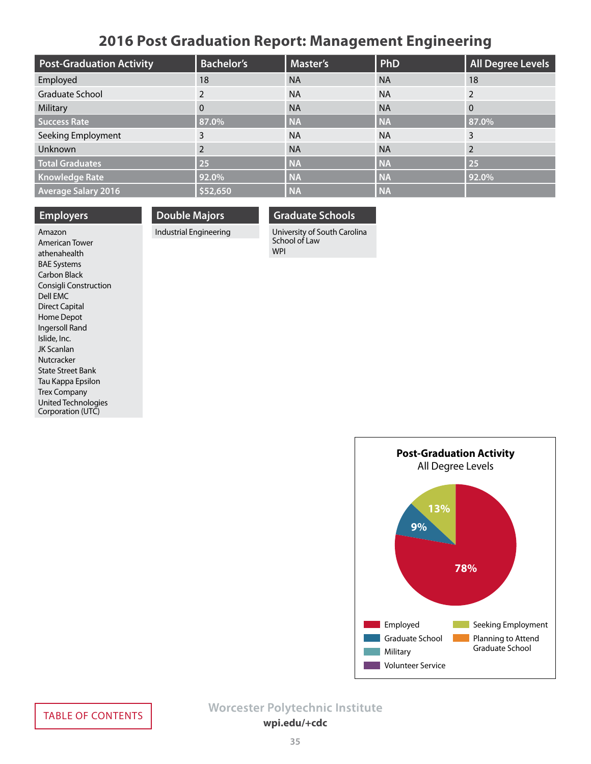# 2016 Post Graduation Report: Management Engineering

| Post-Graduation Activity | Bachelor's | Master's | PhD | All Degree Levels |
|---|---|---|---|---|
| Employed | 18 | NA | NA | 18 |
| Graduate School | 2 | NA | NA | 2 |
| Military | 0 | NA | NA | 0 |
| **Success Rate** | **87.0%** | **NA** | **NA** | **87.0%** |
| Seeking Employment | 3 | NA | NA | 3 |
| Unknown | 2 | NA | NA | 2 |
| **Total Graduates** | **25** | **NA** | **NA** | **25** |
| **Knowledge Rate** | **92.0%** | **NA** | **NA** | **92.0%** |
| **Average Salary 2016** | **$52,650** | **NA** | **NA** | |

## Employers

Amazon
American Tower
athenahealth
BAE Systems
Carbon Black
Consigli Construction
Dell EMC
Direct Capital
Home Depot
Ingersoll Rand
Islide, Inc.
JK Scanlan
Nutcracker
State Street Bank
Tau Kappa Epsilon
Trex Company
United Technologies Corporation (UTC)

## Double Majors

Industrial Engineering

## Graduate Schools

University of South Carolina School of Law
WPI

**Post-Graduation Activity**
All Degree Levels

78%
9%
13%

Employed
Graduate School
Military
Volunteer Service
Seeking Employment
Planning to Attend Graduate School

TABLE OF CONTENTS

Worcester Polytechnic Institute
**wpi.edu/+cdc**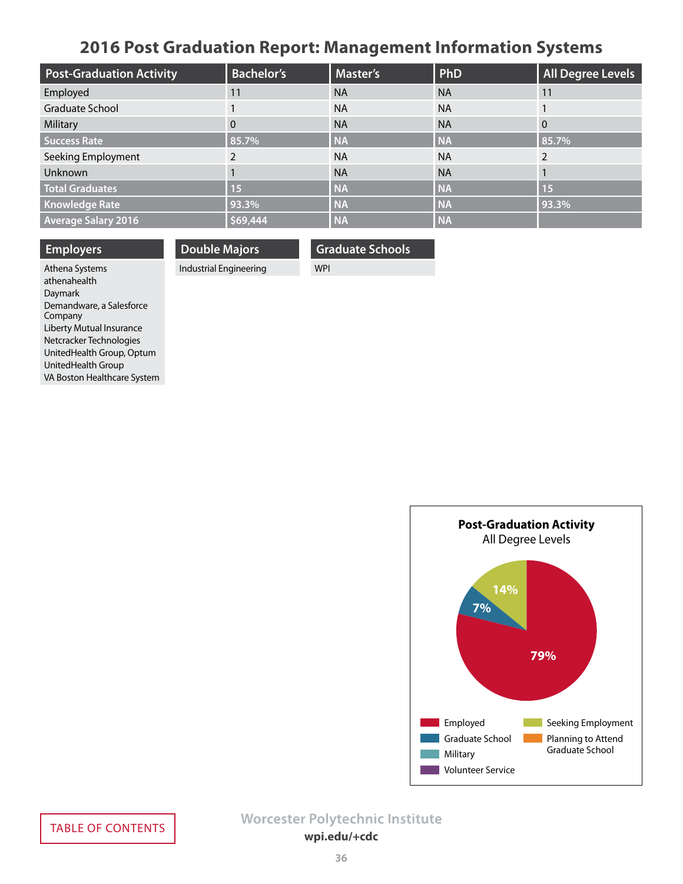# 2016 Post Graduation Report: Management Information Systems

| Post-Graduation Activity | Bachelor's | Master's | PhD | All Degree Levels |
|---|---|---|---|---|
| Employed | 11 | NA | NA | 11 |
| Graduate School | 1 | NA | NA | 1 |
| Military | 0 | NA | NA | 0 |
| **Success Rate** | **85.7%** | **NA** | **NA** | **85.7%** |
| Seeking Employment | 2 | NA | NA | 2 |
| Unknown | 1 | NA | NA | 1 |
| **Total Graduates** | **15** | **NA** | **NA** | **15** |
| **Knowledge Rate** | **93.3%** | **NA** | **NA** | **93.3%** |
| **Average Salary 2016** | **$69,444** | **NA** | **NA** | |

## Employers

- Athena Systems
- athenahealth
- Daymark
- Demandware, a Salesforce Company
- Liberty Mutual Insurance
- Netcracker Technologies
- UnitedHealth Group, Optum
- UnitedHealth Group
- VA Boston Healthcare System

## Double Majors

- Industrial Engineering

## Graduate Schools

- WPI

**Post-Graduation Activity**
All Degree Levels

- Employed: 79%
- Graduate School: 7%
- Seeking Employment: 14%

Legend: Employed, Graduate School, Military, Volunteer Service, Seeking Employment, Planning to Attend Graduate School

TABLE OF CONTENTS

Worcester Polytechnic Institute
wpi.edu/+cdc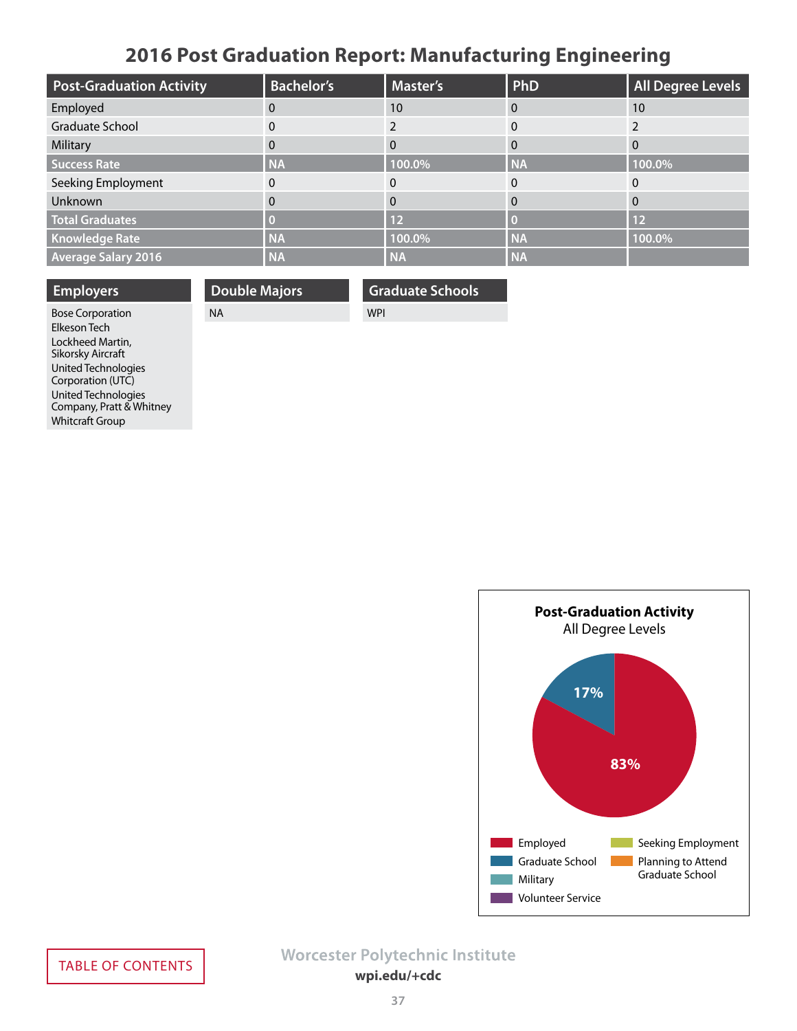# 2016 Post Graduation Report: Manufacturing Engineering

| Post-Graduation Activity | Bachelor's | Master's | PhD | All Degree Levels |
|---|---|---|---|---|
| Employed | 0 | 10 | 0 | 10 |
| Graduate School | 0 | 2 | 0 | 2 |
| Military | 0 | 0 | 0 | 0 |
| **Success Rate** | **NA** | **100.0%** | **NA** | **100.0%** |
| Seeking Employment | 0 | 0 | 0 | 0 |
| Unknown | 0 | 0 | 0 | 0 |
| **Total Graduates** | **0** | **12** | **0** | **12** |
| **Knowledge Rate** | **NA** | **100.0%** | **NA** | **100.0%** |
| **Average Salary 2016** | **NA** | **NA** | **NA** | |

| Employers |
|---|
| Bose Corporation |
| Elkeson Tech |
| Lockheed Martin, Sikorsky Aircraft |
| United Technologies Corporation (UTC) |
| United Technologies Company, Pratt & Whitney |
| Whitcraft Group |

| Double Majors |
|---|
| NA |

| Graduate Schools |
|---|
| WPI |

**Post-Graduation Activity**
All Degree Levels

- Employed: 83%
- Graduate School: 17%

Legend: Employed, Graduate School, Military, Volunteer Service, Seeking Employment, Planning to Attend Graduate School

TABLE OF CONTENTS

Worcester Polytechnic Institute
wpi.edu/+cdc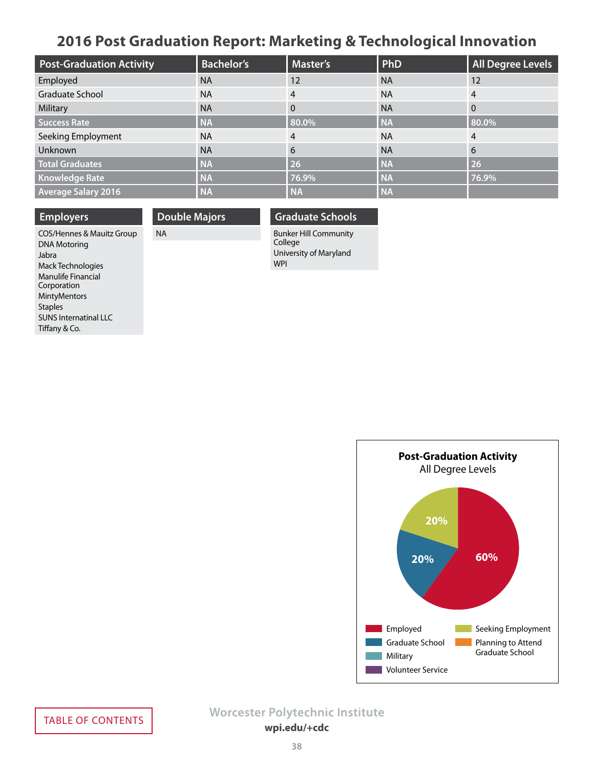# 2016 Post Graduation Report: Marketing & Technological Innovation

| Post-Graduation Activity | Bachelor's | Master's | PhD | All Degree Levels |
|---|---|---|---|---|
| Employed | NA | 12 | NA | 12 |
| Graduate School | NA | 4 | NA | 4 |
| Military | NA | 0 | NA | 0 |
| **Success Rate** | **NA** | **80.0%** | **NA** | **80.0%** |
| Seeking Employment | NA | 4 | NA | 4 |
| Unknown | NA | 6 | NA | 6 |
| **Total Graduates** | **NA** | **26** | **NA** | **26** |
| **Knowledge Rate** | **NA** | **76.9%** | **NA** | **76.9%** |
| **Average Salary 2016** | **NA** | **NA** | **NA** | |

## Employers

COS/Hennes & Mauitz Group
DNA Motoring
Jabra
Mack Technologies
Manulife Financial Corporation
MintyMentors
Staples
SUNS Internatinal LLC
Tiffany & Co.

## Double Majors

NA

## Graduate Schools

Bunker Hill Community College
University of Maryland
WPI

**Post-Graduation Activity**
All Degree Levels

- Employed: 60%
- Graduate School: 20%
- Seeking Employment: 20%

Legend: Employed, Graduate School, Military, Volunteer Service, Seeking Employment, Planning to Attend Graduate School

TABLE OF CONTENTS

Worcester Polytechnic Institute
wpi.edu/+cdc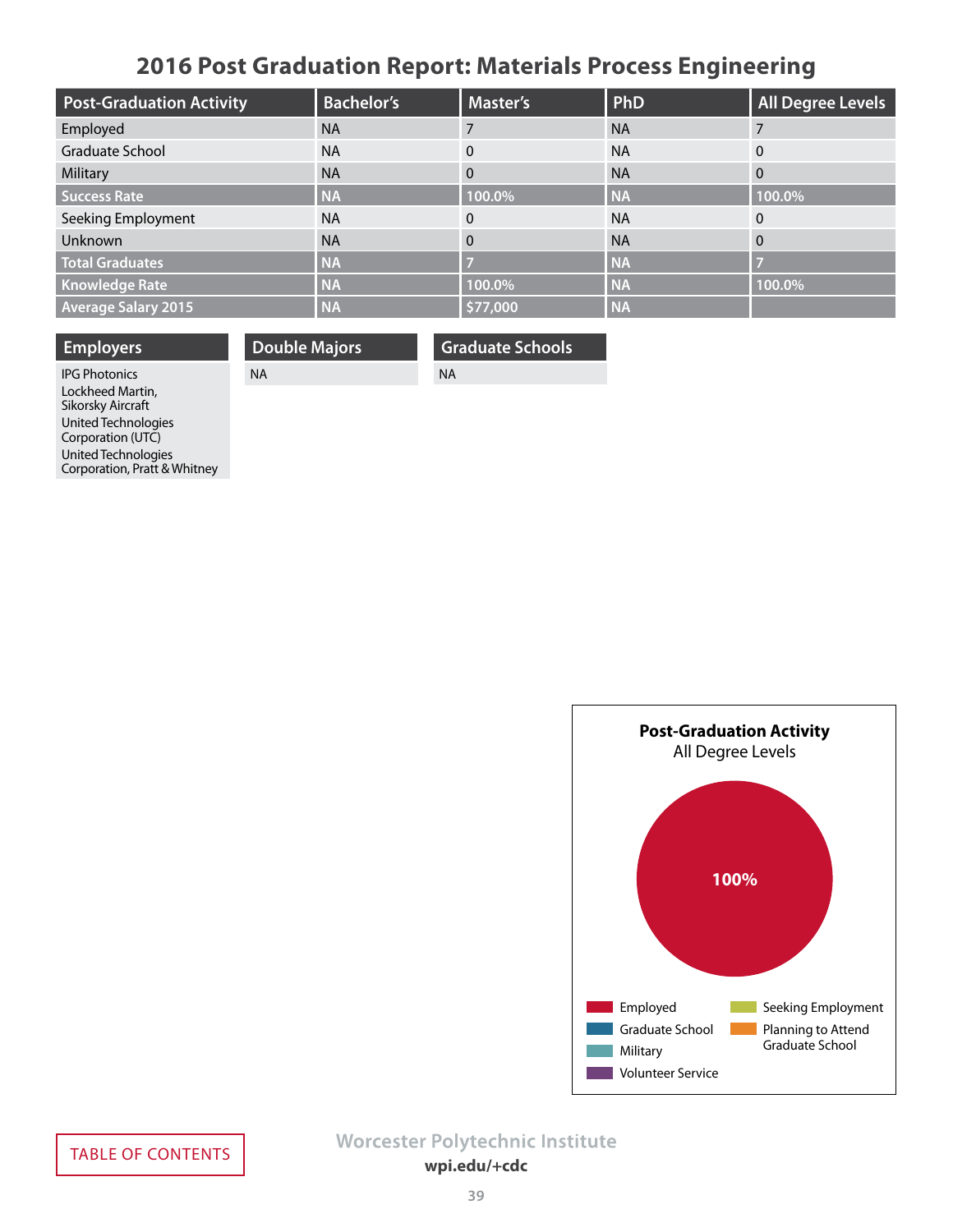# 2016 Post Graduation Report: Materials Process Engineering

| Post-Graduation Activity | Bachelor's | Master's | PhD | All Degree Levels |
|---|---|---|---|---|
| Employed | NA | 7 | NA | 7 |
| Graduate School | NA | 0 | NA | 0 |
| Military | NA | 0 | NA | 0 |
| **Success Rate** | **NA** | **100.0%** | **NA** | **100.0%** |
| Seeking Employment | NA | 0 | NA | 0 |
| Unknown | NA | 0 | NA | 0 |
| **Total Graduates** | **NA** | **7** | **NA** | **7** |
| **Knowledge Rate** | **NA** | **100.0%** | **NA** | **100.0%** |
| **Average Salary 2015** | **NA** | **$77,000** | **NA** | |

## Employers

- IPG Photonics
- Lockheed Martin, Sikorsky Aircraft
- United Technologies Corporation (UTC)
- United Technologies Corporation, Pratt & Whitney

## Double Majors

NA

## Graduate Schools

NA

**Post-Graduation Activity**
All Degree Levels

100%

Employed | Graduate School | Military | Volunteer Service | Seeking Employment | Planning to Attend Graduate School

TABLE OF CONTENTS

Worcester Polytechnic Institute
**wpi.edu/+cdc**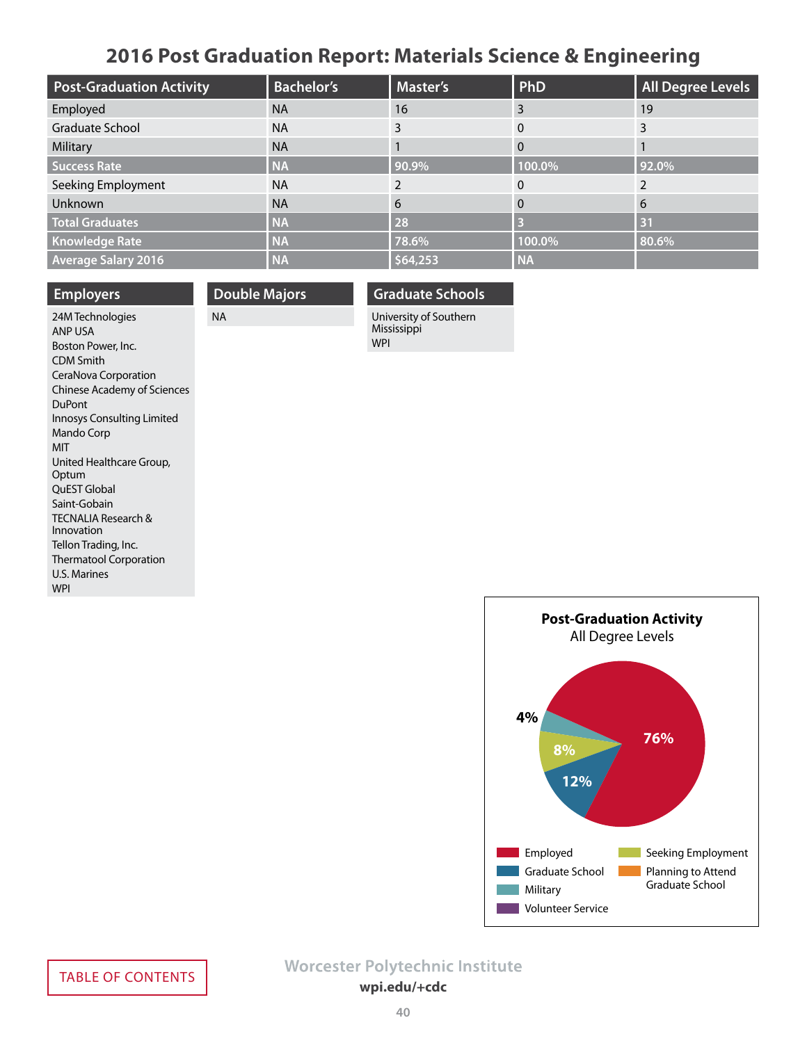# 2016 Post Graduation Report: Materials Science & Engineering

| Post-Graduation Activity | Bachelor's | Master's | PhD | All Degree Levels |
|---|---|---|---|---|
| Employed | NA | 16 | 3 | 19 |
| Graduate School | NA | 3 | 0 | 3 |
| Military | NA | 1 | 0 | 1 |
| **Success Rate** | **NA** | **90.9%** | **100.0%** | **92.0%** |
| Seeking Employment | NA | 2 | 0 | 2 |
| Unknown | NA | 6 | 0 | 6 |
| **Total Graduates** | **NA** | **28** | **3** | **31** |
| **Knowledge Rate** | **NA** | **78.6%** | **100.0%** | **80.6%** |
| **Average Salary 2016** | **NA** | **$64,253** | **NA** | |

## Employers

24M Technologies
ANP USA
Boston Power, Inc.
CDM Smith
CeraNova Corporation
Chinese Academy of Sciences
DuPont
Innosys Consulting Limited
Mando Corp
MIT
United Healthcare Group, Optum
QuEST Global
Saint-Gobain
TECNALIA Research & Innovation
Tellon Trading, Inc.
Thermatool Corporation
U.S. Marines
WPI

## Double Majors

NA

## Graduate Schools

University of Southern Mississippi
WPI

**Post-Graduation Activity**
All Degree Levels

- Employed: 76%
- Graduate School: 12%
- Seeking Employment: 8%
- Military: 4%

Legend: Employed, Graduate School, Military, Volunteer Service, Seeking Employment, Planning to Attend Graduate School

TABLE OF CONTENTS

Worcester Polytechnic Institute
wpi.edu/+cdc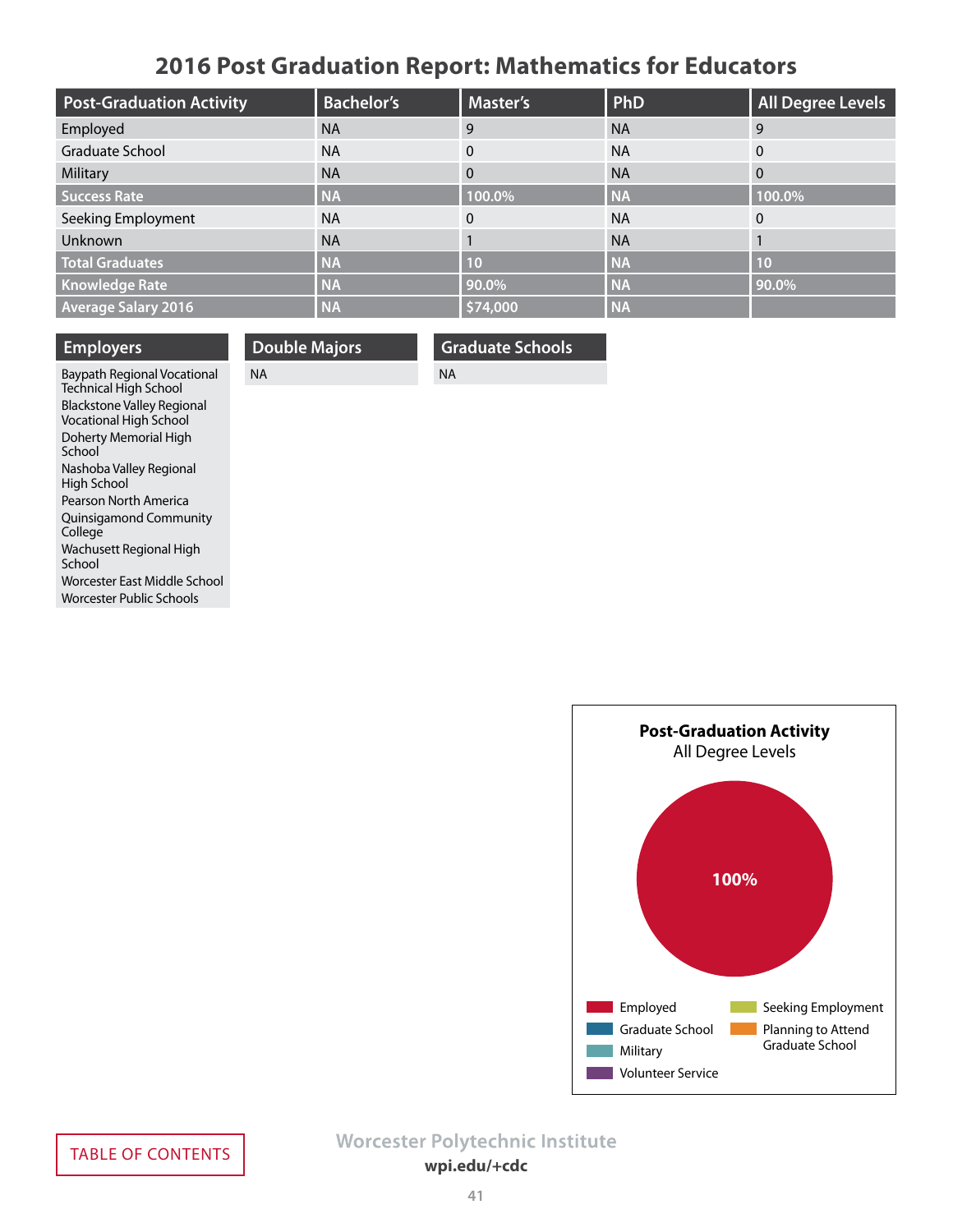# 2016 Post Graduation Report: Mathematics for Educators

| Post-Graduation Activity | Bachelor's | Master's | PhD | All Degree Levels |
|---|---|---|---|---|
| Employed | NA | 9 | NA | 9 |
| Graduate School | NA | 0 | NA | 0 |
| Military | NA | 0 | NA | 0 |
| **Success Rate** | **NA** | **100.0%** | **NA** | **100.0%** |
| Seeking Employment | NA | 0 | NA | 0 |
| Unknown | NA | 1 | NA | 1 |
| **Total Graduates** | **NA** | **10** | **NA** | **10** |
| **Knowledge Rate** | **NA** | **90.0%** | **NA** | **90.0%** |
| **Average Salary 2016** | **NA** | **$74,000** | **NA** | |

## Employers

- Baypath Regional Vocational Technical High School
- Blackstone Valley Regional Vocational High School
- Doherty Memorial High School
- Nashoba Valley Regional High School
- Pearson North America
- Quinsigamond Community College
- Wachusett Regional High School
- Worcester East Middle School
- Worcester Public Schools

## Double Majors

NA

## Graduate Schools

NA

**Post-Graduation Activity**
All Degree Levels

100%

Employed; Graduate School; Military; Volunteer Service; Seeking Employment; Planning to Attend Graduate School

TABLE OF CONTENTS

Worcester Polytechnic Institute
wpi.edu/+cdc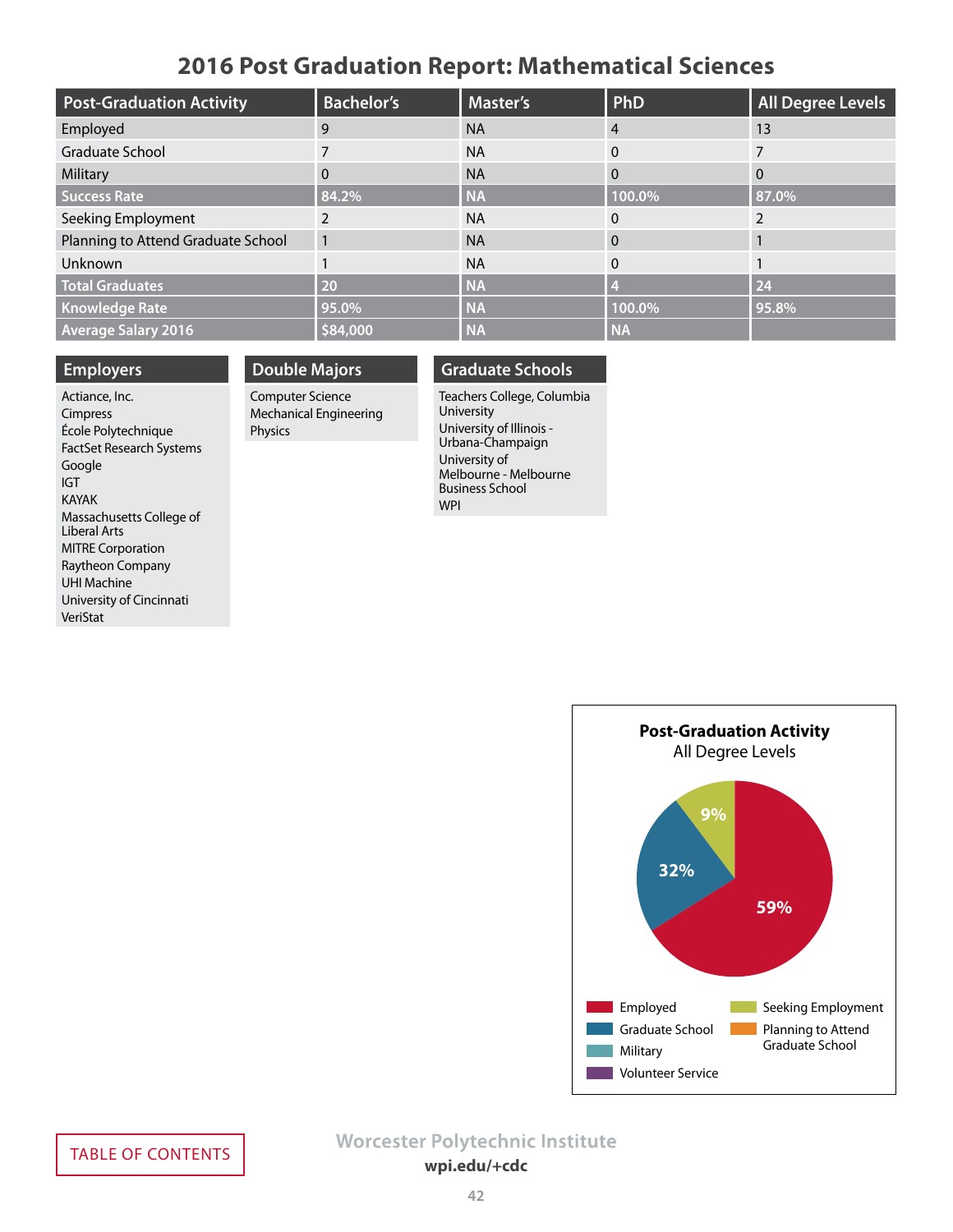# 2016 Post Graduation Report: Mathematical Sciences

| Post-Graduation Activity | Bachelor's | Master's | PhD | All Degree Levels |
|---|---|---|---|---|
| Employed | 9 | NA | 4 | 13 |
| Graduate School | 7 | NA | 0 | 7 |
| Military | 0 | NA | 0 | 0 |
| **Success Rate** | **84.2%** | **NA** | **100.0%** | **87.0%** |
| Seeking Employment | 2 | NA | 0 | 2 |
| Planning to Attend Graduate School | 1 | NA | 0 | 1 |
| Unknown | 1 | NA | 0 | 1 |
| **Total Graduates** | **20** | **NA** | **4** | **24** |
| **Knowledge Rate** | **95.0%** | **NA** | **100.0%** | **95.8%** |
| **Average Salary 2016** | **$84,000** | **NA** | **NA** | |

## Employers

- Actiance, Inc.
- Cimpress
- École Polytechnique
- FactSet Research Systems
- Google
- IGT
- KAYAK
- Massachusetts College of Liberal Arts
- MITRE Corporation
- Raytheon Company
- UHI Machine
- University of Cincinnati
- VeriStat

## Double Majors

- Computer Science
- Mechanical Engineering
- Physics

## Graduate Schools

- Teachers College, Columbia University
- University of Illinois - Urbana-Champaign
- University of Melbourne - Melbourne Business School
- WPI

**Post-Graduation Activity**
All Degree Levels

- Employed: 59%
- Graduate School: 32%
- Seeking Employment: 9%

Legend: Employed, Graduate School, Military, Volunteer Service, Seeking Employment, Planning to Attend Graduate School

TABLE OF CONTENTS

Worcester Polytechnic Institute
**wpi.edu/+cdc**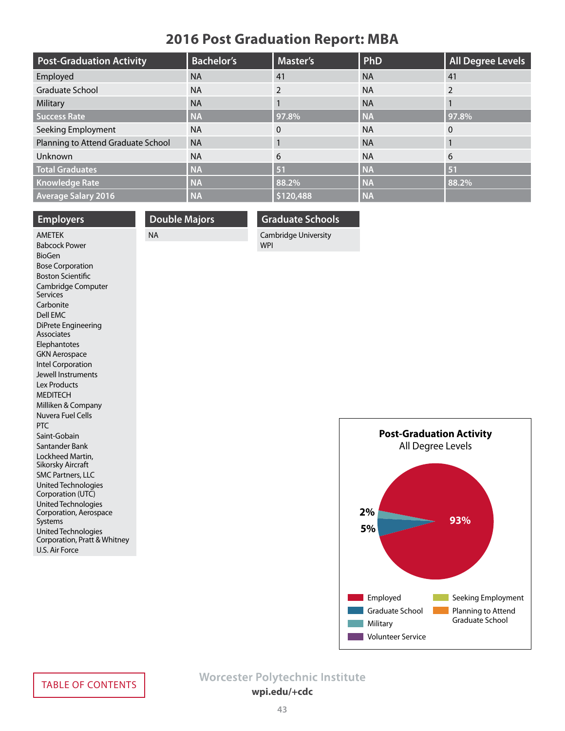# 2016 Post Graduation Report: MBA

| Post-Graduation Activity | Bachelor's | Master's | PhD | All Degree Levels |
|---|---|---|---|---|
| Employed | NA | 41 | NA | 41 |
| Graduate School | NA | 2 | NA | 2 |
| Military | NA | 1 | NA | 1 |
| **Success Rate** | **NA** | **97.8%** | **NA** | **97.8%** |
| Seeking Employment | NA | 0 | NA | 0 |
| Planning to Attend Graduate School | NA | 1 | NA | 1 |
| Unknown | NA | 6 | NA | 6 |
| **Total Graduates** | **NA** | **51** | **NA** | **51** |
| **Knowledge Rate** | **NA** | **88.2%** | **NA** | **88.2%** |
| **Average Salary 2016** | **NA** | **$120,488** | **NA** | |

## Employers

- AMETEK
- Babcock Power
- BioGen
- Bose Corporation
- Boston Scientific
- Cambridge Computer Services
- Carbonite
- Dell EMC
- DiPrete Engineering Associates
- Elephantotes
- GKN Aerospace
- Intel Corporation
- Jewell Instruments
- Lex Products
- MEDITECH
- Milliken & Company
- Nuvera Fuel Cells
- PTC
- Saint-Gobain
- Santander Bank
- Lockheed Martin, Sikorsky Aircraft
- SMC Partners, LLC
- United Technologies Corporation (UTC)
- United Technologies Corporation, Aerospace Systems
- United Technologies Corporation, Pratt & Whitney
- U.S. Air Force

## Double Majors

NA

## Graduate Schools

- Cambridge University
- WPI

**Post-Graduation Activity**
All Degree Levels

- Employed: 93%
- Graduate School: 5%
- Military: 2%

Legend: Employed, Graduate School, Military, Volunteer Service, Seeking Employment, Planning to Attend Graduate School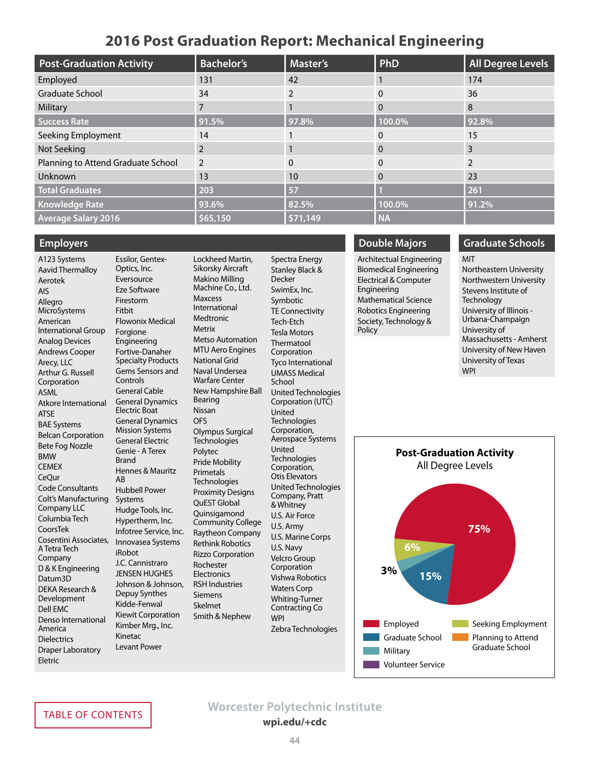# 2016 Post Graduation Report: Mechanical Engineering

| Post-Graduation Activity | Bachelor's | Master's | PhD | All Degree Levels |
|---|---|---|---|---|
| Employed | 131 | 42 | 1 | 174 |
| Graduate School | 34 | 2 | 0 | 36 |
| Military | 7 | 1 | 0 | 8 |
| **Success Rate** | **91.5%** | **97.8%** | **100.0%** | **92.8%** |
| Seeking Employment | 14 | 1 | 0 | 15 |
| Not Seeking | 2 | 1 | 0 | 3 |
| Planning to Attend Graduate School | 2 | 0 | 0 | 2 |
| Unknown | 13 | 10 | 0 | 23 |
| **Total Graduates** | **203** | **57** | **1** | **261** |
| **Knowledge Rate** | **93.6%** | **82.5%** | **100.0%** | **91.2%** |
| **Average Salary 2016** | **$65,150** | **$71,149** | **NA** | |

## Employers

A123 Systems
Aavid Thermalloy
Aerotek
AIS
Allegro MicroSystems
American International Group
Analog Devices
Andrews Cooper
Arecy, LLC
Arthur G. Russell Corporation
ASML
Atkore International
ATSE
BAE Systems
Belcan Corporation
Bete Fog Nozzle
BMW
CEMEX
CeQur
Code Consultants
Colt's Manufacturing Company LLC
Columbia Tech
CoorsTek
Cosentini Associates, A Tetra Tech Company
D & K Engineering
Datum3D
DEKA Research & Development
Dell EMC
Denso International America
Dielectrics
Draper Laboratory
Eletric
Essilor, Gentex-Optics, Inc.
Eversource
Eze Software
Firestorm
Fitbit
Flowonix Medical
Forgione Engineering
Fortive-Danaher Specialty Products
Gems Sensors and Controls
General Cable
General Dynamics Electric Boat
General Dynamics Mission Systems
General Electric
Genie - A Terex Brand
Hennes & Mauritz AB
Hubbell Power Systems
Hudge Tools, Inc.
Hypertherm, Inc.
Infotree Service, Inc.
Innovasea Systems
iRobot
J.C. Cannistraro
JENSEN HUGHES
Johnson & Johnson, Depuy Synthes
Kidde-Fenwal
Kiewit Corporation
Kimber Mrg., Inc.
Kinetac
Levant Power
Lockheed Martin, Sikorsky Aircraft
Makino Milling Machine Co., Ltd.
Maxcess International
Medtronic
Metrix
Metso Automation
MTU Aero Engines
National Grid
Naval Undersea Warfare Center
New Hampshire Ball Bearing
Nissan
OFS
Olympus Surgical Technologies
Polytec
Pride Mobility
Primetals Technologies
Proximity Designs
QuEST Global
Quinsigamond Community College
Raytheon Company
Rethink Robotics
Rizzo Corporation
Rochester Electronics
RSH Industries
Siemens
Skelmet
Smith & Nephew
Spectra Energy
Stanley Black & Decker
SwimEx, Inc.
Symbotic
TE Connectivity
Tech-Etch
Tesla Motors
Thermatool Corporation
Tyco International
UMASS Medical School
United Technologies Corporation (UTC)
United Technologies Corporation, Aerospace Systems
United Technologies Corporation, Otis Elevators
United Technologies Company, Pratt & Whitney
U.S. Air Force
U.S. Army
U.S. Marine Corps
U.S. Navy
Velcro Group Corporation
Vishwa Robotics
Waters Corp
Whiting-Turner Contracting Co
WPI
Zebra Technologies

## Double Majors

Architectural Engineering
Biomedical Engineering
Electrical & Computer Engineering
Mathematical Science
Robotics Engineering
Society, Technology & Policy

## Graduate Schools

MIT
Northeastern University
Northwestern University
Stevens Institute of Technology
University of Illinois - Urbana-Champaign
University of Massachusetts - Amherst
University of New Haven
University of Texas
WPI

**Post-Graduation Activity**
All Degree Levels

Employed: 75%
Graduate School: 15%
Military: 3%
Seeking Employment: 6%

Legend: Employed, Graduate School, Military, Volunteer Service, Seeking Employment, Planning to Attend Graduate School

TABLE OF CONTENTS

Worcester Polytechnic Institute
wpi.edu/+cdc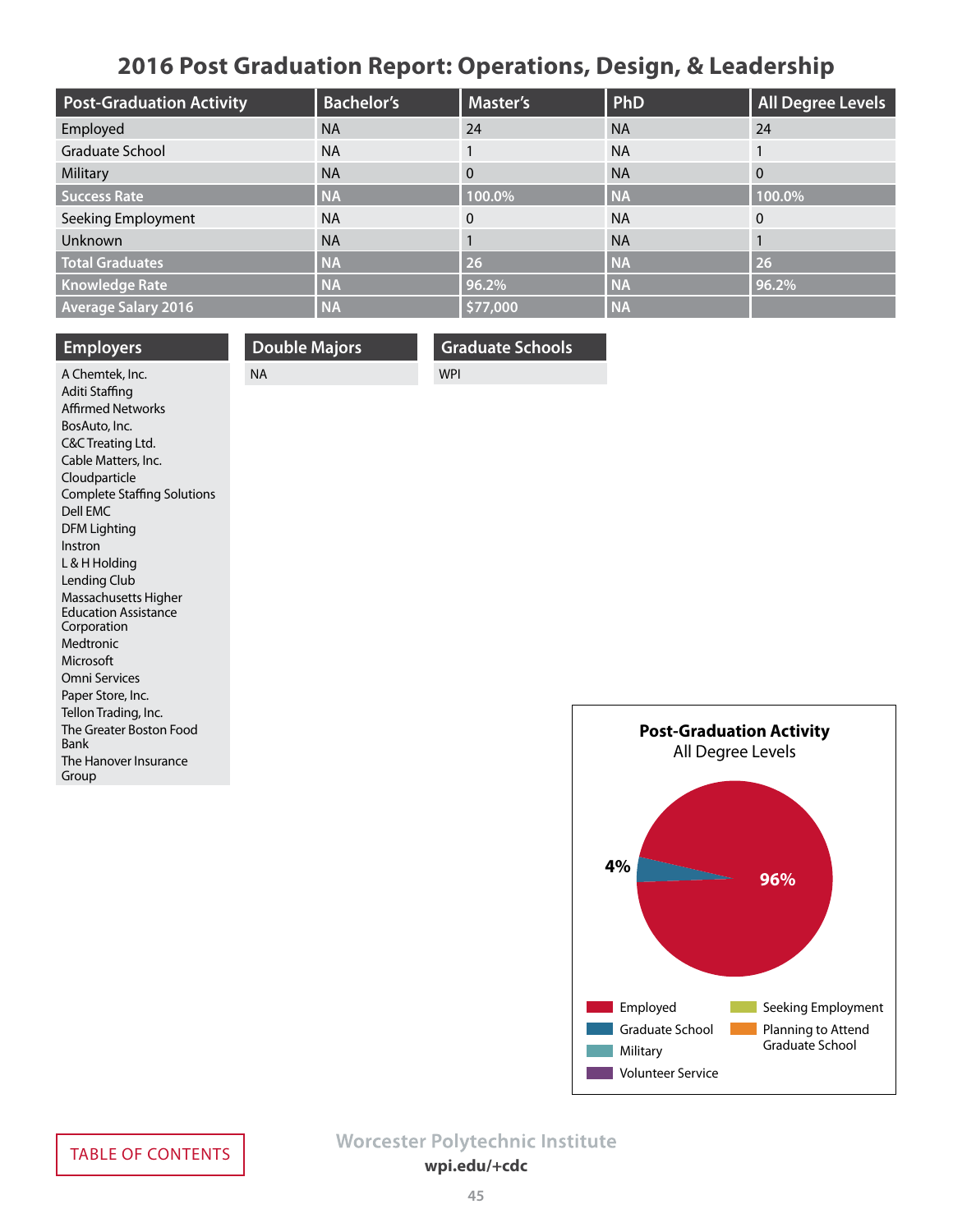# 2016 Post Graduation Report: Operations, Design, & Leadership

| Post-Graduation Activity | Bachelor's | Master's | PhD | All Degree Levels |
|---|---|---|---|---|
| Employed | NA | 24 | NA | 24 |
| Graduate School | NA | 1 | NA | 1 |
| Military | NA | 0 | NA | 0 |
| **Success Rate** | **NA** | **100.0%** | **NA** | **100.0%** |
| Seeking Employment | NA | 0 | NA | 0 |
| Unknown | NA | 1 | NA | 1 |
| **Total Graduates** | **NA** | **26** | **NA** | **26** |
| **Knowledge Rate** | **NA** | **96.2%** | **NA** | **96.2%** |
| **Average Salary 2016** | **NA** | **$77,000** | **NA** | |

## Employers

A Chemtek, Inc.
Aditi Staffing
Affirmed Networks
BosAuto, Inc.
C&C Treating Ltd.
Cable Matters, Inc.
Cloudparticle
Complete Staffing Solutions
Dell EMC
DFM Lighting
Instron
L & H Holding
Lending Club
Massachusetts Higher Education Assistance Corporation
Medtronic
Microsoft
Omni Services
Paper Store, Inc.
Tellon Trading, Inc.
The Greater Boston Food Bank
The Hanover Insurance Group

## Double Majors

NA

## Graduate Schools

WPI

**Post-Graduation Activity**
All Degree Levels

4%
96%

Employed
Graduate School
Military
Volunteer Service
Seeking Employment
Planning to Attend Graduate School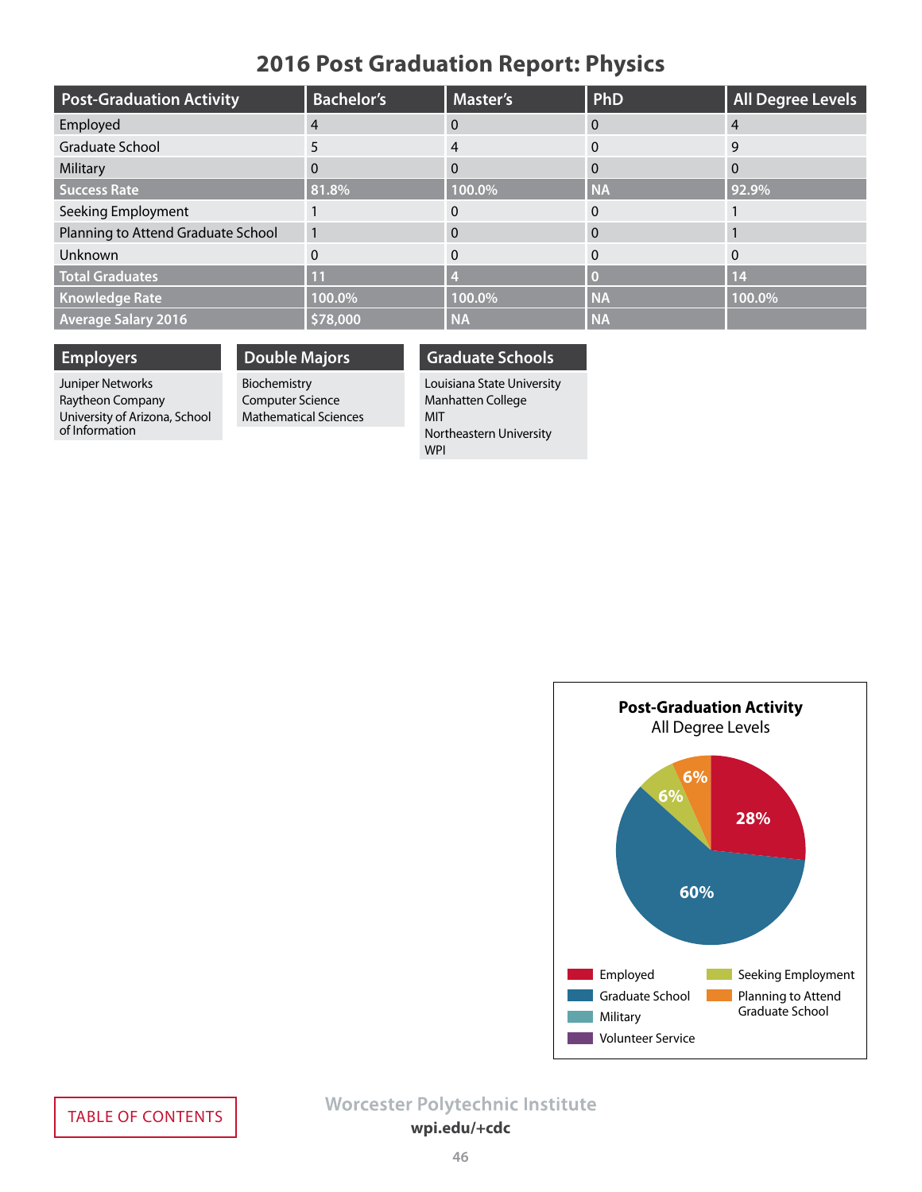# 2016 Post Graduation Report: Physics

| Post-Graduation Activity | Bachelor's | Master's | PhD | All Degree Levels |
|---|---|---|---|---|
| Employed | 4 | 0 | 0 | 4 |
| Graduate School | 5 | 4 | 0 | 9 |
| Military | 0 | 0 | 0 | 0 |
| **Success Rate** | **81.8%** | **100.0%** | **NA** | **92.9%** |
| Seeking Employment | 1 | 0 | 0 | 1 |
| Planning to Attend Graduate School | 1 | 0 | 0 | 1 |
| Unknown | 0 | 0 | 0 | 0 |
| **Total Graduates** | **11** | **4** | **0** | **14** |
| **Knowledge Rate** | **100.0%** | **100.0%** | **NA** | **100.0%** |
| **Average Salary 2016** | **$78,000** | **NA** | **NA** | |

## Employers

- Juniper Networks
- Raytheon Company
- University of Arizona, School of Information

## Double Majors

- Biochemistry
- Computer Science
- Mathematical Sciences

## Graduate Schools

- Louisiana State University
- Manhatten College
- MIT
- Northeastern University
- WPI

**Post-Graduation Activity**
All Degree Levels

| Activity | Percentage |
|---|---|
| Employed | 28% |
| Graduate School | 60% |
| Military | |
| Volunteer Service | |
| Seeking Employment | 6% |
| Planning to Attend Graduate School | 6% |

TABLE OF CONTENTS

Worcester Polytechnic Institute
wpi.edu/+cdc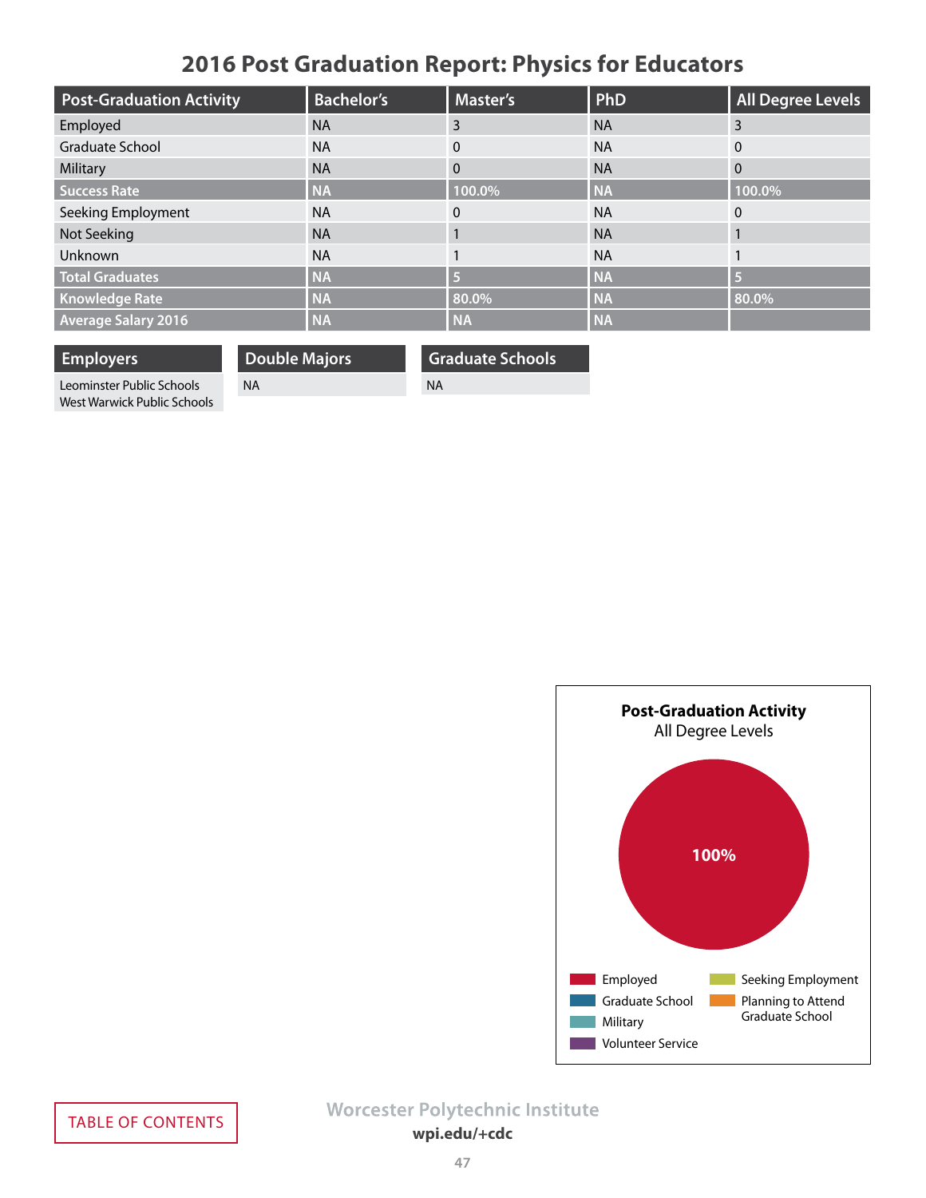# 2016 Post Graduation Report: Physics for Educators

| Post-Graduation Activity | Bachelor's | Master's | PhD | All Degree Levels |
|---|---|---|---|---|
| Employed | NA | 3 | NA | 3 |
| Graduate School | NA | 0 | NA | 0 |
| Military | NA | 0 | NA | 0 |
| **Success Rate** | **NA** | **100.0%** | **NA** | **100.0%** |
| Seeking Employment | NA | 0 | NA | 0 |
| Not Seeking | NA | 1 | NA | 1 |
| Unknown | NA | 1 | NA | 1 |
| **Total Graduates** | **NA** | **5** | **NA** | **5** |
| **Knowledge Rate** | **NA** | **80.0%** | **NA** | **80.0%** |
| **Average Salary 2016** | **NA** | **NA** | **NA** | |

| Employers |
|---|
| Leominster Public Schools |
| West Warwick Public Schools |

| Double Majors |
|---|
| NA |

| Graduate Schools |
|---|
| NA |

**Post-Graduation Activity**
All Degree Levels

100%

Employed
Graduate School
Military
Volunteer Service
Seeking Employment
Planning to Attend Graduate School

TABLE OF CONTENTS

Worcester Polytechnic Institute
**wpi.edu/+cdc**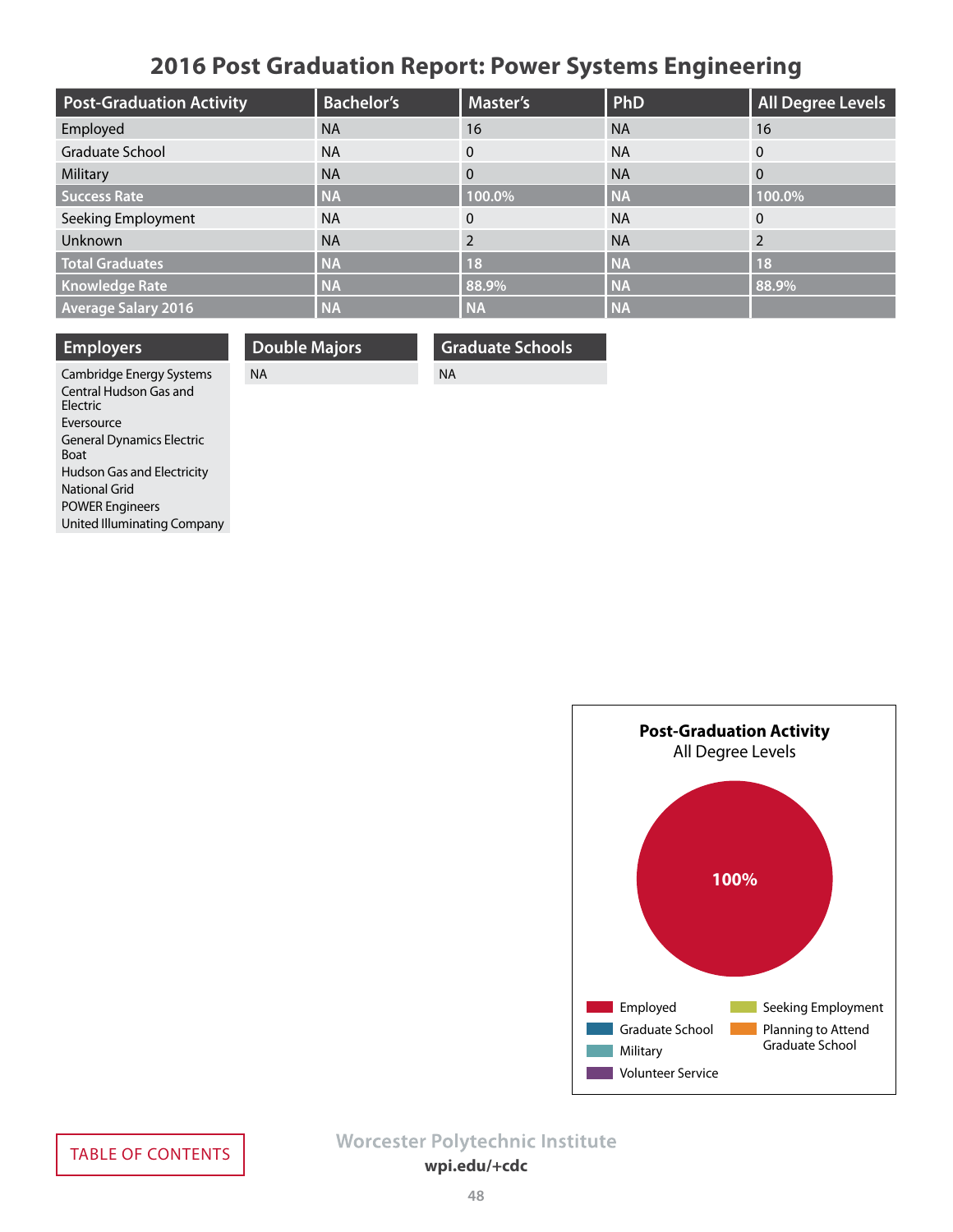# 2016 Post Graduation Report: Power Systems Engineering

| Post-Graduation Activity | Bachelor's | Master's | PhD | All Degree Levels |
|---|---|---|---|---|
| Employed | NA | 16 | NA | 16 |
| Graduate School | NA | 0 | NA | 0 |
| Military | NA | 0 | NA | 0 |
| **Success Rate** | **NA** | **100.0%** | **NA** | **100.0%** |
| Seeking Employment | NA | 0 | NA | 0 |
| Unknown | NA | 2 | NA | 2 |
| **Total Graduates** | **NA** | **18** | **NA** | **18** |
| **Knowledge Rate** | **NA** | **88.9%** | **NA** | **88.9%** |
| **Average Salary 2016** | **NA** | **NA** | **NA** | |

## Employers

Cambridge Energy Systems
Central Hudson Gas and Electric
Eversource
General Dynamics Electric Boat
Hudson Gas and Electricity
National Grid
POWER Engineers
United Illuminating Company

## Double Majors

NA

## Graduate Schools

NA

**Post-Graduation Activity**
All Degree Levels

100%

Employed
Graduate School
Military
Volunteer Service
Seeking Employment
Planning to Attend Graduate School

TABLE OF CONTENTS

Worcester Polytechnic Institute
wpi.edu/+cdc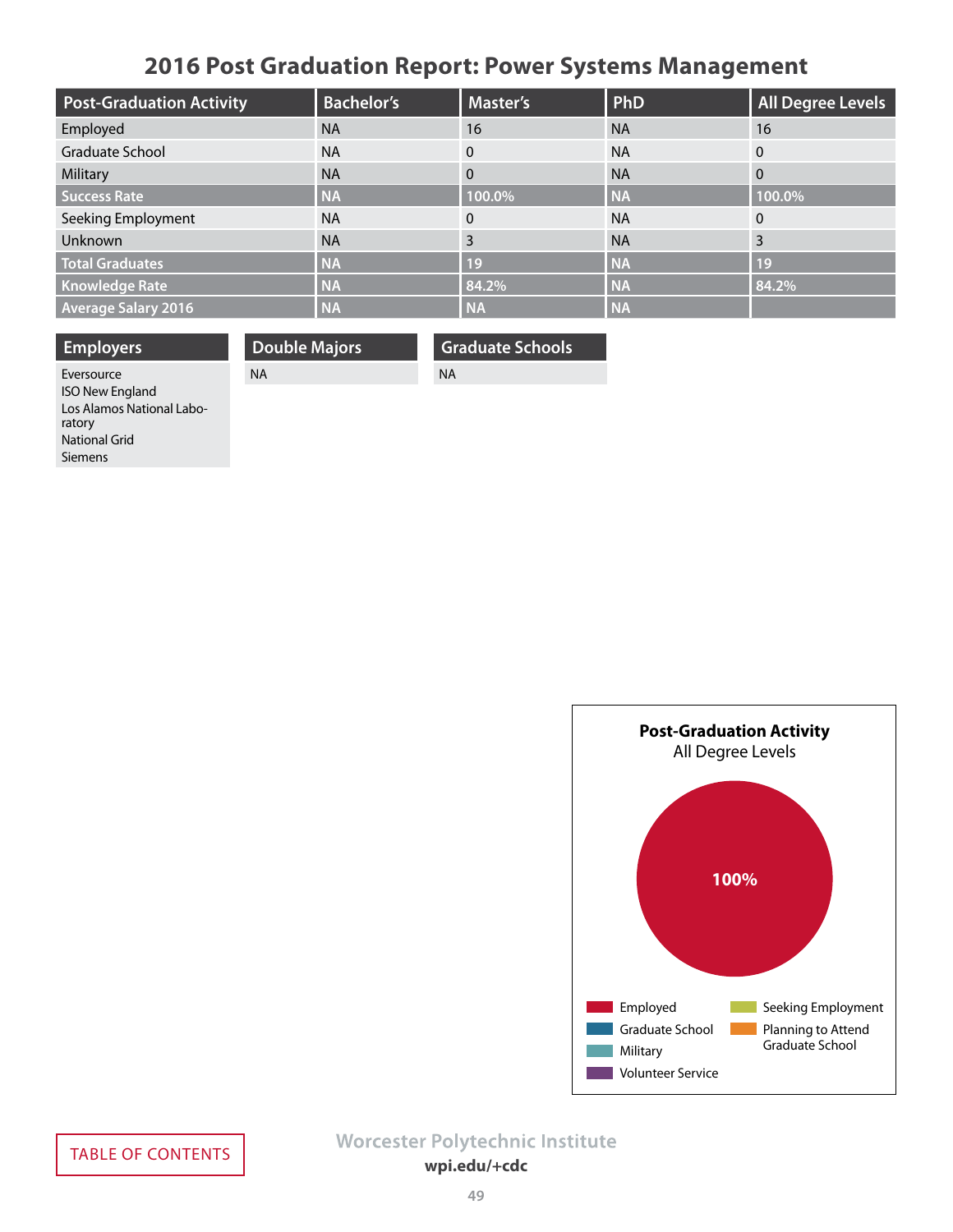# 2016 Post Graduation Report: Power Systems Management

| Post-Graduation Activity | Bachelor's | Master's | PhD | All Degree Levels |
|---|---|---|---|---|
| Employed | NA | 16 | NA | 16 |
| Graduate School | NA | 0 | NA | 0 |
| Military | NA | 0 | NA | 0 |
| **Success Rate** | **NA** | **100.0%** | **NA** | **100.0%** |
| Seeking Employment | NA | 0 | NA | 0 |
| Unknown | NA | 3 | NA | 3 |
| **Total Graduates** | **NA** | **19** | **NA** | **19** |
| **Knowledge Rate** | **NA** | **84.2%** | **NA** | **84.2%** |
| **Average Salary 2016** | **NA** | **NA** | **NA** | |

## Employers

Eversource
ISO New England
Los Alamos National Laboratory
National Grid
Siemens

## Double Majors

NA

## Graduate Schools

NA

**Post-Graduation Activity**
All Degree Levels

100%

Employed
Graduate School
Military
Volunteer Service
Seeking Employment
Planning to Attend Graduate School

TABLE OF CONTENTS

Worcester Polytechnic Institute
**wpi.edu/+cdc**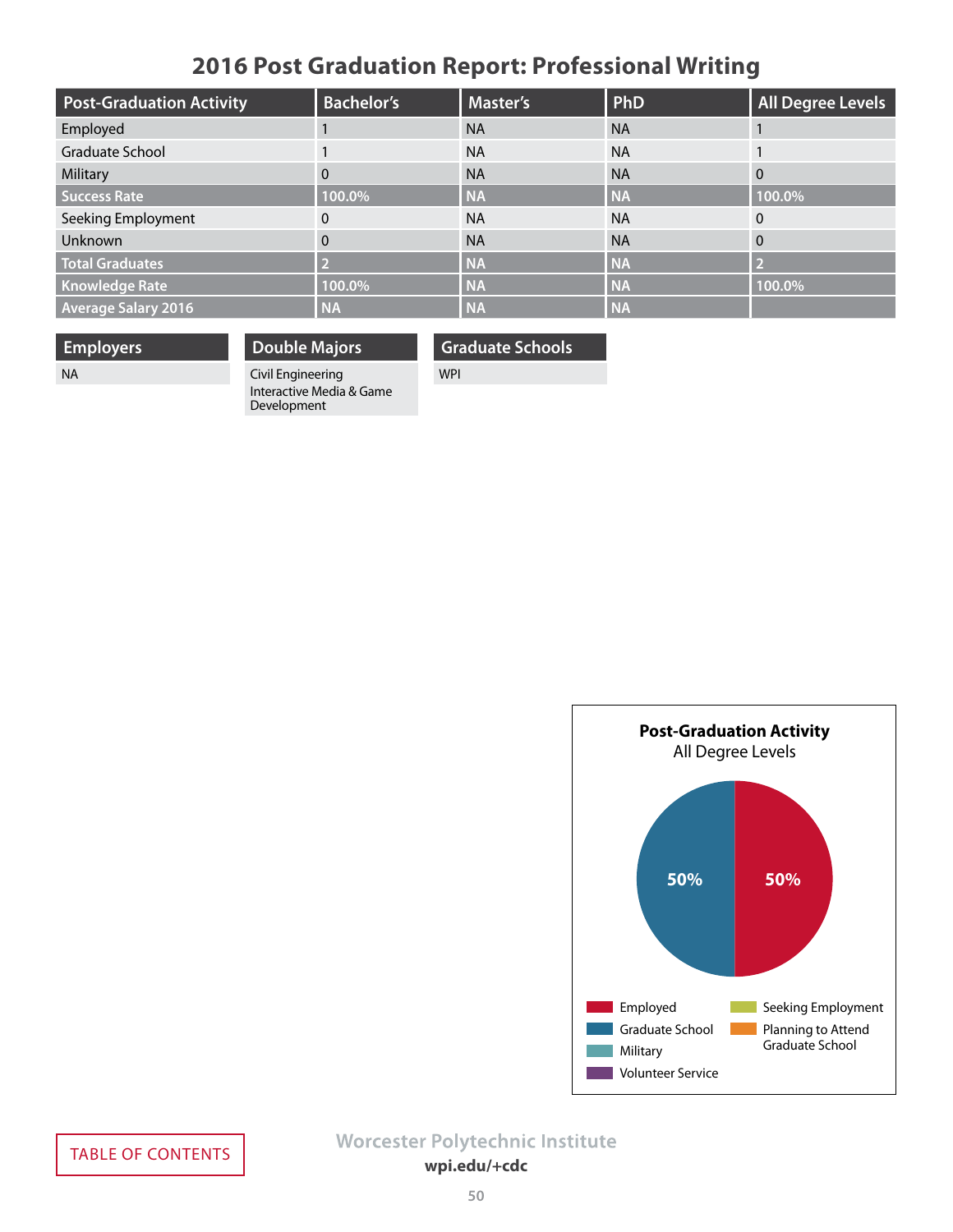## 2016 Post Graduation Report: Professional Writing

| Post-Graduation Activity | Bachelor's | Master's | PhD | All Degree Levels |
|---|---|---|---|---|
| Employed | 1 | NA | NA | 1 |
| Graduate School | 1 | NA | NA | 1 |
| Military | 0 | NA | NA | 0 |
| **Success Rate** | **100.0%** | **NA** | **NA** | **100.0%** |
| Seeking Employment | 0 | NA | NA | 0 |
| Unknown | 0 | NA | NA | 0 |
| **Total Graduates** | **2** | **NA** | **NA** | **2** |
| **Knowledge Rate** | **100.0%** | **NA** | **NA** | **100.0%** |
| **Average Salary 2016** | **NA** | **NA** | **NA** | |

| Employers |
|---|
| NA |

| Double Majors |
|---|
| Civil Engineering |
| Interactive Media & Game Development |

| Graduate Schools |
|---|
| WPI |

**Post-Graduation Activity**
All Degree Levels

- Employed: 50%
- Graduate School: 50%

Legend: Employed, Graduate School, Military, Volunteer Service, Seeking Employment, Planning to Attend Graduate School

TABLE OF CONTENTS

Worcester Polytechnic Institute
**wpi.edu/+cdc**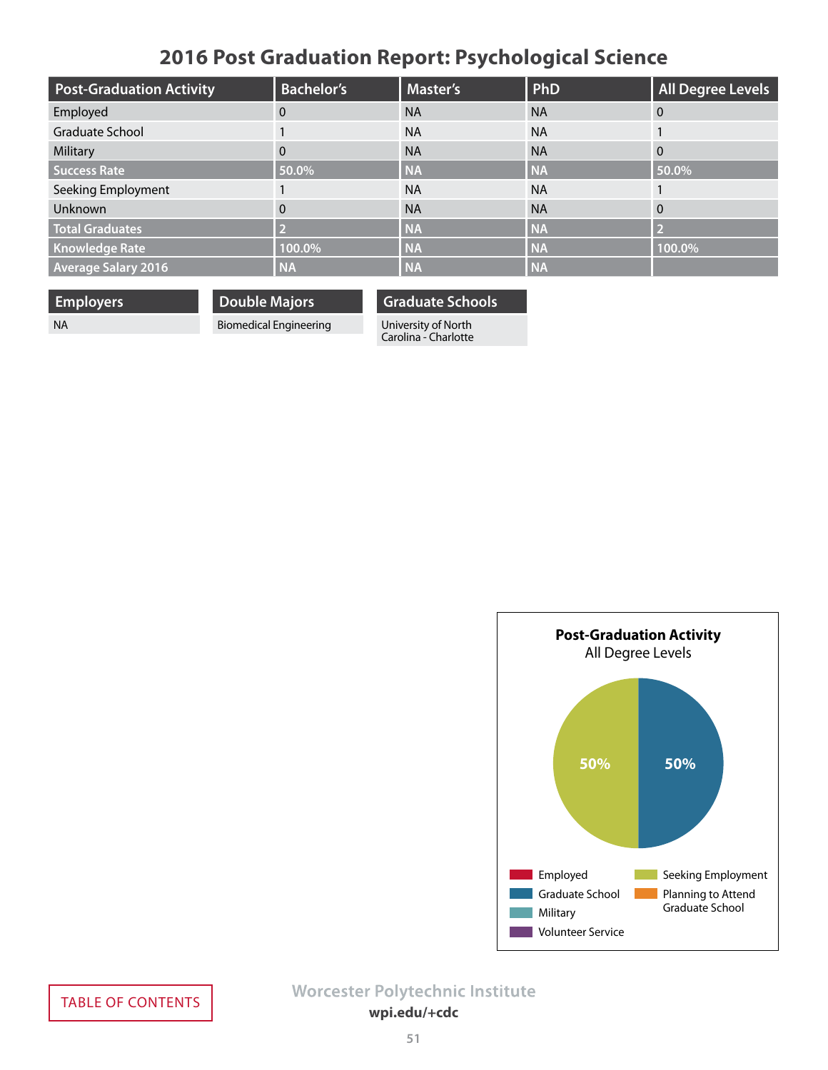# 2016 Post Graduation Report: Psychological Science

| Post-Graduation Activity | Bachelor's | Master's | PhD | All Degree Levels |
|---|---|---|---|---|
| Employed | 0 | NA | NA | 0 |
| Graduate School | 1 | NA | NA | 1 |
| Military | 0 | NA | NA | 0 |
| **Success Rate** | **50.0%** | **NA** | **NA** | **50.0%** |
| Seeking Employment | 1 | NA | NA | 1 |
| Unknown | 0 | NA | NA | 0 |
| **Total Graduates** | **2** | **NA** | **NA** | **2** |
| **Knowledge Rate** | **100.0%** | **NA** | **NA** | **100.0%** |
| **Average Salary 2016** | **NA** | **NA** | **NA** | |

| Employers |
|---|
| NA |

| Double Majors |
|---|
| Biomedical Engineering |

| Graduate Schools |
|---|
| University of North Carolina - Charlotte |

**Post-Graduation Activity**
All Degree Levels

- Graduate School: 50%
- Seeking Employment: 50%

Legend: Employed, Graduate School, Military, Volunteer Service, Seeking Employment, Planning to Attend Graduate School

TABLE OF CONTENTS

Worcester Polytechnic Institute
**wpi.edu/+cdc**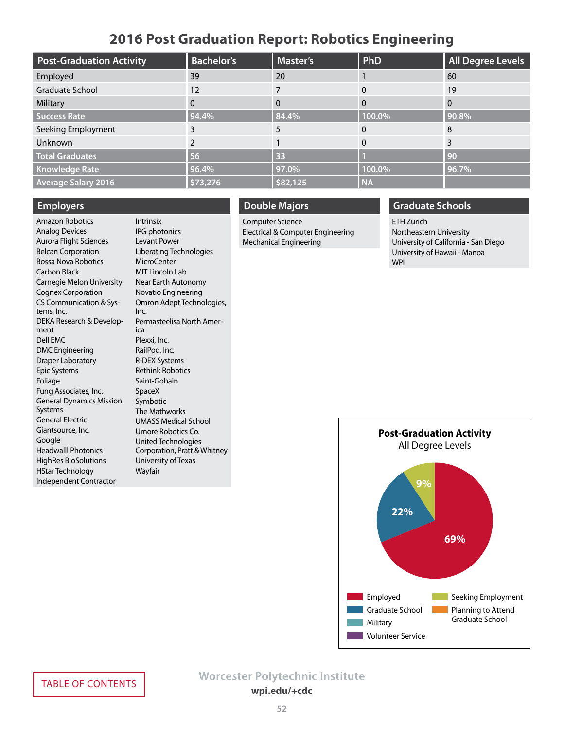# 2016 Post Graduation Report: Robotics Engineering

| Post-Graduation Activity | Bachelor's | Master's | PhD | All Degree Levels |
|---|---|---|---|---|
| Employed | 39 | 20 | 1 | 60 |
| Graduate School | 12 | 7 | 0 | 19 |
| Military | 0 | 0 | 0 | 0 |
| **Success Rate** | **94.4%** | **84.4%** | **100.0%** | **90.8%** |
| Seeking Employment | 3 | 5 | 0 | 8 |
| Unknown | 2 | 1 | 0 | 3 |
| **Total Graduates** | **56** | **33** | **1** | **90** |
| **Knowledge Rate** | **96.4%** | **97.0%** | **100.0%** | **96.7%** |
| **Average Salary 2016** | **$73,276** | **$82,125** | **NA** | |

## Employers

- Amazon Robotics
- Analog Devices
- Aurora Flight Sciences
- Belcan Corporation
- Bossa Nova Robotics
- Carbon Black
- Carnegie Melon University
- Cognex Corporation
- CS Communication & Systems, Inc.
- DEKA Research & Development
- Dell EMC
- DMC Engineering
- Draper Laboratory
- Epic Systems
- Foliage
- Fung Associates, Inc.
- General Dynamics Mission Systems
- General Electric
- Giantsource, Inc.
- Google
- Headwalll Photonics
- HighRes BioSolutions
- HStar Technology
- Independent Contractor
- Intrinsix
- IPG photonics
- Levant Power
- Liberating Technologies
- MicroCenter
- MIT Lincoln Lab
- Near Earth Autonomy
- Novatio Engineering
- Omron Adept Technologies, Inc.
- Permasteelisa North America
- Plexxi, Inc.
- RailPod, Inc.
- R-DEX Systems
- Rethink Robotics
- Saint-Gobain
- SpaceX
- Symbotic
- The Mathworks
- UMASS Medical School
- Umore Robotics Co.
- United Technologies Corporation, Pratt & Whitney
- University of Texas
- Wayfair

## Double Majors

- Computer Science
- Electrical & Computer Engineering
- Mechanical Engineering

## Graduate Schools

- ETH Zurich
- Northeastern University
- University of California - San Diego
- University of Hawaii - Manoa
- WPI

**Post-Graduation Activity**
All Degree Levels

- Employed: 69%
- Graduate School: 22%
- Seeking Employment: 9%

Legend: Employed, Graduate School, Military, Volunteer Service, Seeking Employment, Planning to Attend Graduate School

TABLE OF CONTENTS

Worcester Polytechnic Institute
wpi.edu/+cdc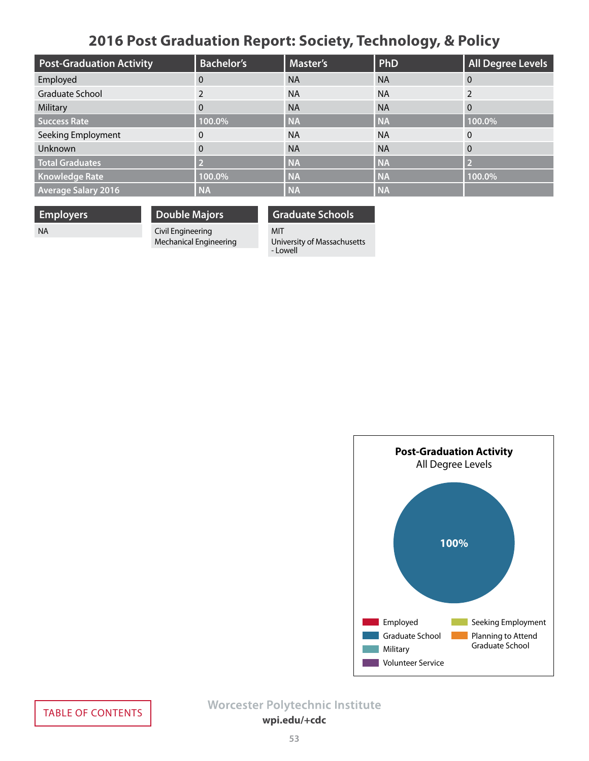# 2016 Post Graduation Report: Society, Technology, & Policy

| Post-Graduation Activity | Bachelor's | Master's | PhD | All Degree Levels |
|---|---|---|---|---|
| Employed | 0 | NA | NA | 0 |
| Graduate School | 2 | NA | NA | 2 |
| Military | 0 | NA | NA | 0 |
| **Success Rate** | **100.0%** | **NA** | **NA** | **100.0%** |
| Seeking Employment | 0 | NA | NA | 0 |
| Unknown | 0 | NA | NA | 0 |
| **Total Graduates** | **2** | **NA** | **NA** | **2** |
| **Knowledge Rate** | **100.0%** | **NA** | **NA** | **100.0%** |
| **Average Salary 2016** | **NA** | **NA** | **NA** | |

| Employers |
|---|
| NA |

| Double Majors |
|---|
| Civil Engineering |
| Mechanical Engineering |

| Graduate Schools |
|---|
| MIT |
| University of Massachusetts - Lowell |

**Post-Graduation Activity**
All Degree Levels

100%

Employed
Graduate School
Military
Volunteer Service
Seeking Employment
Planning to Attend Graduate School

TABLE OF CONTENTS

Worcester Polytechnic Institute
wpi.edu/+cdc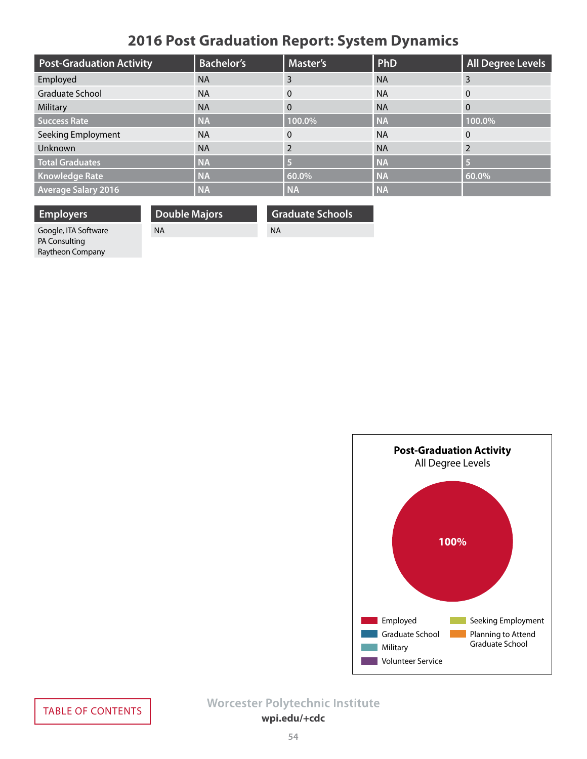# 2016 Post Graduation Report: System Dynamics

| Post-Graduation Activity | Bachelor's | Master's | PhD | All Degree Levels |
|---|---|---|---|---|
| Employed | NA | 3 | NA | 3 |
| Graduate School | NA | 0 | NA | 0 |
| Military | NA | 0 | NA | 0 |
| **Success Rate** | **NA** | **100.0%** | **NA** | **100.0%** |
| Seeking Employment | NA | 0 | NA | 0 |
| Unknown | NA | 2 | NA | 2 |
| **Total Graduates** | **NA** | **5** | **NA** | **5** |
| **Knowledge Rate** | **NA** | **60.0%** | **NA** | **60.0%** |
| **Average Salary 2016** | **NA** | **NA** | **NA** | |

| Employers |
|---|
| Google, ITA Software<br>PA Consulting<br>Raytheon Company |

| Double Majors |
|---|
| NA |

| Graduate Schools |
|---|
| NA |

**Post-Graduation Activity**
All Degree Levels

100%

Employed
Graduate School
Military
Volunteer Service
Seeking Employment
Planning to Attend Graduate School

TABLE OF CONTENTS

Worcester Polytechnic Institute
wpi.edu/+cdc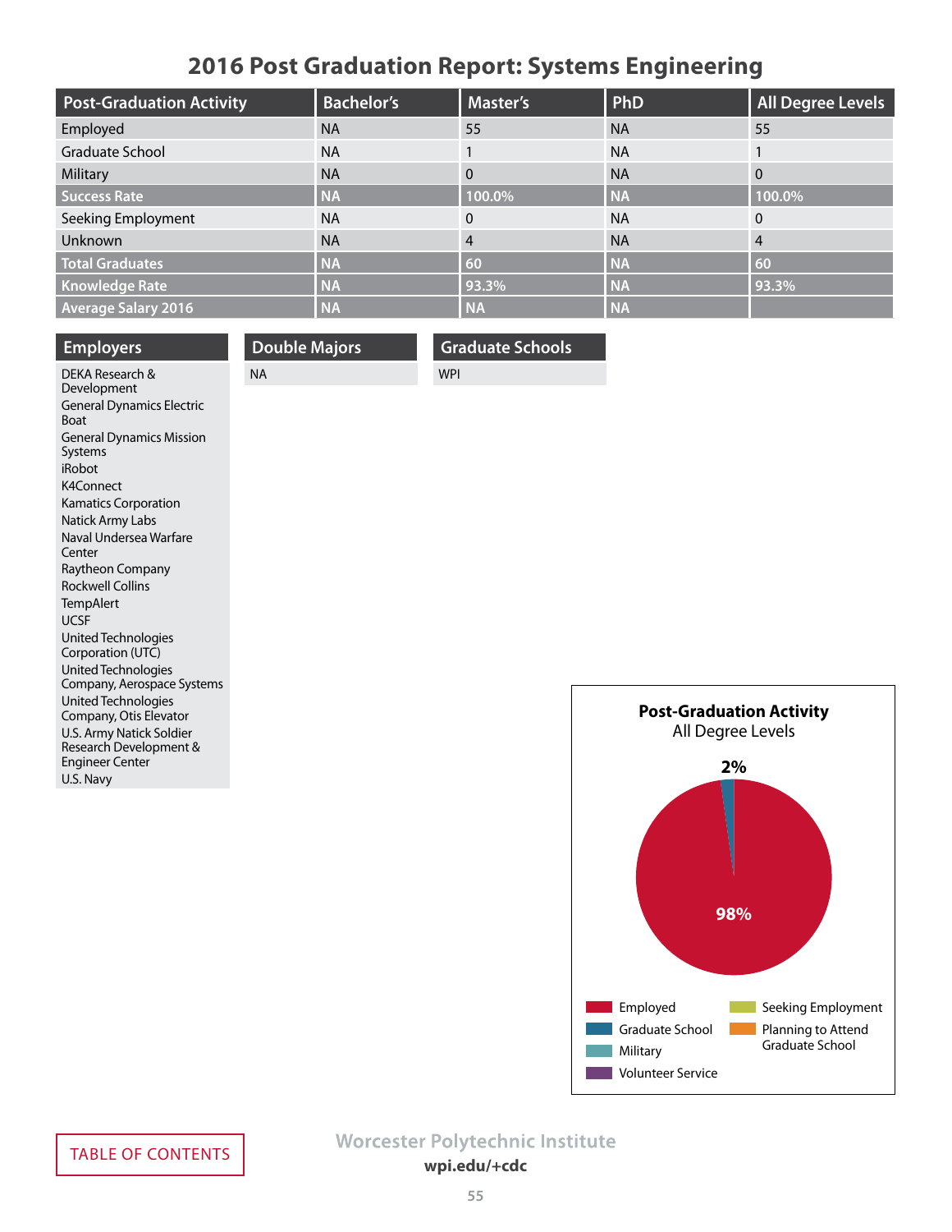# 2016 Post Graduation Report: Systems Engineering

| Post-Graduation Activity | Bachelor's | Master's | PhD | All Degree Levels |
|---|---|---|---|---|
| Employed | NA | 55 | NA | 55 |
| Graduate School | NA | 1 | NA | 1 |
| Military | NA | 0 | NA | 0 |
| **Success Rate** | **NA** | **100.0%** | **NA** | **100.0%** |
| Seeking Employment | NA | 0 | NA | 0 |
| Unknown | NA | 4 | NA | 4 |
| **Total Graduates** | **NA** | **60** | **NA** | **60** |
| **Knowledge Rate** | **NA** | **93.3%** | **NA** | **93.3%** |
| **Average Salary 2016** | **NA** | **NA** | **NA** | |

## Employers

- DEKA Research & Development
- General Dynamics Electric Boat
- General Dynamics Mission Systems
- iRobot
- K4Connect
- Kamatics Corporation
- Natick Army Labs
- Naval Undersea Warfare Center
- Raytheon Company
- Rockwell Collins
- TempAlert
- UCSF
- United Technologies Corporation (UTC)
- United Technologies Company, Aerospace Systems
- United Technologies Company, Otis Elevator
- U.S. Army Natick Soldier Research Development & Engineer Center
- U.S. Navy

## Double Majors

NA

## Graduate Schools

WPI

**Post-Graduation Activity**
All Degree Levels

- Employed: 98%
- Graduate School: 2%

Legend: Employed, Graduate School, Military, Volunteer Service, Seeking Employment, Planning to Attend Graduate School

TABLE OF CONTENTS

Worcester Polytechnic Institute
wpi.edu/+cdc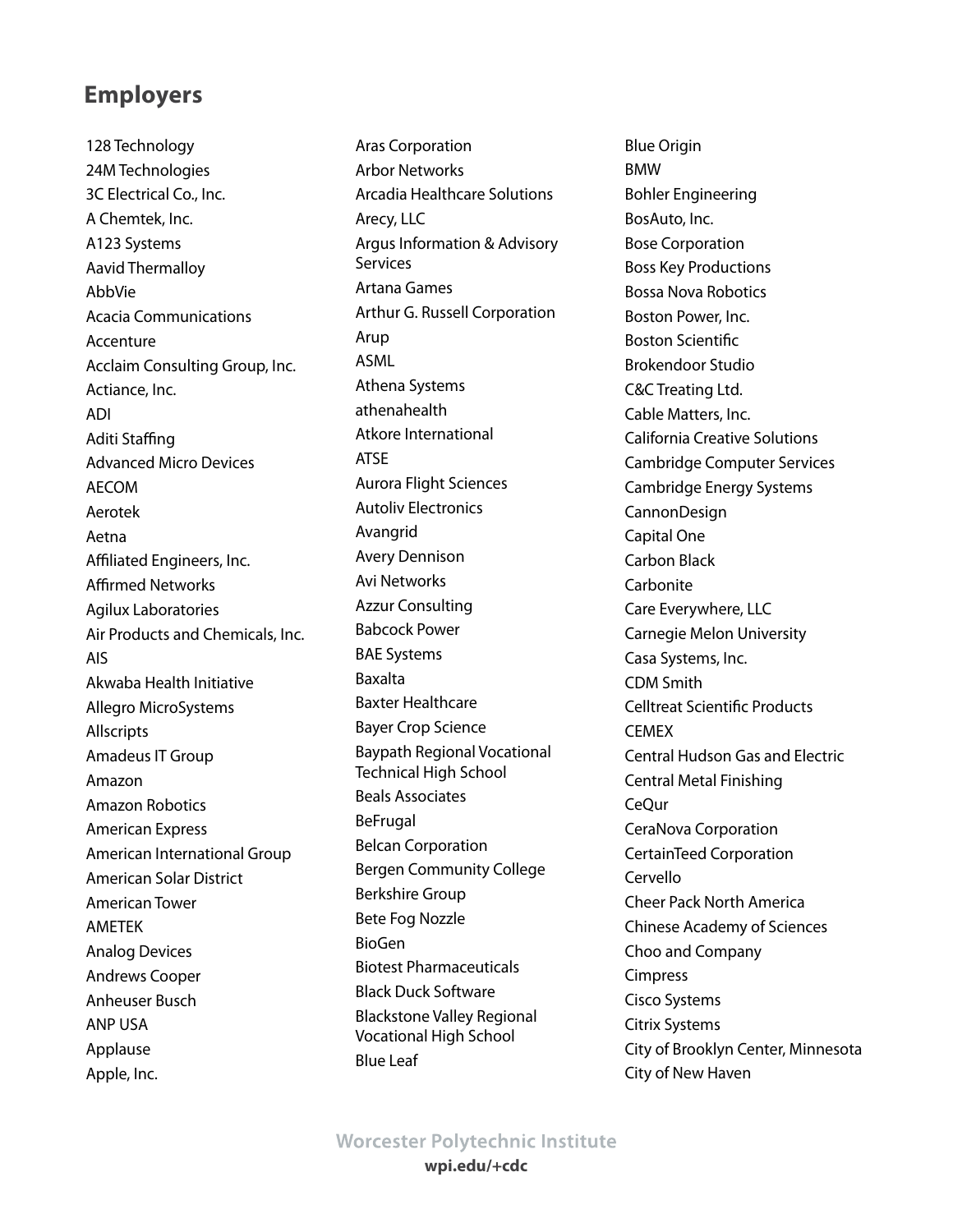## Employers

128 Technology
24M Technologies
3C Electrical Co., Inc.
A Chemtek, Inc.
A123 Systems
Aavid Thermalloy
AbbVie
Acacia Communications
Accenture
Acclaim Consulting Group, Inc.
Actiance, Inc.
ADI
Aditi Staffing
Advanced Micro Devices
AECOM
Aerotek
Aetna
Affiliated Engineers, Inc.
Affirmed Networks
Agilux Laboratories
Air Products and Chemicals, Inc.
AIS
Akwaba Health Initiative
Allegro MicroSystems
Allscripts
Amadeus IT Group
Amazon
Amazon Robotics
American Express
American International Group
American Solar District
American Tower
AMETEK
Analog Devices
Andrews Cooper
Anheuser Busch
ANP USA
Applause
Apple, Inc.
Aras Corporation
Arbor Networks
Arcadia Healthcare Solutions
Arecy, LLC
Argus Information & Advisory Services
Artana Games
Arthur G. Russell Corporation
Arup
ASML
Athena Systems
athenahealth
Atkore International
ATSE
Aurora Flight Sciences
Autoliv Electronics
Avangrid
Avery Dennison
Avi Networks
Azzur Consulting
Babcock Power
BAE Systems
Baxalta
Baxter Healthcare
Bayer Crop Science
Baypath Regional Vocational Technical High School
Beals Associates
BeFrugal
Belcan Corporation
Bergen Community College
Berkshire Group
Bete Fog Nozzle
BioGen
Biotest Pharmaceuticals
Black Duck Software
Blackstone Valley Regional Vocational High School
Blue Leaf
Blue Origin
BMW
Bohler Engineering
BosAuto, Inc.
Bose Corporation
Boss Key Productions
Bossa Nova Robotics
Boston Power, Inc.
Boston Scientific
Brokendoor Studio
C&C Treating Ltd.
Cable Matters, Inc.
California Creative Solutions
Cambridge Computer Services
Cambridge Energy Systems
CannonDesign
Capital One
Carbon Black
Carbonite
Care Everywhere, LLC
Carnegie Melon University
Casa Systems, Inc.
CDM Smith
Celltreat Scientific Products
CEMEX
Central Hudson Gas and Electric
Central Metal Finishing
CeQur
CeraNova Corporation
CertainTeed Corporation
Cervello
Cheer Pack North America
Chinese Academy of Sciences
Choo and Company
Cimpress
Cisco Systems
Citrix Systems
City of Brooklyn Center, Minnesota
City of New Haven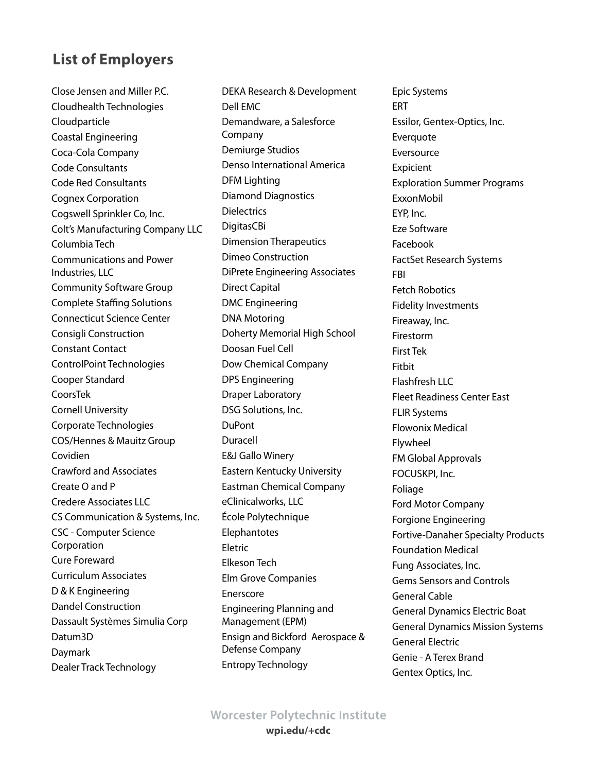## List of Employers

Close Jensen and Miller P.C.
Cloudhealth Technologies
Cloudparticle
Coastal Engineering
Coca-Cola Company
Code Consultants
Code Red Consultants
Cognex Corporation
Cogswell Sprinkler Co, Inc.
Colt's Manufacturing Company LLC
Columbia Tech
Communications and Power Industries, LLC
Community Software Group
Complete Staffing Solutions
Connecticut Science Center
Consigli Construction
Constant Contact
ControlPoint Technologies
Cooper Standard
CoorsTek
Cornell University
Corporate Technologies
COS/Hennes & Mauitz Group
Covidien
Crawford and Associates
Create O and P
Credere Associates LLC
CS Communication & Systems, Inc.
CSC - Computer Science Corporation
Cure Foreward
Curriculum Associates
D & K Engineering
Dandel Construction
Dassault Systèmes Simulia Corp
Datum3D
Daymark
Dealer Track Technology
DEKA Research & Development
Dell EMC
Demandware, a Salesforce Company
Demiurge Studios
Denso International America
DFM Lighting
Diamond Diagnostics
Dielectrics
DigitasCBi
Dimension Therapeutics
Dimeo Construction
DiPrete Engineering Associates
Direct Capital
DMC Engineering
DNA Motoring
Doherty Memorial High School
Doosan Fuel Cell
Dow Chemical Company
DPS Engineering
Draper Laboratory
DSG Solutions, Inc.
DuPont
Duracell
E&J Gallo Winery
Eastern Kentucky University
Eastman Chemical Company
eClinicalworks, LLC
École Polytechnique
Elephantotes
Eletric
Elkeson Tech
Elm Grove Companies
Enerscore
Engineering Planning and Management (EPM)
Ensign and Bickford Aerospace & Defense Company
Entropy Technology
Epic Systems
ERT
Essilor, Gentex-Optics, Inc.
Everquote
Eversource
Expicient
Exploration Summer Programs
ExxonMobil
EYP, Inc.
Eze Software
Facebook
FactSet Research Systems
FBI
Fetch Robotics
Fidelity Investments
Fireaway, Inc.
Firestorm
First Tek
Fitbit
Flashfresh LLC
Fleet Readiness Center East
FLIR Systems
Flowonix Medical
Flywheel
FM Global Approvals
FOCUSKPI, Inc.
Foliage
Ford Motor Company
Forgione Engineering
Fortive-Danaher Specialty Products
Foundation Medical
Fung Associates, Inc.
Gems Sensors and Controls
General Cable
General Dynamics Electric Boat
General Dynamics Mission Systems
General Electric
Genie - A Terex Brand
Gentex Optics, Inc.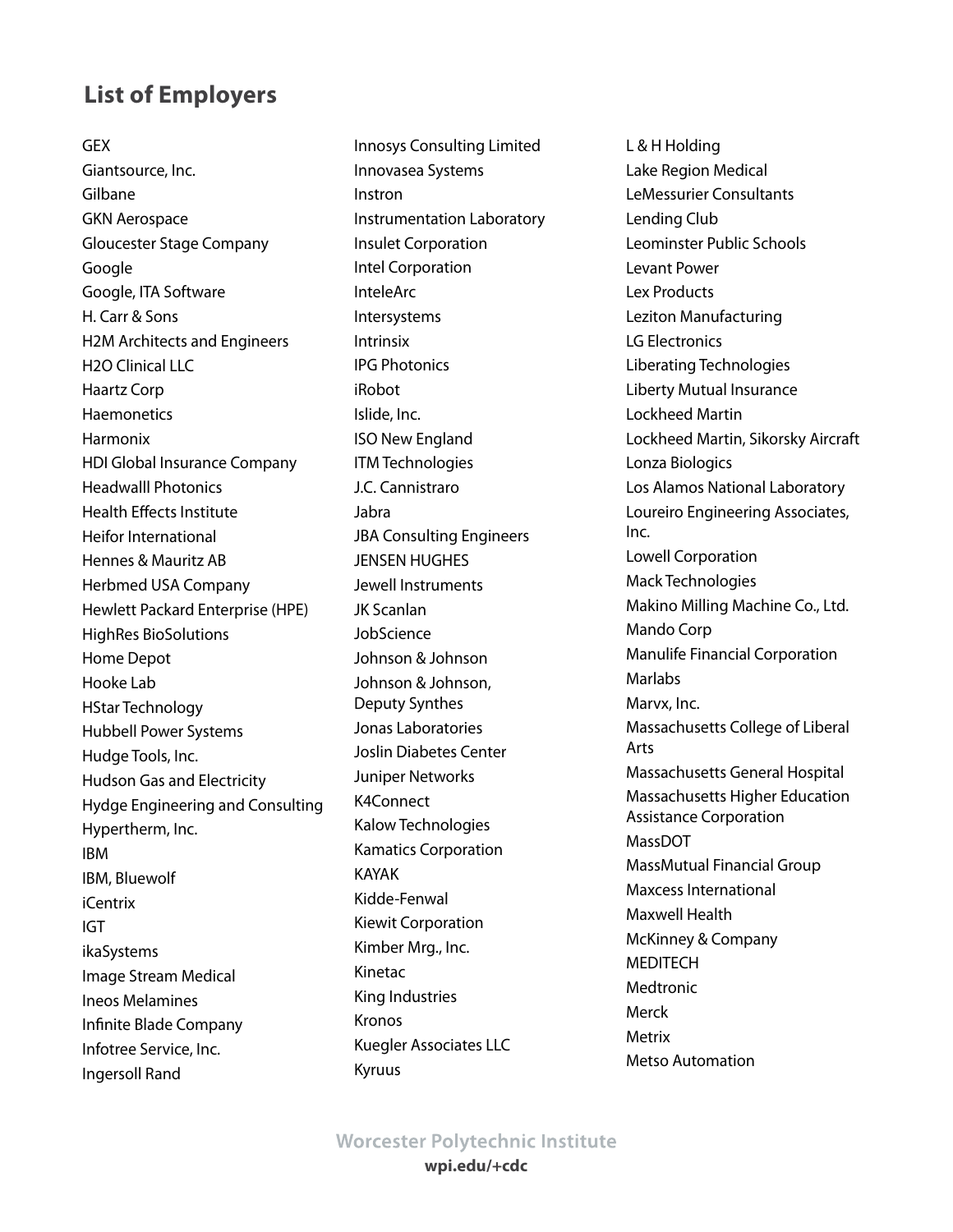## List of Employers

GEX
Giantsource, Inc.
Gilbane
GKN Aerospace
Gloucester Stage Company
Google
Google, ITA Software
H. Carr & Sons
H2M Architects and Engineers
H2O Clinical LLC
Haartz Corp
Haemonetics
Harmonix
HDI Global Insurance Company
Headwalll Photonics
Health Effects Institute
Heifor International
Hennes & Mauritz AB
Herbmed USA Company
Hewlett Packard Enterprise (HPE)
HighRes BioSolutions
Home Depot
Hooke Lab
HStar Technology
Hubbell Power Systems
Hudge Tools, Inc.
Hudson Gas and Electricity
Hydge Engineering and Consulting
Hypertherm, Inc.
IBM
IBM, Bluewolf
iCentrix
IGT
ikaSystems
Image Stream Medical
Ineos Melamines
Infinite Blade Company
Infotree Service, Inc.
Ingersoll Rand
Innosys Consulting Limited
Innovasea Systems
Instron
Instrumentation Laboratory
Insulet Corporation
Intel Corporation
InteleArc
Intersystems
Intrinsix
IPG Photonics
iRobot
Islide, Inc.
ISO New England
ITM Technologies
J.C. Cannistraro
Jabra
JBA Consulting Engineers
JENSEN HUGHES
Jewell Instruments
JK Scanlan
JobScience
Johnson & Johnson
Johnson & Johnson, Deputy Synthes
Jonas Laboratories
Joslin Diabetes Center
Juniper Networks
K4Connect
Kalow Technologies
Kamatics Corporation
KAYAK
Kidde-Fenwal
Kiewit Corporation
Kimber Mrg., Inc.
Kinetac
King Industries
Kronos
Kuegler Associates LLC
Kyruus
L & H Holding
Lake Region Medical
LeMessurier Consultants
Lending Club
Leominster Public Schools
Levant Power
Lex Products
Leziton Manufacturing
LG Electronics
Liberating Technologies
Liberty Mutual Insurance
Lockheed Martin
Lockheed Martin, Sikorsky Aircraft
Lonza Biologics
Los Alamos National Laboratory
Loureiro Engineering Associates, Inc.
Lowell Corporation
Mack Technologies
Makino Milling Machine Co., Ltd.
Mando Corp
Manulife Financial Corporation
Marlabs
Marvx, Inc.
Massachusetts College of Liberal Arts
Massachusetts General Hospital
Massachusetts Higher Education Assistance Corporation
MassDOT
MassMutual Financial Group
Maxcess International
Maxwell Health
McKinney & Company
MEDITECH
Medtronic
Merck
Metrix
Metso Automation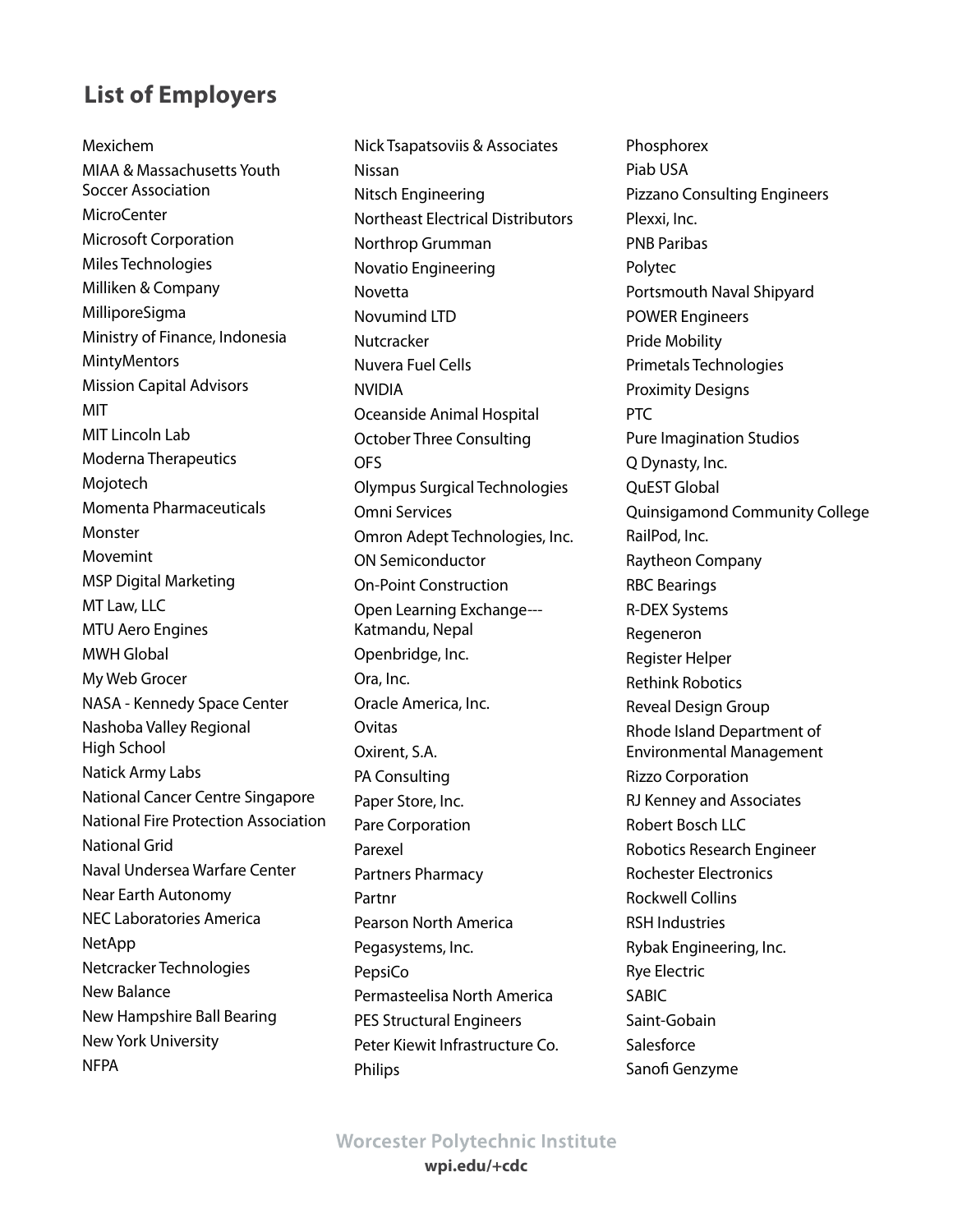## List of Employers

Mexichem
MIAA & Massachusetts Youth Soccer Association
MicroCenter
Microsoft Corporation
Miles Technologies
Milliken & Company
MilliporeSigma
Ministry of Finance, Indonesia
MintyMentors
Mission Capital Advisors
MIT
MIT Lincoln Lab
Moderna Therapeutics
Mojotech
Momenta Pharmaceuticals
Monster
Movemint
MSP Digital Marketing
MT Law, LLC
MTU Aero Engines
MWH Global
My Web Grocer
NASA - Kennedy Space Center
Nashoba Valley Regional High School
Natick Army Labs
National Cancer Centre Singapore
National Fire Protection Association
National Grid
Naval Undersea Warfare Center
Near Earth Autonomy
NEC Laboratories America
NetApp
Netcracker Technologies
New Balance
New Hampshire Ball Bearing
New York University
NFPA
Nick Tsapatsoviis & Associates
Nissan
Nitsch Engineering
Northeast Electrical Distributors
Northrop Grumman
Novatio Engineering
Novetta
Novumind LTD
Nutcracker
Nuvera Fuel Cells
NVIDIA
Oceanside Animal Hospital
October Three Consulting
OFS
Olympus Surgical Technologies
Omni Services
Omron Adept Technologies, Inc.
ON Semiconductor
On-Point Construction
Open Learning Exchange---Katmandu, Nepal
Openbridge, Inc.
Ora, Inc.
Oracle America, Inc.
Ovitas
Oxirent, S.A.
PA Consulting
Paper Store, Inc.
Pare Corporation
Parexel
Partners Pharmacy
Partnr
Pearson North America
Pegasystems, Inc.
PepsiCo
Permasteelisa North America
PES Structural Engineers
Peter Kiewit Infrastructure Co.
Philips
Phosphorex
Piab USA
Pizzano Consulting Engineers
Plexxi, Inc.
PNB Paribas
Polytec
Portsmouth Naval Shipyard
POWER Engineers
Pride Mobility
Primetals Technologies
Proximity Designs
PTC
Pure Imagination Studios
Q Dynasty, Inc.
QuEST Global
Quinsigamond Community College
RailPod, Inc.
Raytheon Company
RBC Bearings
R-DEX Systems
Regeneron
Register Helper
Rethink Robotics
Reveal Design Group
Rhode Island Department of Environmental Management
Rizzo Corporation
RJ Kenney and Associates
Robert Bosch LLC
Robotics Research Engineer
Rochester Electronics
Rockwell Collins
RSH Industries
Rybak Engineering, Inc.
Rye Electric
SABIC
Saint-Gobain
Salesforce
Sanofi Genzyme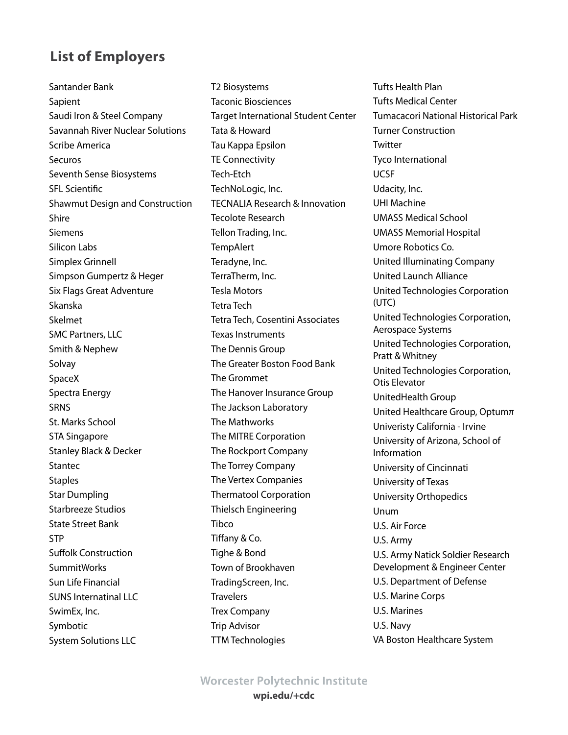## List of Employers

Santander Bank
Sapient
Saudi Iron & Steel Company
Savannah River Nuclear Solutions
Scribe America
Securos
Seventh Sense Biosystems
SFL Scientific
Shawmut Design and Construction
Shire
Siemens
Silicon Labs
Simplex Grinnell
Simpson Gumpertz & Heger
Six Flags Great Adventure
Skanska
Skelmet
SMC Partners, LLC
Smith & Nephew
Solvay
SpaceX
Spectra Energy
SRNS
St. Marks School
STA Singapore
Stanley Black & Decker
Stantec
Staples
Star Dumpling
Starbreeze Studios
State Street Bank
STP
Suffolk Construction
SummitWorks
Sun Life Financial
SUNS Internatinal LLC
SwimEx, Inc.
Symbotic
System Solutions LLC
T2 Biosystems
Taconic Biosciences
Target International Student Center
Tata & Howard
Tau Kappa Epsilon
TE Connectivity
Tech-Etch
TechNoLogic, Inc.
TECNALIA Research & Innovation
Tecolote Research
Tellon Trading, Inc.
TempAlert
Teradyne, Inc.
TerraTherm, Inc.
Tesla Motors
Tetra Tech
Tetra Tech, Cosentini Associates
Texas Instruments
The Dennis Group
The Greater Boston Food Bank
The Grommet
The Hanover Insurance Group
The Jackson Laboratory
The Mathworks
The MITRE Corporation
The Rockport Company
The Torrey Company
The Vertex Companies
Thermatool Corporation
Thielsch Engineering
Tibco
Tiffany & Co.
Tighe & Bond
Town of Brookhaven
TradingScreen, Inc.
Travelers
Trex Company
Trip Advisor
TTM Technologies
Tufts Health Plan
Tufts Medical Center
Tumacacori National Historical Park
Turner Construction
Twitter
Tyco International
UCSF
Udacity, Inc.
UHI Machine
UMASS Medical School
UMASS Memorial Hospital
Umore Robotics Co.
United Illuminating Company
United Launch Alliance
United Technologies Corporation (UTC)
United Technologies Corporation, Aerospace Systems
United Technologies Corporation, Pratt & Whitney
United Technologies Corporation, Otis Elevator
UnitedHealth Group
United Healthcare Group, Optumπ
Univeristy California - Irvine
University of Arizona, School of Information
University of Cincinnati
University of Texas
University Orthopedics
Unum
U.S. Air Force
U.S. Army
U.S. Army Natick Soldier Research Development & Engineer Center
U.S. Department of Defense
U.S. Marine Corps
U.S. Marines
U.S. Navy
VA Boston Healthcare System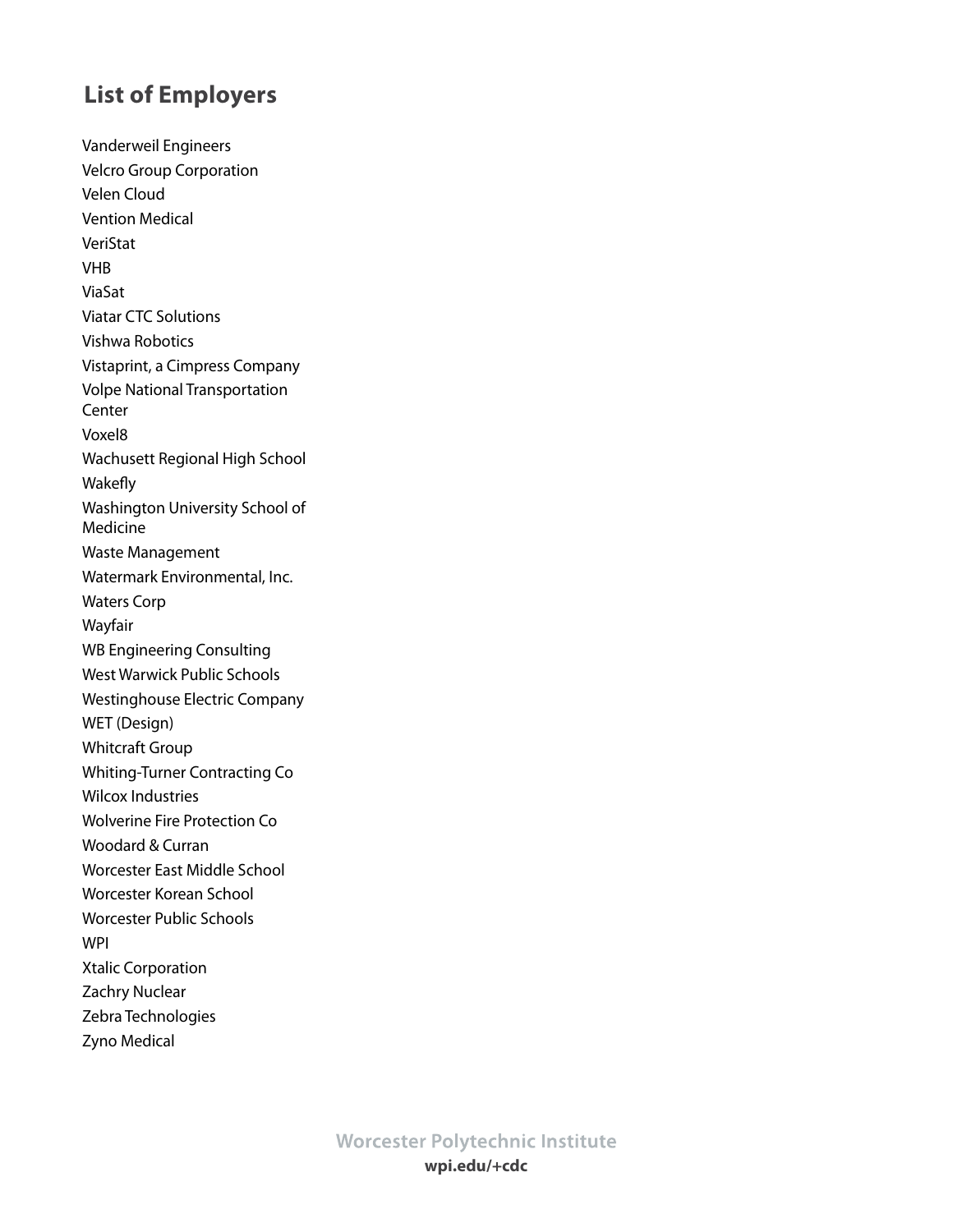## List of Employers

Vanderweil Engineers
Velcro Group Corporation
Velen Cloud
Vention Medical
VeriStat
VHB
ViaSat
Viatar CTC Solutions
Vishwa Robotics
Vistaprint, a Cimpress Company
Volpe National Transportation Center
Voxel8
Wachusett Regional High School
Wakefly
Washington University School of Medicine
Waste Management
Watermark Environmental, Inc.
Waters Corp
Wayfair
WB Engineering Consulting
West Warwick Public Schools
Westinghouse Electric Company
WET (Design)
Whitcraft Group
Whiting-Turner Contracting Co
Wilcox Industries
Wolverine Fire Protection Co
Woodard & Curran
Worcester East Middle School
Worcester Korean School
Worcester Public Schools
WPI
Xtalic Corporation
Zachry Nuclear
Zebra Technologies
Zyno Medical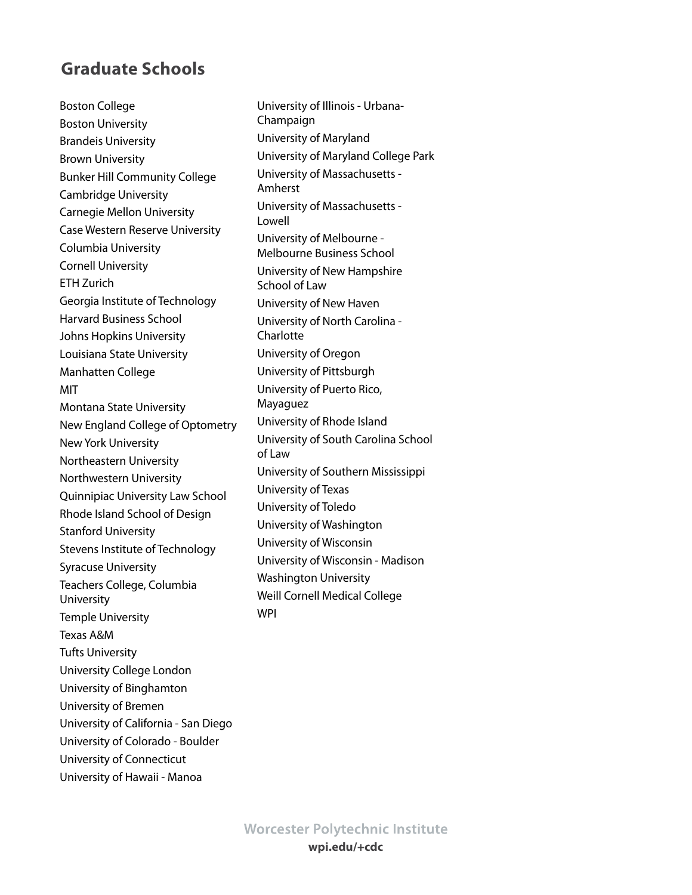## Graduate Schools

Boston College
Boston University
Brandeis University
Brown University
Bunker Hill Community College
Cambridge University
Carnegie Mellon University
Case Western Reserve University
Columbia University
Cornell University
ETH Zurich
Georgia Institute of Technology
Harvard Business School
Johns Hopkins University
Louisiana State University
Manhatten College
MIT
Montana State University
New England College of Optometry
New York University
Northeastern University
Northwestern University
Quinnipiac University Law School
Rhode Island School of Design
Stanford University
Stevens Institute of Technology
Syracuse University
Teachers College, Columbia University
Temple University
Texas A&M
Tufts University
University College London
University of Binghamton
University of Bremen
University of California - San Diego
University of Colorado - Boulder
University of Connecticut
University of Hawaii - Manoa
University of Illinois - Urbana-Champaign
University of Maryland
University of Maryland College Park
University of Massachusetts - Amherst
University of Massachusetts - Lowell
University of Melbourne - Melbourne Business School
University of New Hampshire School of Law
University of New Haven
University of North Carolina - Charlotte
University of Oregon
University of Pittsburgh
University of Puerto Rico, Mayaguez
University of Rhode Island
University of South Carolina School of Law
University of Southern Mississippi
University of Texas
University of Toledo
University of Washington
University of Wisconsin
University of Wisconsin - Madison
Washington University
Weill Cornell Medical College
WPI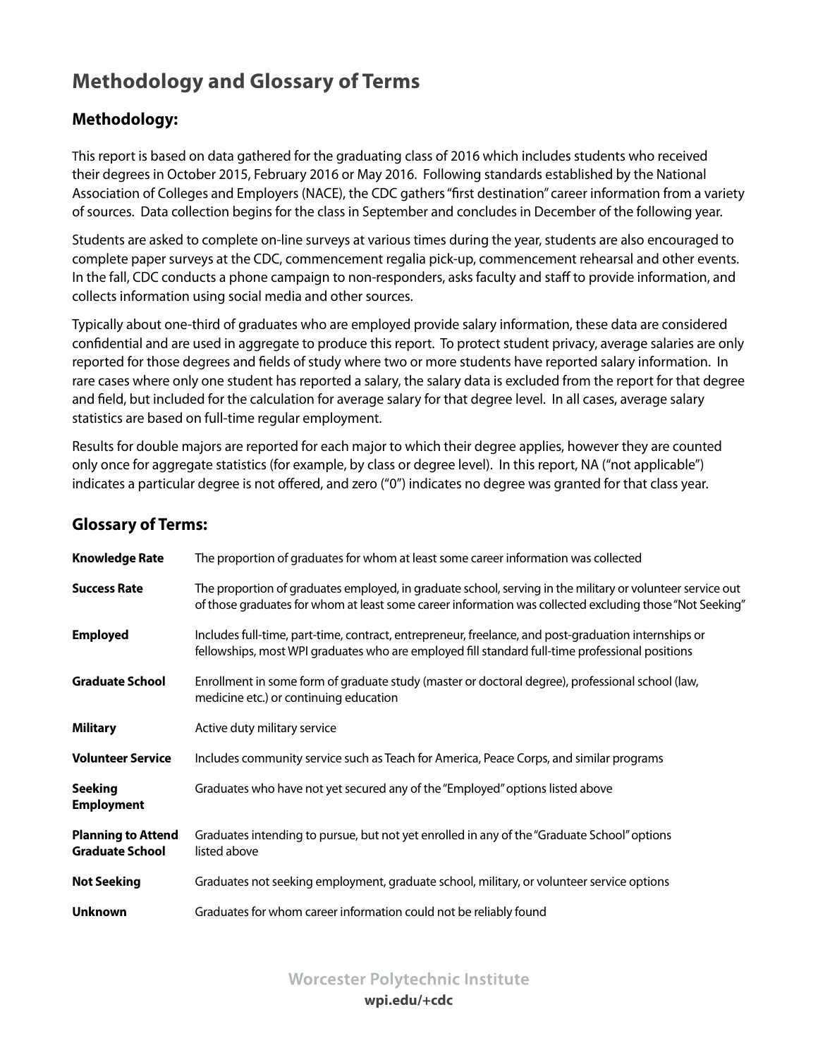# Methodology and Glossary of Terms

## Methodology:

This report is based on data gathered for the graduating class of 2016 which includes students who received their degrees in October 2015, February 2016 or May 2016. Following standards established by the National Association of Colleges and Employers (NACE), the CDC gathers "first destination" career information from a variety of sources. Data collection begins for the class in September and concludes in December of the following year.

Students are asked to complete on-line surveys at various times during the year, students are also encouraged to complete paper surveys at the CDC, commencement regalia pick-up, commencement rehearsal and other events. In the fall, CDC conducts a phone campaign to non-responders, asks faculty and staff to provide information, and collects information using social media and other sources.

Typically about one-third of graduates who are employed provide salary information, these data are considered confidential and are used in aggregate to produce this report. To protect student privacy, average salaries are only reported for those degrees and fields of study where two or more students have reported salary information. In rare cases where only one student has reported a salary, the salary data is excluded from the report for that degree and field, but included for the calculation for average salary for that degree level. In all cases, average salary statistics are based on full-time regular employment.

Results for double majors are reported for each major to which their degree applies, however they are counted only once for aggregate statistics (for example, by class or degree level). In this report, NA ("not applicable") indicates a particular degree is not offered, and zero ("0") indicates no degree was granted for that class year.

## Glossary of Terms:

| | |
|---|---|
| **Knowledge Rate** | The proportion of graduates for whom at least some career information was collected |
| **Success Rate** | The proportion of graduates employed, in graduate school, serving in the military or volunteer service out of those graduates for whom at least some career information was collected excluding those "Not Seeking" |
| **Employed** | Includes full-time, part-time, contract, entrepreneur, freelance, and post-graduation internships or fellowships, most WPI graduates who are employed fill standard full-time professional positions |
| **Graduate School** | Enrollment in some form of graduate study (master or doctoral degree), professional school (law, medicine etc.) or continuing education |
| **Military** | Active duty military service |
| **Volunteer Service** | Includes community service such as Teach for America, Peace Corps, and similar programs |
| **Seeking Employment** | Graduates who have not yet secured any of the "Employed" options listed above |
| **Planning to Attend Graduate School** | Graduates intending to pursue, but not yet enrolled in any of the "Graduate School" options listed above |
| **Not Seeking** | Graduates not seeking employment, graduate school, military, or volunteer service options |
| **Unknown** | Graduates for whom career information could not be reliably found |

Worcester Polytechnic Institute
wpi.edu/+cdc